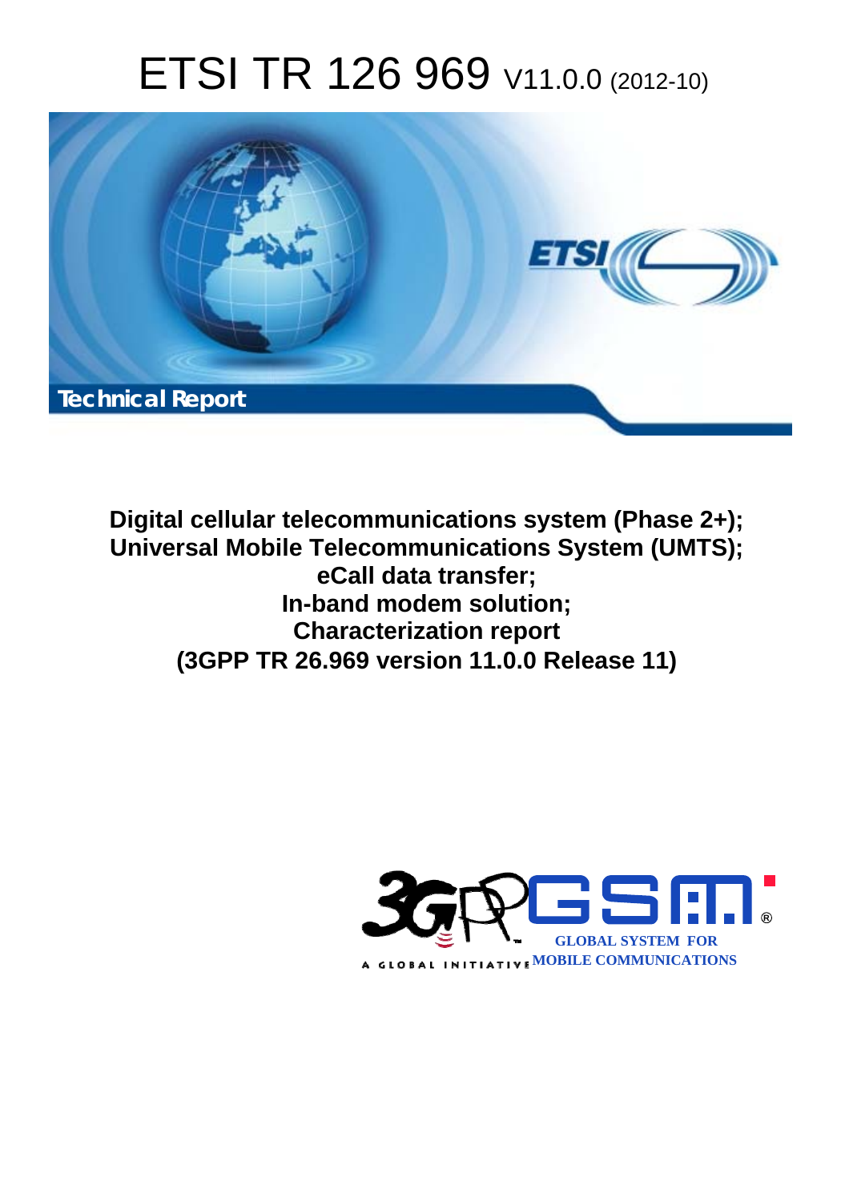# ETSI TR 126 969 V11.0.0 (2012-10)

Technical Report

**Digital cellular telecommunications system (Phase 2+);**
**Universal Mobile Telecommunications System (UMTS);**
**eCall data transfer;**
**In-band modem solution;**
**Characterization report**
**(3GPP TR 26.969 version 11.0.0 Release 11)**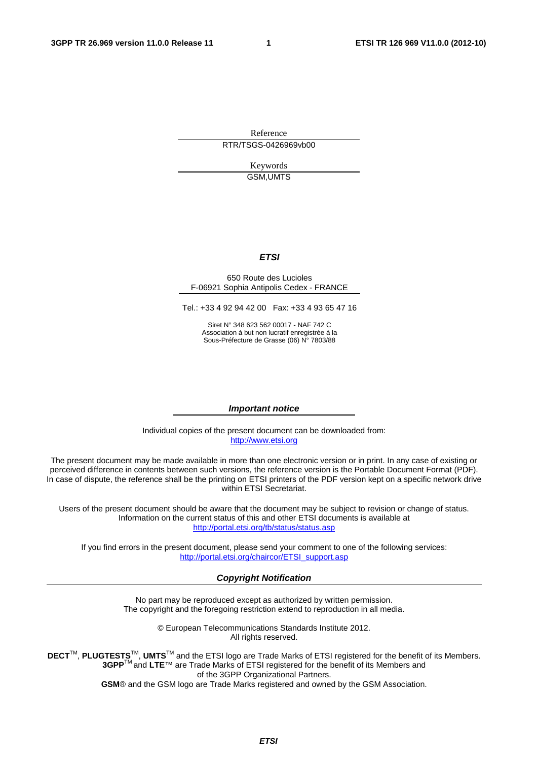Reference

RTR/TSGS-0426969vb00

Keywords

GSM,UMTS

***ETSI***

650 Route des Lucioles
F-06921 Sophia Antipolis Cedex - FRANCE

Tel.: +33 4 92 94 42 00 Fax: +33 4 93 65 47 16

Siret N° 348 623 562 00017 - NAF 742 C
Association à but non lucratif enregistrée à la
Sous-Préfecture de Grasse (06) N° 7803/88

***Important notice***

Individual copies of the present document can be downloaded from:
http://www.etsi.org

The present document may be made available in more than one electronic version or in print. In any case of existing or perceived difference in contents between such versions, the reference version is the Portable Document Format (PDF). In case of dispute, the reference shall be the printing on ETSI printers of the PDF version kept on a specific network drive within ETSI Secretariat.

Users of the present document should be aware that the document may be subject to revision or change of status. Information on the current status of this and other ETSI documents is available at
http://portal.etsi.org/tb/status/status.asp

If you find errors in the present document, please send your comment to one of the following services:
http://portal.etsi.org/chaircor/ETSI_support.asp

***Copyright Notification***

No part may be reproduced except as authorized by written permission.
The copyright and the foregoing restriction extend to reproduction in all media.

© European Telecommunications Standards Institute 2012.
All rights reserved.

**DECT**™, **PLUGTESTS**™, **UMTS**™ and the ETSI logo are Trade Marks of ETSI registered for the benefit of its Members.
**3GPP**™ and **LTE**™ are Trade Marks of ETSI registered for the benefit of its Members and
of the 3GPP Organizational Partners.
**GSM**® and the GSM logo are Trade Marks registered and owned by the GSM Association.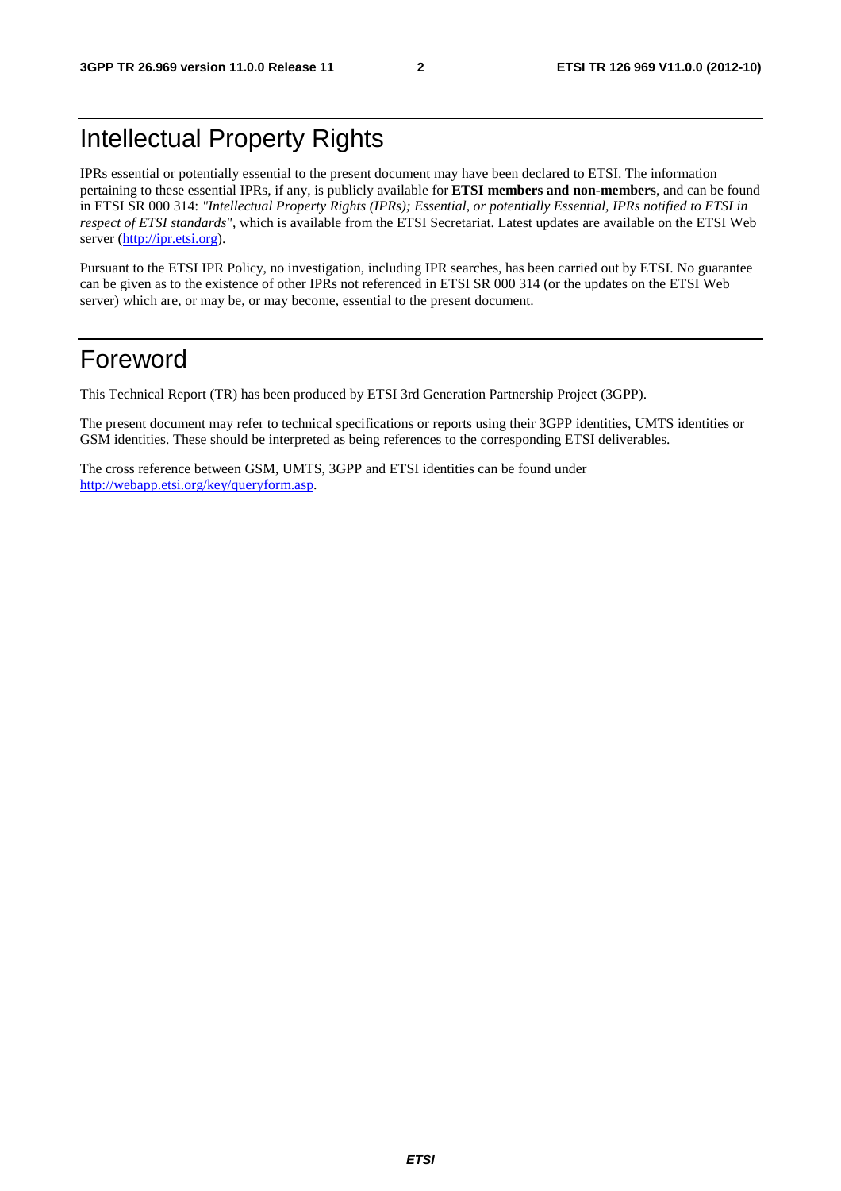# Intellectual Property Rights

IPRs essential or potentially essential to the present document may have been declared to ETSI. The information pertaining to these essential IPRs, if any, is publicly available for **ETSI members and non-members**, and can be found in ETSI SR 000 314: *"Intellectual Property Rights (IPRs); Essential, or potentially Essential, IPRs notified to ETSI in respect of ETSI standards"*, which is available from the ETSI Secretariat. Latest updates are available on the ETSI Web server (http://ipr.etsi.org).

Pursuant to the ETSI IPR Policy, no investigation, including IPR searches, has been carried out by ETSI. No guarantee can be given as to the existence of other IPRs not referenced in ETSI SR 000 314 (or the updates on the ETSI Web server) which are, or may be, or may become, essential to the present document.

# Foreword

This Technical Report (TR) has been produced by ETSI 3rd Generation Partnership Project (3GPP).

The present document may refer to technical specifications or reports using their 3GPP identities, UMTS identities or GSM identities. These should be interpreted as being references to the corresponding ETSI deliverables.

The cross reference between GSM, UMTS, 3GPP and ETSI identities can be found under http://webapp.etsi.org/key/queryform.asp.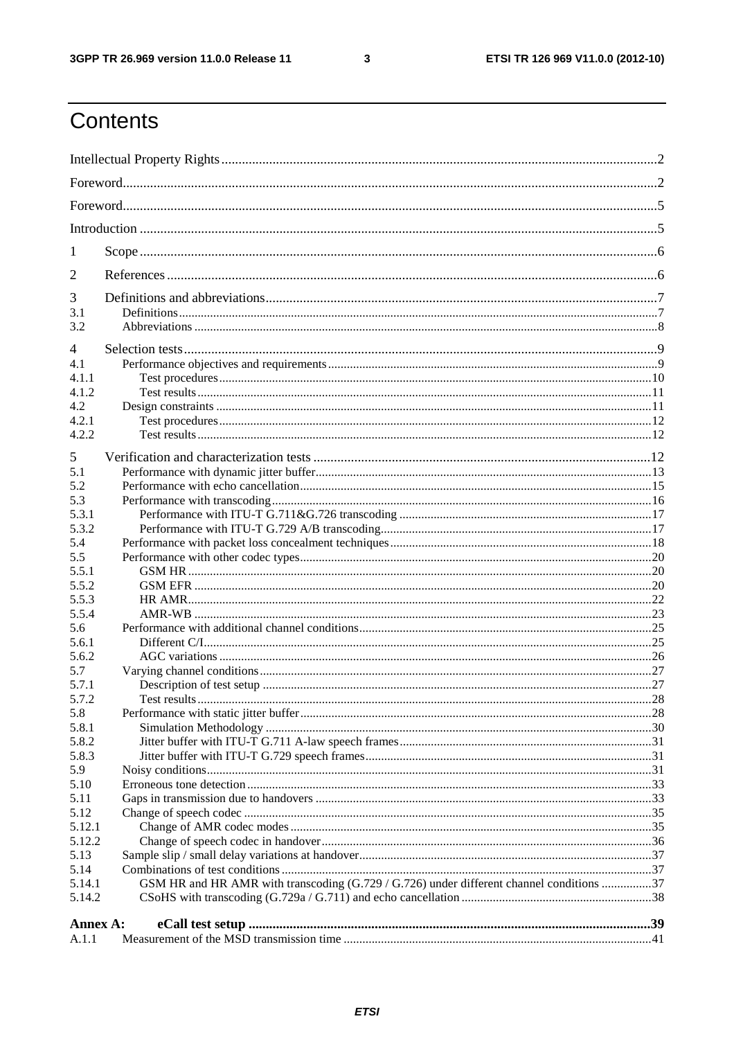# Contents

Intellectual Property Rights ....................................................................................................................2

Foreword..........................................................................................................................................2

Foreword..........................................................................................................................................5

Introduction ......................................................................................................................................5

1 Scope ..........................................................................................................................................6

2 References ...................................................................................................................................6

3 Definitions and abbreviations......................................................................................................7
3.1 Definitions.................................................................................................................................7
3.2 Abbreviations ............................................................................................................................8

4 Selection tests..............................................................................................................................9
4.1 Performance objectives and requirements..................................................................................9
4.1.1 Test procedures.....................................................................................................................10
4.1.2 Test results............................................................................................................................11
4.2 Design constraints ...................................................................................................................11
4.2.1 Test procedures.....................................................................................................................12
4.2.2 Test results............................................................................................................................12

5 Verification and characterization tests .......................................................................................12
5.1 Performance with dynamic jitter buffer.....................................................................................13
5.2 Performance with echo cancellation..........................................................................................15
5.3 Performance with transcoding...................................................................................................16
5.3.1 Performance with ITU-T G.711&G.726 transcoding .........................................................17
5.3.2 Performance with ITU-T G.729 A/B transcoding...............................................................17
5.4 Performance with packet loss concealment techniques.............................................................18
5.5 Performance with other codec types..........................................................................................20
5.5.1 GSM HR ...............................................................................................................................20
5.5.2 GSM EFR .............................................................................................................................20
5.5.3 HR AMR...............................................................................................................................22
5.5.4 AMR-WB .............................................................................................................................23
5.6 Performance with additional channel conditions.......................................................................25
5.6.1 Different C/I..........................................................................................................................25
5.6.2 AGC variations .....................................................................................................................26
5.7 Varying channel conditions........................................................................................................27
5.7.1 Description of test setup .......................................................................................................27
5.7.2 Test results............................................................................................................................28
5.8 Performance with static jitter buffer..........................................................................................28
5.8.1 Simulation Methodology .......................................................................................................30
5.8.2 Jitter buffer with ITU-T G.711 A-law speech frames...........................................................31
5.8.3 Jitter buffer with ITU-T G.729 speech frames......................................................................31
5.9 Noisy conditions........................................................................................................................31
5.10 Erroneous tone detection..........................................................................................................33
5.11 Gaps in transmission due to handovers ....................................................................................33
5.12 Change of speech codec ...........................................................................................................35
5.12.1 Change of AMR codec modes .............................................................................................35
5.12.2 Change of speech codec in handover...................................................................................36
5.13 Sample slip / small delay variations at handover......................................................................37
5.14 Combinations of test conditions ...............................................................................................37
5.14.1 GSM HR and HR AMR with transcoding (G.729 / G.726) under different channel conditions ................37
5.14.2 CSoHS with transcoding (G.729a / G.711) and echo cancellation .......................................38

**Annex A: eCall test setup ..............................................................................................................39**
A.1.1 Measurement of the MSD transmission time ..........................................................................41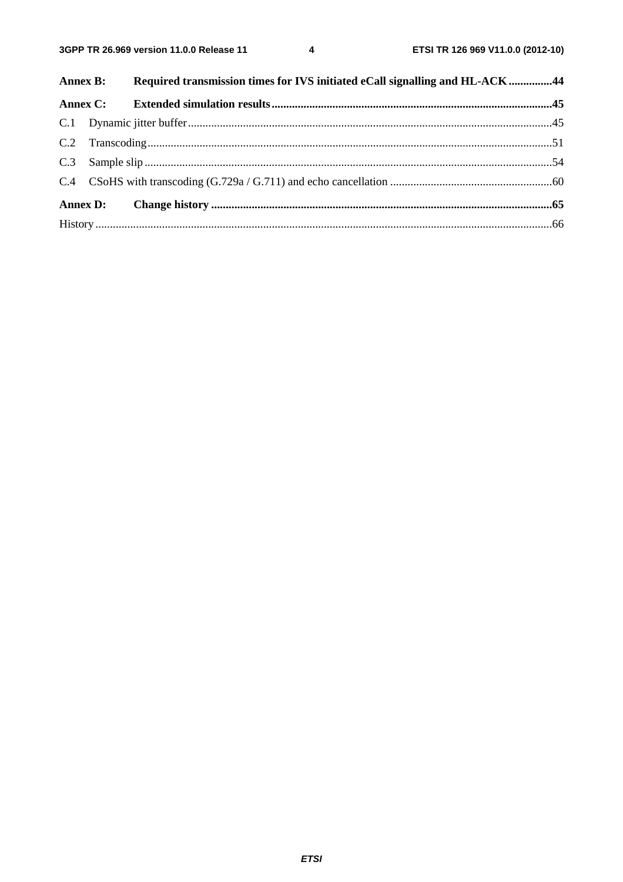**Annex B: Required transmission times for IVS initiated eCall signalling and HL-ACK ...............44**

**Annex C: Extended simulation results...............................................................................................45**

C.1 Dynamic jitter buffer.............................................................................................................................45

C.2 Transcoding...........................................................................................................................................51

C.3 Sample slip ............................................................................................................................................54

C.4 CSoHS with transcoding (G.729a / G.711) and echo cancellation ........................................................60

**Annex D: Change history ....................................................................................................................65**

History ............................................................................................................................................................66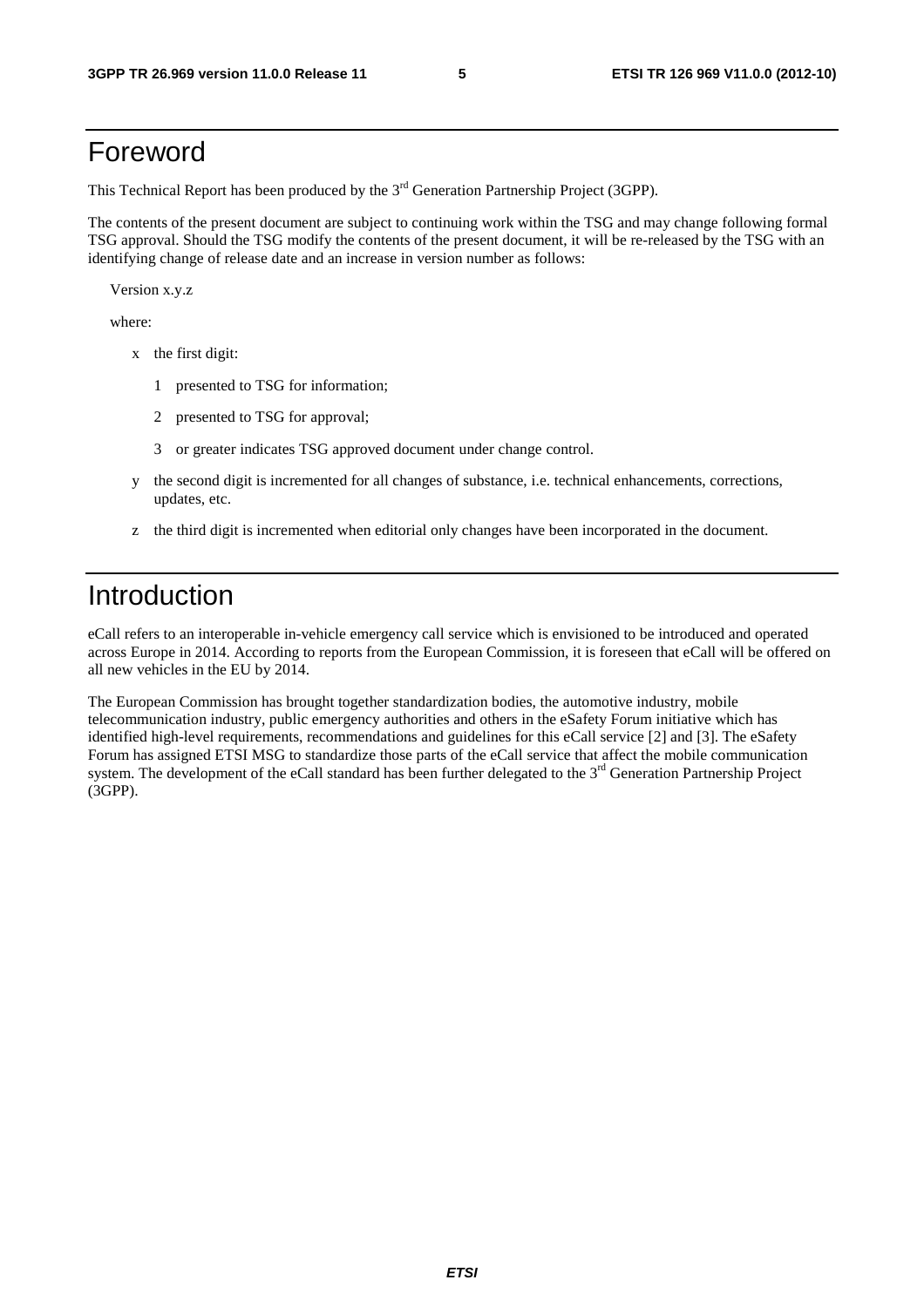# Foreword

This Technical Report has been produced by the 3rd Generation Partnership Project (3GPP).

The contents of the present document are subject to continuing work within the TSG and may change following formal TSG approval. Should the TSG modify the contents of the present document, it will be re-released by the TSG with an identifying change of release date and an increase in version number as follows:

Version x.y.z

where:

- x the first digit:
  - 1 presented to TSG for information;
  - 2 presented to TSG for approval;
  - 3 or greater indicates TSG approved document under change control.
- y the second digit is incremented for all changes of substance, i.e. technical enhancements, corrections, updates, etc.
- z the third digit is incremented when editorial only changes have been incorporated in the document.

# Introduction

eCall refers to an interoperable in-vehicle emergency call service which is envisioned to be introduced and operated across Europe in 2014. According to reports from the European Commission, it is foreseen that eCall will be offered on all new vehicles in the EU by 2014.

The European Commission has brought together standardization bodies, the automotive industry, mobile telecommunication industry, public emergency authorities and others in the eSafety Forum initiative which has identified high-level requirements, recommendations and guidelines for this eCall service [2] and [3]. The eSafety Forum has assigned ETSI MSG to standardize those parts of the eCall service that affect the mobile communication system. The development of the eCall standard has been further delegated to the 3rd Generation Partnership Project (3GPP).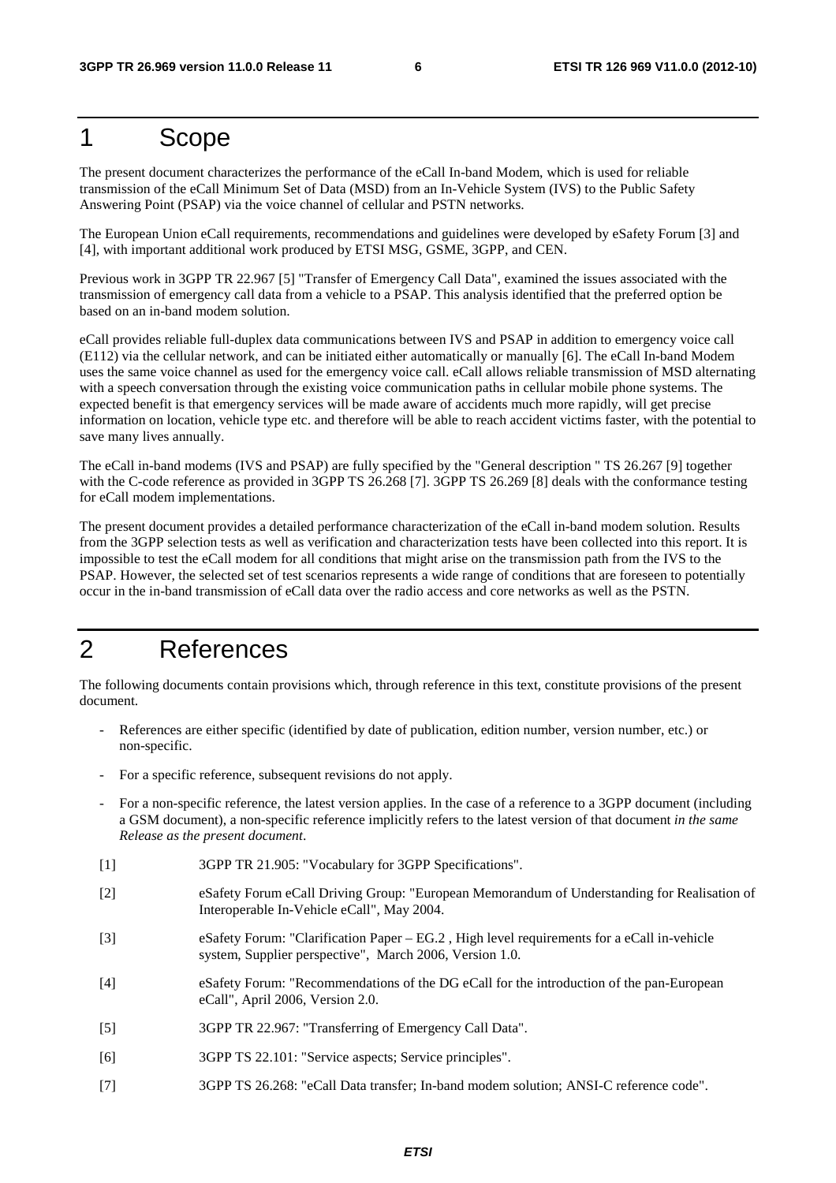# 1 Scope

The present document characterizes the performance of the eCall In-band Modem, which is used for reliable transmission of the eCall Minimum Set of Data (MSD) from an In-Vehicle System (IVS) to the Public Safety Answering Point (PSAP) via the voice channel of cellular and PSTN networks.

The European Union eCall requirements, recommendations and guidelines were developed by eSafety Forum [3] and [4], with important additional work produced by ETSI MSG, GSME, 3GPP, and CEN.

Previous work in 3GPP TR 22.967 [5] "Transfer of Emergency Call Data", examined the issues associated with the transmission of emergency call data from a vehicle to a PSAP. This analysis identified that the preferred option be based on an in-band modem solution.

eCall provides reliable full-duplex data communications between IVS and PSAP in addition to emergency voice call (E112) via the cellular network, and can be initiated either automatically or manually [6]. The eCall In-band Modem uses the same voice channel as used for the emergency voice call. eCall allows reliable transmission of MSD alternating with a speech conversation through the existing voice communication paths in cellular mobile phone systems. The expected benefit is that emergency services will be made aware of accidents much more rapidly, will get precise information on location, vehicle type etc. and therefore will be able to reach accident victims faster, with the potential to save many lives annually.

The eCall in-band modems (IVS and PSAP) are fully specified by the "General description " TS 26.267 [9] together with the C-code reference as provided in 3GPP TS 26.268 [7]. 3GPP TS 26.269 [8] deals with the conformance testing for eCall modem implementations.

The present document provides a detailed performance characterization of the eCall in-band modem solution. Results from the 3GPP selection tests as well as verification and characterization tests have been collected into this report. It is impossible to test the eCall modem for all conditions that might arise on the transmission path from the IVS to the PSAP. However, the selected set of test scenarios represents a wide range of conditions that are foreseen to potentially occur in the in-band transmission of eCall data over the radio access and core networks as well as the PSTN.

# 2 References

The following documents contain provisions which, through reference in this text, constitute provisions of the present document.

- References are either specific (identified by date of publication, edition number, version number, etc.) or non-specific.
- For a specific reference, subsequent revisions do not apply.
- For a non-specific reference, the latest version applies. In the case of a reference to a 3GPP document (including a GSM document), a non-specific reference implicitly refers to the latest version of that document *in the same Release as the present document*.

[1] 3GPP TR 21.905: "Vocabulary for 3GPP Specifications".

[2] eSafety Forum eCall Driving Group: "European Memorandum of Understanding for Realisation of Interoperable In-Vehicle eCall", May 2004.

[3] eSafety Forum: "Clarification Paper – EG.2 , High level requirements for a eCall in-vehicle system, Supplier perspective", March 2006, Version 1.0.

[4] eSafety Forum: "Recommendations of the DG eCall for the introduction of the pan-European eCall", April 2006, Version 2.0.

[5] 3GPP TR 22.967: "Transferring of Emergency Call Data".

[6] 3GPP TS 22.101: "Service aspects; Service principles".

[7] 3GPP TS 26.268: "eCall Data transfer; In-band modem solution; ANSI-C reference code".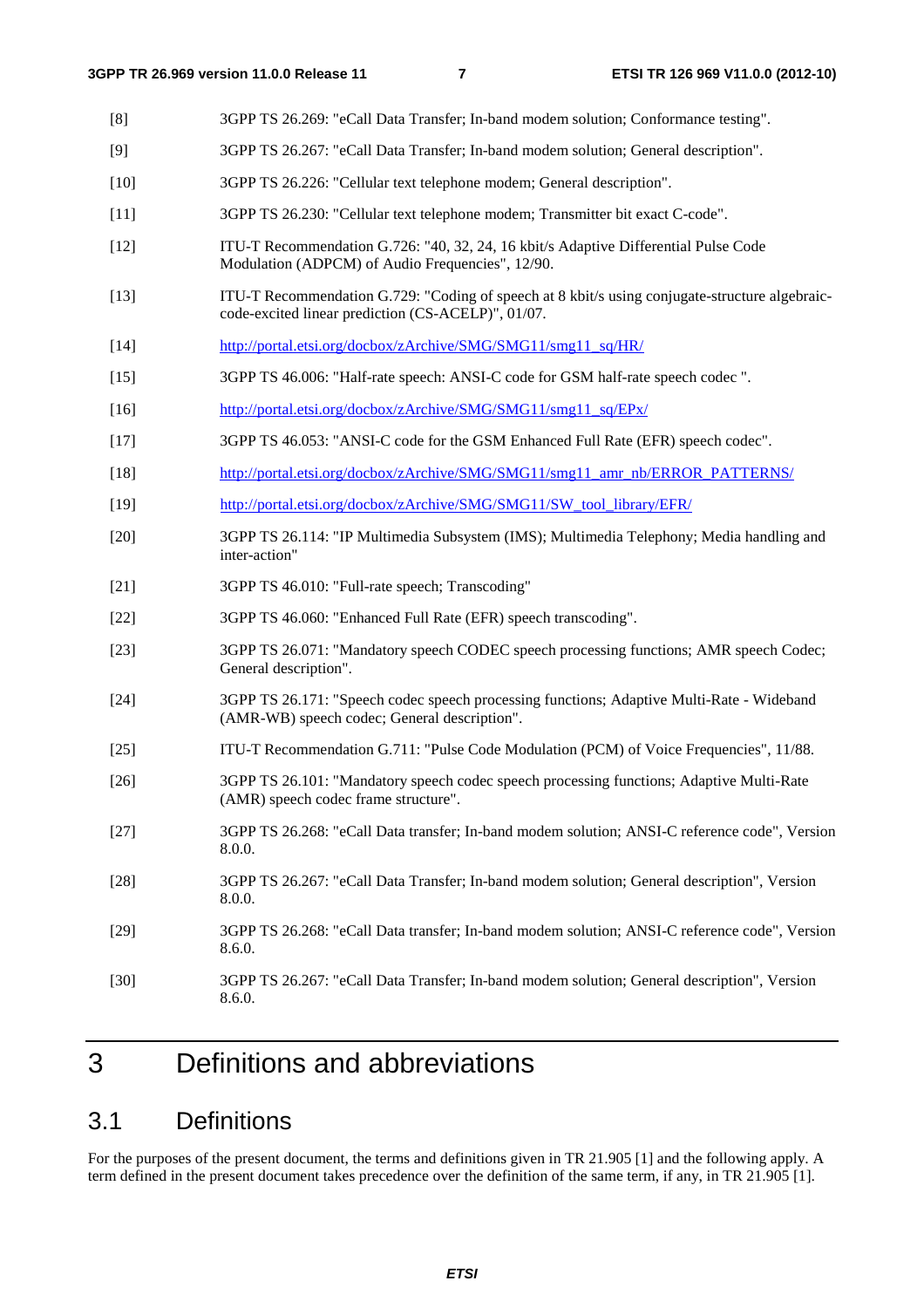[8] 3GPP TS 26.269: "eCall Data Transfer; In-band modem solution; Conformance testing".

[9] 3GPP TS 26.267: "eCall Data Transfer; In-band modem solution; General description".

[10] 3GPP TS 26.226: "Cellular text telephone modem; General description".

[11] 3GPP TS 26.230: "Cellular text telephone modem; Transmitter bit exact C-code".

[12] ITU-T Recommendation G.726: "40, 32, 24, 16 kbit/s Adaptive Differential Pulse Code Modulation (ADPCM) of Audio Frequencies", 12/90.

[13] ITU-T Recommendation G.729: "Coding of speech at 8 kbit/s using conjugate-structure algebraic-code-excited linear prediction (CS-ACELP)", 01/07.

[14] http://portal.etsi.org/docbox/zArchive/SMG/SMG11/smg11_sq/HR/

[15] 3GPP TS 46.006: "Half-rate speech: ANSI-C code for GSM half-rate speech codec ".

[16] http://portal.etsi.org/docbox/zArchive/SMG/SMG11/smg11_sq/EPx/

[17] 3GPP TS 46.053: "ANSI-C code for the GSM Enhanced Full Rate (EFR) speech codec".

[18] http://portal.etsi.org/docbox/zArchive/SMG/SMG11/smg11_amr_nb/ERROR_PATTERNS/

[19] http://portal.etsi.org/docbox/zArchive/SMG/SMG11/SW_tool_library/EFR/

[20] 3GPP TS 26.114: "IP Multimedia Subsystem (IMS); Multimedia Telephony; Media handling and inter-action"

[21] 3GPP TS 46.010: "Full-rate speech; Transcoding"

[22] 3GPP TS 46.060: "Enhanced Full Rate (EFR) speech transcoding".

[23] 3GPP TS 26.071: "Mandatory speech CODEC speech processing functions; AMR speech Codec; General description".

[24] 3GPP TS 26.171: "Speech codec speech processing functions; Adaptive Multi-Rate - Wideband (AMR-WB) speech codec; General description".

[25] ITU-T Recommendation G.711: "Pulse Code Modulation (PCM) of Voice Frequencies", 11/88.

[26] 3GPP TS 26.101: "Mandatory speech codec speech processing functions; Adaptive Multi-Rate (AMR) speech codec frame structure".

[27] 3GPP TS 26.268: "eCall Data transfer; In-band modem solution; ANSI-C reference code", Version 8.0.0.

[28] 3GPP TS 26.267: "eCall Data Transfer; In-band modem solution; General description", Version 8.0.0.

[29] 3GPP TS 26.268: "eCall Data transfer; In-band modem solution; ANSI-C reference code", Version 8.6.0.

[30] 3GPP TS 26.267: "eCall Data Transfer; In-band modem solution; General description", Version 8.6.0.

# 3 Definitions and abbreviations

## 3.1 Definitions

For the purposes of the present document, the terms and definitions given in TR 21.905 [1] and the following apply. A term defined in the present document takes precedence over the definition of the same term, if any, in TR 21.905 [1].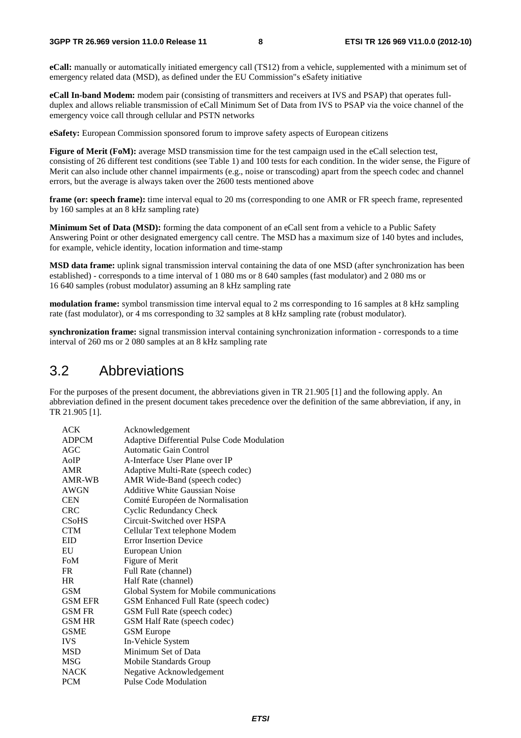**eCall:** manually or automatically initiated emergency call (TS12) from a vehicle, supplemented with a minimum set of emergency related data (MSD), as defined under the EU Commission"s eSafety initiative

**eCall In-band Modem:** modem pair (consisting of transmitters and receivers at IVS and PSAP) that operates full-duplex and allows reliable transmission of eCall Minimum Set of Data from IVS to PSAP via the voice channel of the emergency voice call through cellular and PSTN networks

**eSafety:** European Commission sponsored forum to improve safety aspects of European citizens

**Figure of Merit (FoM):** average MSD transmission time for the test campaign used in the eCall selection test, consisting of 26 different test conditions (see Table 1) and 100 tests for each condition. In the wider sense, the Figure of Merit can also include other channel impairments (e.g., noise or transcoding) apart from the speech codec and channel errors, but the average is always taken over the 2600 tests mentioned above

**frame (or: speech frame):** time interval equal to 20 ms (corresponding to one AMR or FR speech frame, represented by 160 samples at an 8 kHz sampling rate)

**Minimum Set of Data (MSD):** forming the data component of an eCall sent from a vehicle to a Public Safety Answering Point or other designated emergency call centre. The MSD has a maximum size of 140 bytes and includes, for example, vehicle identity, location information and time-stamp

**MSD data frame:** uplink signal transmission interval containing the data of one MSD (after synchronization has been established) - corresponds to a time interval of 1 080 ms or 8 640 samples (fast modulator) and 2 080 ms or 16 640 samples (robust modulator) assuming an 8 kHz sampling rate

**modulation frame:** symbol transmission time interval equal to 2 ms corresponding to 16 samples at 8 kHz sampling rate (fast modulator), or 4 ms corresponding to 32 samples at 8 kHz sampling rate (robust modulator).

**synchronization frame:** signal transmission interval containing synchronization information - corresponds to a time interval of 260 ms or 2 080 samples at an 8 kHz sampling rate

## 3.2 Abbreviations

For the purposes of the present document, the abbreviations given in TR 21.905 [1] and the following apply. An abbreviation defined in the present document takes precedence over the definition of the same abbreviation, if any, in TR 21.905 [1].

| | |
|---|---|
| ACK | Acknowledgement |
| ADPCM | Adaptive Differential Pulse Code Modulation |
| AGC | Automatic Gain Control |
| AoIP | A-Interface User Plane over IP |
| AMR | Adaptive Multi-Rate (speech codec) |
| AMR-WB | AMR Wide-Band (speech codec) |
| AWGN | Additive White Gaussian Noise |
| CEN | Comité Européen de Normalisation |
| CRC | Cyclic Redundancy Check |
| CSoHS | Circuit-Switched over HSPA |
| CTM | Cellular Text telephone Modem |
| EID | Error Insertion Device |
| EU | European Union |
| FoM | Figure of Merit |
| FR | Full Rate (channel) |
| HR | Half Rate (channel) |
| GSM | Global System for Mobile communications |
| GSM EFR | GSM Enhanced Full Rate (speech codec) |
| GSM FR | GSM Full Rate (speech codec) |
| GSM HR | GSM Half Rate (speech codec) |
| GSME | GSM Europe |
| IVS | In-Vehicle System |
| MSD | Minimum Set of Data |
| MSG | Mobile Standards Group |
| NACK | Negative Acknowledgement |
| PCM | Pulse Code Modulation |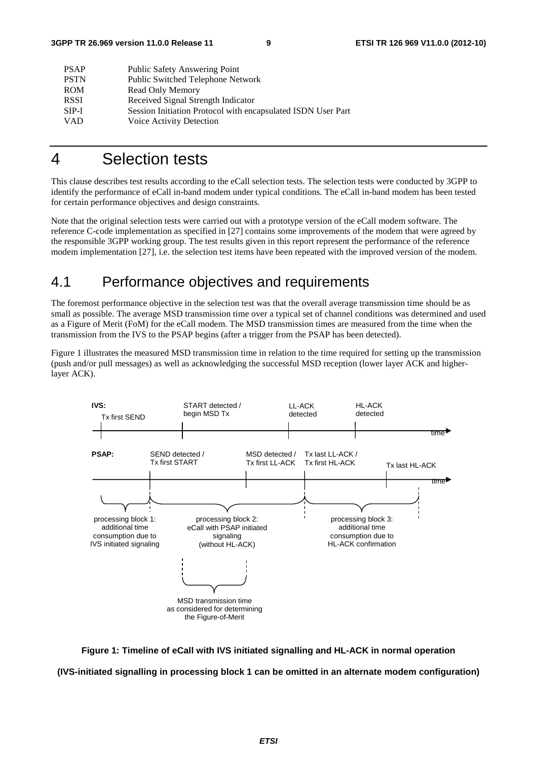| | |
|---|---|
| PSAP | Public Safety Answering Point |
| PSTN | Public Switched Telephone Network |
| ROM | Read Only Memory |
| RSSI | Received Signal Strength Indicator |
| SIP-I | Session Initiation Protocol with encapsulated ISDN User Part |
| VAD | Voice Activity Detection |

# 4 Selection tests

This clause describes test results according to the eCall selection tests. The selection tests were conducted by 3GPP to identify the performance of eCall in-band modem under typical conditions. The eCall in-band modem has been tested for certain performance objectives and design constraints.

Note that the original selection tests were carried out with a prototype version of the eCall modem software. The reference C-code implementation as specified in [27] contains some improvements of the modem that were agreed by the responsible 3GPP working group. The test results given in this report represent the performance of the reference modem implementation [27], i.e. the selection test items have been repeated with the improved version of the modem.

## 4.1 Performance objectives and requirements

The foremost performance objective in the selection test was that the overall average transmission time should be as small as possible. The average MSD transmission time over a typical set of channel conditions was determined and used as a Figure of Merit (FoM) for the eCall modem. The MSD transmission times are measured from the time when the transmission from the IVS to the PSAP begins (after a trigger from the PSAP has been detected).

Figure 1 illustrates the measured MSD transmission time in relation to the time required for setting up the transmission (push and/or pull messages) as well as acknowledging the successful MSD reception (lower layer ACK and higher-layer ACK).

IVS: Tx first SEND; START detected / begin MSD Tx; LL-ACK detected; HL-ACK detected; time

PSAP: SEND detected / Tx first START; MSD detected / Tx first LL-ACK; Tx last LL-ACK / Tx first HL-ACK; Tx last HL-ACK; time

processing block 1: additional time consumption due to IVS initiated signaling

processing block 2: eCall with PSAP initiated signaling (without HL-ACK)

processing block 3: additional time consumption due to HL-ACK confirmation

MSD transmission time as considered for determining the Figure-of-Merit

**Figure 1: Timeline of eCall with IVS initiated signalling and HL-ACK in normal operation**

**(IVS-initiated signalling in processing block 1 can be omitted in an alternate modem configuration)**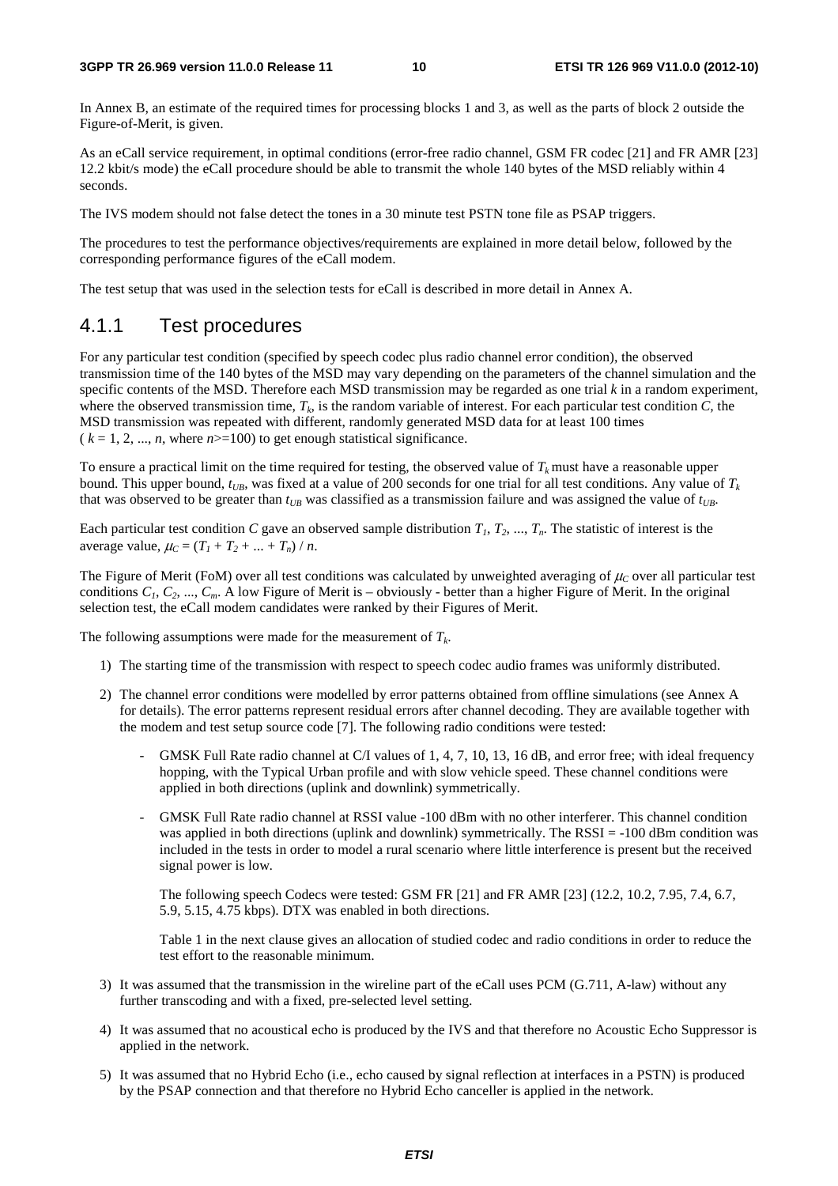In Annex B, an estimate of the required times for processing blocks 1 and 3, as well as the parts of block 2 outside the Figure-of-Merit, is given.

As an eCall service requirement, in optimal conditions (error-free radio channel, GSM FR codec [21] and FR AMR [23] 12.2 kbit/s mode) the eCall procedure should be able to transmit the whole 140 bytes of the MSD reliably within 4 seconds.

The IVS modem should not false detect the tones in a 30 minute test PSTN tone file as PSAP triggers.

The procedures to test the performance objectives/requirements are explained in more detail below, followed by the corresponding performance figures of the eCall modem.

The test setup that was used in the selection tests for eCall is described in more detail in Annex A.

### 4.1.1 Test procedures

For any particular test condition (specified by speech codec plus radio channel error condition), the observed transmission time of the 140 bytes of the MSD may vary depending on the parameters of the channel simulation and the specific contents of the MSD. Therefore each MSD transmission may be regarded as one trial *k* in a random experiment, where the observed transmission time, $T_k$, is the random variable of interest. For each particular test condition *C*, the MSD transmission was repeated with different, randomly generated MSD data for at least 100 times ( $k = 1, 2, ..., n$, where $n>=100$) to get enough statistical significance.

To ensure a practical limit on the time required for testing, the observed value of $T_k$ must have a reasonable upper bound. This upper bound, $t_{UB}$, was fixed at a value of 200 seconds for one trial for all test conditions. Any value of $T_k$ that was observed to be greater than $t_{UB}$ was classified as a transmission failure and was assigned the value of $t_{UB}$.

Each particular test condition *C* gave an observed sample distribution $T_1, T_2, ..., T_n$. The statistic of interest is the average value, $\mu_C = (T_1 + T_2 + ... + T_n) / n$.

The Figure of Merit (FoM) over all test conditions was calculated by unweighted averaging of $\mu_C$ over all particular test conditions $C_1, C_2, ..., C_m$. A low Figure of Merit is – obviously - better than a higher Figure of Merit. In the original selection test, the eCall modem candidates were ranked by their Figures of Merit.

The following assumptions were made for the measurement of $T_k$.

1) The starting time of the transmission with respect to speech codec audio frames was uniformly distributed.

2) The channel error conditions were modelled by error patterns obtained from offline simulations (see Annex A for details). The error patterns represent residual errors after channel decoding. They are available together with the modem and test setup source code [7]. The following radio conditions were tested:

   - GMSK Full Rate radio channel at C/I values of 1, 4, 7, 10, 13, 16 dB, and error free; with ideal frequency hopping, with the Typical Urban profile and with slow vehicle speed. These channel conditions were applied in both directions (uplink and downlink) symmetrically.

   - GMSK Full Rate radio channel at RSSI value -100 dBm with no other interferer. This channel condition was applied in both directions (uplink and downlink) symmetrically. The RSSI = -100 dBm condition was included in the tests in order to model a rural scenario where little interference is present but the received signal power is low.

   The following speech Codecs were tested: GSM FR [21] and FR AMR [23] (12.2, 10.2, 7.95, 7.4, 6.7, 5.9, 5.15, 4.75 kbps). DTX was enabled in both directions.

   Table 1 in the next clause gives an allocation of studied codec and radio conditions in order to reduce the test effort to the reasonable minimum.

3) It was assumed that the transmission in the wireline part of the eCall uses PCM (G.711, A-law) without any further transcoding and with a fixed, pre-selected level setting.

4) It was assumed that no acoustical echo is produced by the IVS and that therefore no Acoustic Echo Suppressor is applied in the network.

5) It was assumed that no Hybrid Echo (i.e., echo caused by signal reflection at interfaces in a PSTN) is produced by the PSAP connection and that therefore no Hybrid Echo canceller is applied in the network.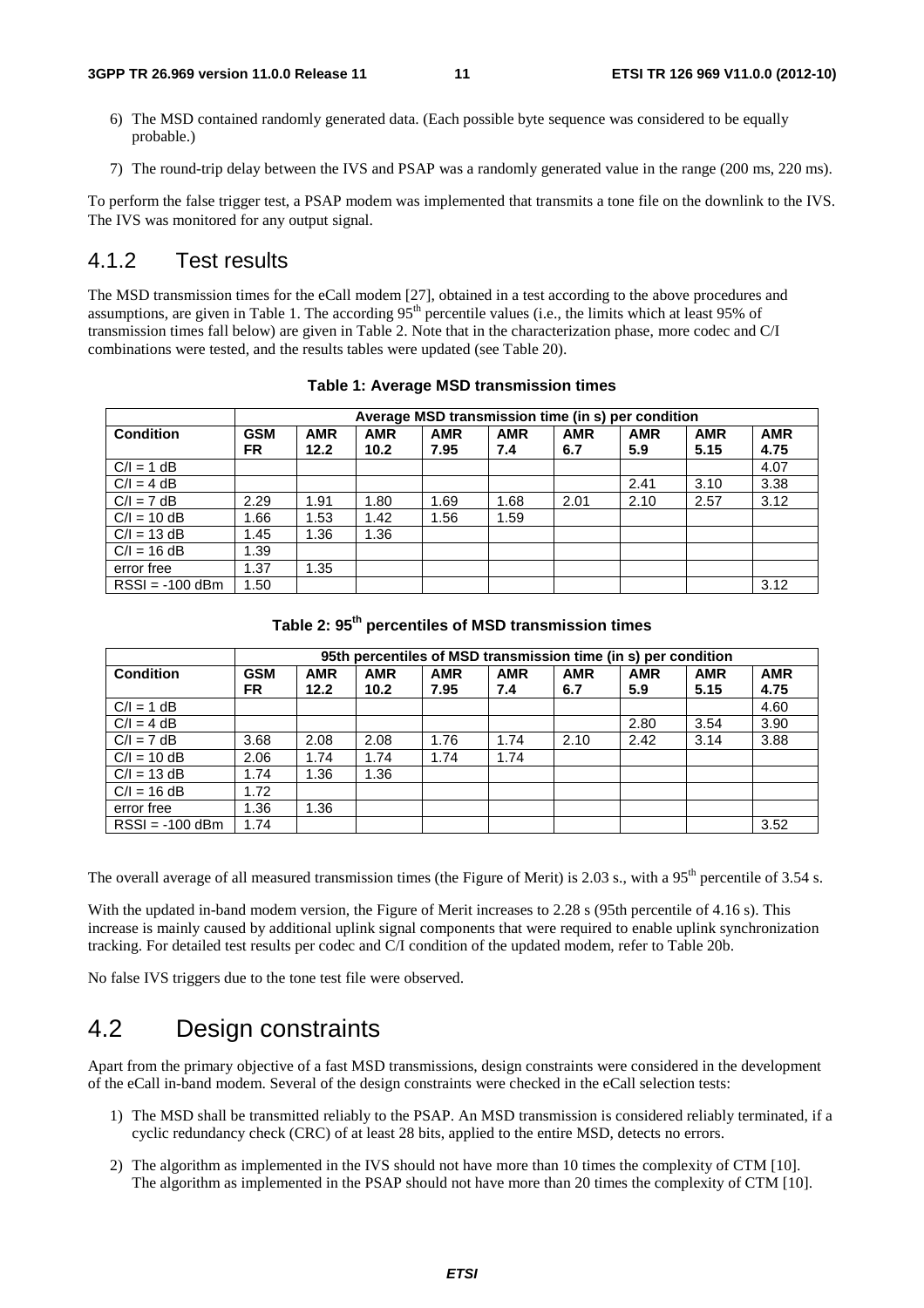6) The MSD contained randomly generated data. (Each possible byte sequence was considered to be equally probable.)

7) The round-trip delay between the IVS and PSAP was a randomly generated value in the range (200 ms, 220 ms).

To perform the false trigger test, a PSAP modem was implemented that transmits a tone file on the downlink to the IVS. The IVS was monitored for any output signal.

### 4.1.2 Test results

The MSD transmission times for the eCall modem [27], obtained in a test according to the above procedures and assumptions, are given in Table 1. The according 95th percentile values (i.e., the limits which at least 95% of transmission times fall below) are given in Table 2. Note that in the characterization phase, more codec and C/I combinations were tested, and the results tables were updated (see Table 20).

**Table 1: Average MSD transmission times**

| | Average MSD transmission time (in s) per condition | | | | | | | | |
|---|---|---|---|---|---|---|---|---|---|
| **Condition** | **GSM FR** | **AMR 12.2** | **AMR 10.2** | **AMR 7.95** | **AMR 7.4** | **AMR 6.7** | **AMR 5.9** | **AMR 5.15** | **AMR 4.75** |
| C/I = 1 dB | | | | | | | | | 4.07 |
| C/I = 4 dB | | | | | | | 2.41 | 3.10 | 3.38 |
| C/I = 7 dB | 2.29 | 1.91 | 1.80 | 1.69 | 1.68 | 2.01 | 2.10 | 2.57 | 3.12 |
| C/I = 10 dB | 1.66 | 1.53 | 1.42 | 1.56 | 1.59 | | | | |
| C/I = 13 dB | 1.45 | 1.36 | 1.36 | | | | | | |
| C/I = 16 dB | 1.39 | | | | | | | | |
| error free | 1.37 | 1.35 | | | | | | | |
| RSSI = -100 dBm | 1.50 | | | | | | | | 3.12 |

**Table 2: 95th percentiles of MSD transmission times**

| | 95th percentiles of MSD transmission time (in s) per condition | | | | | | | | |
|---|---|---|---|---|---|---|---|---|---|
| **Condition** | **GSM FR** | **AMR 12.2** | **AMR 10.2** | **AMR 7.95** | **AMR 7.4** | **AMR 6.7** | **AMR 5.9** | **AMR 5.15** | **AMR 4.75** |
| C/I = 1 dB | | | | | | | | | 4.60 |
| C/I = 4 dB | | | | | | | 2.80 | 3.54 | 3.90 |
| C/I = 7 dB | 3.68 | 2.08 | 2.08 | 1.76 | 1.74 | 2.10 | 2.42 | 3.14 | 3.88 |
| C/I = 10 dB | 2.06 | 1.74 | 1.74 | 1.74 | 1.74 | | | | |
| C/I = 13 dB | 1.74 | 1.36 | 1.36 | | | | | | |
| C/I = 16 dB | 1.72 | | | | | | | | |
| error free | 1.36 | 1.36 | | | | | | | |
| RSSI = -100 dBm | 1.74 | | | | | | | | 3.52 |

The overall average of all measured transmission times (the Figure of Merit) is 2.03 s., with a 95th percentile of 3.54 s.

With the updated in-band modem version, the Figure of Merit increases to 2.28 s (95th percentile of 4.16 s). This increase is mainly caused by additional uplink signal components that were required to enable uplink synchronization tracking. For detailed test results per codec and C/I condition of the updated modem, refer to Table 20b.

No false IVS triggers due to the tone test file were observed.

## 4.2 Design constraints

Apart from the primary objective of a fast MSD transmissions, design constraints were considered in the development of the eCall in-band modem. Several of the design constraints were checked in the eCall selection tests:

1) The MSD shall be transmitted reliably to the PSAP. An MSD transmission is considered reliably terminated, if a cyclic redundancy check (CRC) of at least 28 bits, applied to the entire MSD, detects no errors.

2) The algorithm as implemented in the IVS should not have more than 10 times the complexity of CTM [10]. The algorithm as implemented in the PSAP should not have more than 20 times the complexity of CTM [10].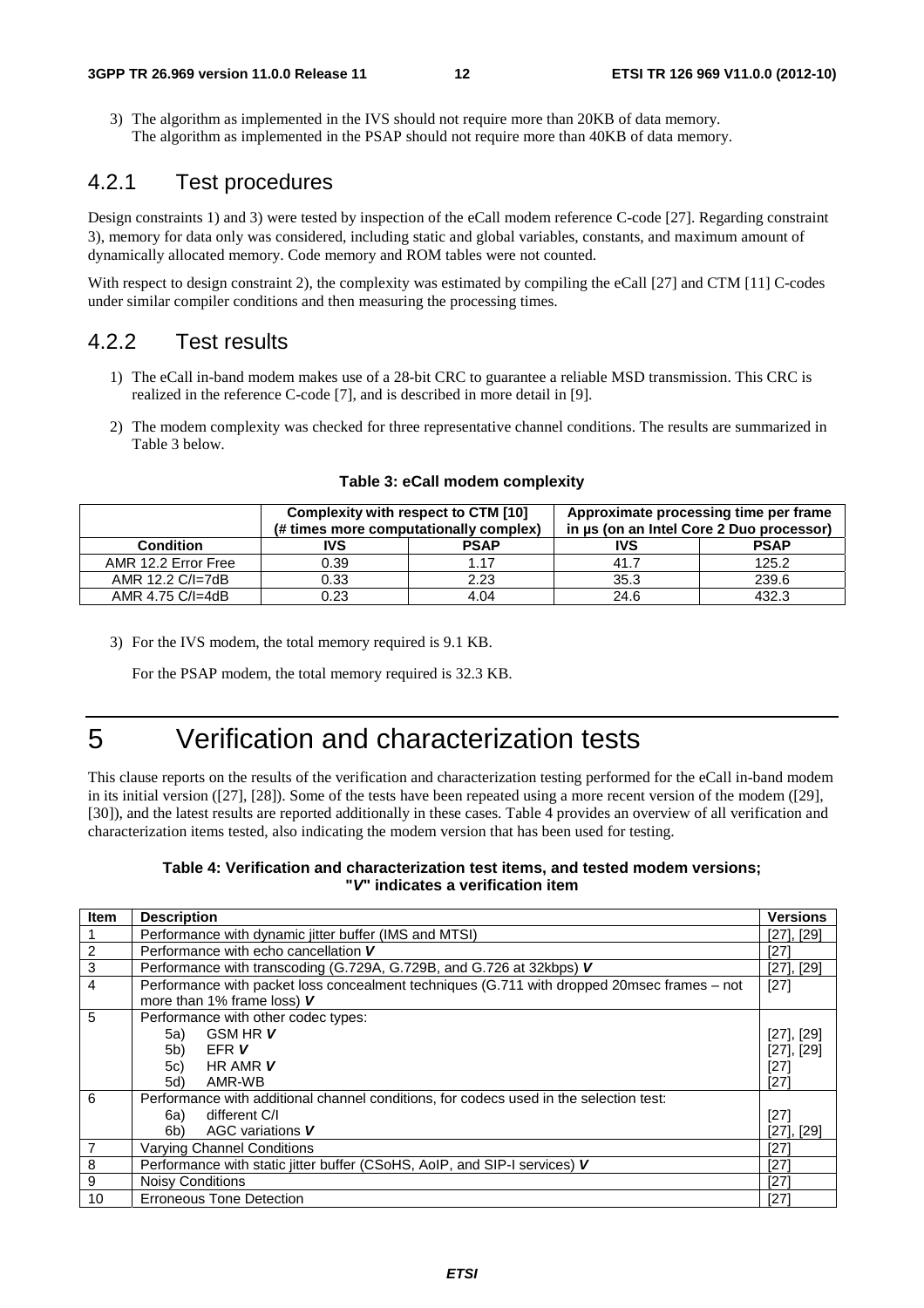3) The algorithm as implemented in the IVS should not require more than 20KB of data memory.
   The algorithm as implemented in the PSAP should not require more than 40KB of data memory.

## 4.2.1 Test procedures

Design constraints 1) and 3) were tested by inspection of the eCall modem reference C-code [27]. Regarding constraint 3), memory for data only was considered, including static and global variables, constants, and maximum amount of dynamically allocated memory. Code memory and ROM tables were not counted.

With respect to design constraint 2), the complexity was estimated by compiling the eCall [27] and CTM [11] C-codes under similar compiler conditions and then measuring the processing times.

## 4.2.2 Test results

1) The eCall in-band modem makes use of a 28-bit CRC to guarantee a reliable MSD transmission. This CRC is realized in the reference C-code [7], and is described in more detail in [9].

2) The modem complexity was checked for three representative channel conditions. The results are summarized in Table 3 below.

**Table 3: eCall modem complexity**

| | Complexity with respect to CTM [10] (# times more computationally complex) | | Approximate processing time per frame in µs (on an Intel Core 2 Duo processor) | |
|---|---|---|---|---|
| **Condition** | **IVS** | **PSAP** | **IVS** | **PSAP** |
| AMR 12.2 Error Free | 0.39 | 1.17 | 41.7 | 125.2 |
| AMR 12.2 C/I=7dB | 0.33 | 2.23 | 35.3 | 239.6 |
| AMR 4.75 C/I=4dB | 0.23 | 4.04 | 24.6 | 432.3 |

3) For the IVS modem, the total memory required is 9.1 KB.

   For the PSAP modem, the total memory required is 32.3 KB.

# 5 Verification and characterization tests

This clause reports on the results of the verification and characterization testing performed for the eCall in-band modem in its initial version ([27], [28]). Some of the tests have been repeated using a more recent version of the modem ([29], [30]), and the latest results are reported additionally in these cases. Table 4 provides an overview of all verification and characterization items tested, also indicating the modem version that has been used for testing.

**Table 4: Verification and characterization test items, and tested modem versions; "*V*" indicates a verification item**

| Item | Description | Versions |
|---|---|---|
| 1 | Performance with dynamic jitter buffer (IMS and MTSI) | [27], [29] |
| 2 | Performance with echo cancellation ***V*** | [27] |
| 3 | Performance with transcoding (G.729A, G.729B, and G.726 at 32kbps) ***V*** | [27], [29] |
| 4 | Performance with packet loss concealment techniques (G.711 with dropped 20msec frames – not more than 1% frame loss) ***V*** | [27] |
| 5 | Performance with other codec types: | |
| | 5a) GSM HR ***V*** | [27], [29] |
| | 5b) EFR ***V*** | [27], [29] |
| | 5c) HR AMR ***V*** | [27] |
| | 5d) AMR-WB | [27] |
| 6 | Performance with additional channel conditions, for codecs used in the selection test: | |
| | 6a) different C/I | [27] |
| | 6b) AGC variations ***V*** | [27], [29] |
| 7 | Varying Channel Conditions | [27] |
| 8 | Performance with static jitter buffer (CSoHS, AoIP, and SIP-I services) ***V*** | [27] |
| 9 | Noisy Conditions | [27] |
| 10 | Erroneous Tone Detection | [27] |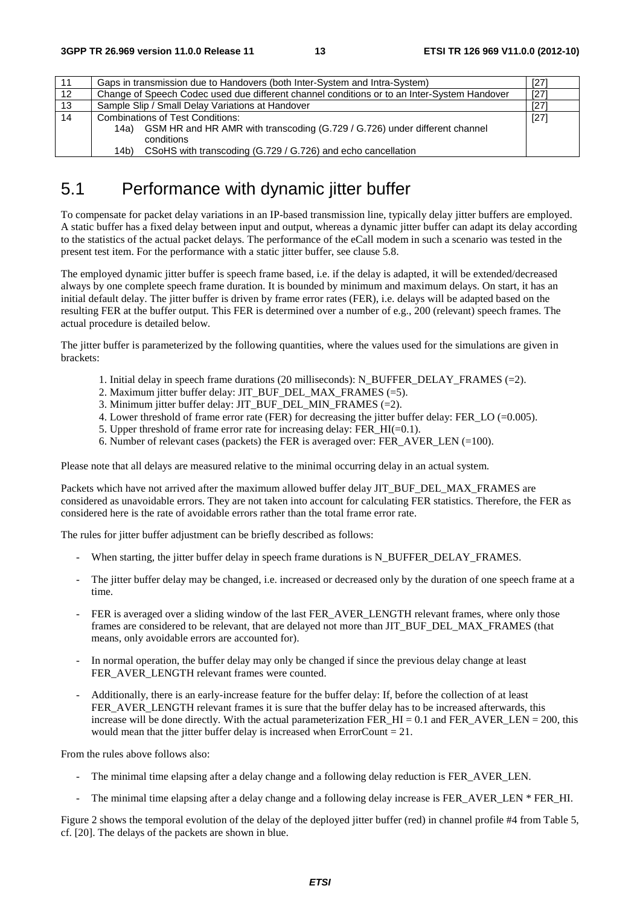| | | |
|---|---|---|
| 11 | Gaps in transmission due to Handovers (both Inter-System and Intra-System) | [27] |
| 12 | Change of Speech Codec used due different channel conditions or to an Inter-System Handover | [27] |
| 13 | Sample Slip / Small Delay Variations at Handover | [27] |
| 14 | Combinations of Test Conditions: 14a) GSM HR and HR AMR with transcoding (G.729 / G.726) under different channel conditions 14b) CSoHS with transcoding (G.729 / G.726) and echo cancellation | [27] |

## 5.1 Performance with dynamic jitter buffer

To compensate for packet delay variations in an IP-based transmission line, typically delay jitter buffers are employed. A static buffer has a fixed delay between input and output, whereas a dynamic jitter buffer can adapt its delay according to the statistics of the actual packet delays. The performance of the eCall modem in such a scenario was tested in the present test item. For the performance with a static jitter buffer, see clause 5.8.

The employed dynamic jitter buffer is speech frame based, i.e. if the delay is adapted, it will be extended/decreased always by one complete speech frame duration. It is bounded by minimum and maximum delays. On start, it has an initial default delay. The jitter buffer is driven by frame error rates (FER), i.e. delays will be adapted based on the resulting FER at the buffer output. This FER is determined over a number of e.g., 200 (relevant) speech frames. The actual procedure is detailed below.

The jitter buffer is parameterized by the following quantities, where the values used for the simulations are given in brackets:

1. Initial delay in speech frame durations (20 milliseconds): N_BUFFER_DELAY_FRAMES (=2).
2. Maximum jitter buffer delay: JIT_BUF_DEL_MAX_FRAMES (=5).
3. Minimum jitter buffer delay: JIT_BUF_DEL_MIN_FRAMES (=2).
4. Lower threshold of frame error rate (FER) for decreasing the jitter buffer delay: FER_LO (=0.005).
5. Upper threshold of frame error rate for increasing delay: FER_HI(=0.1).
6. Number of relevant cases (packets) the FER is averaged over: FER_AVER_LEN (=100).

Please note that all delays are measured relative to the minimal occurring delay in an actual system.

Packets which have not arrived after the maximum allowed buffer delay JIT_BUF_DEL_MAX_FRAMES are considered as unavoidable errors. They are not taken into account for calculating FER statistics. Therefore, the FER as considered here is the rate of avoidable errors rather than the total frame error rate.

The rules for jitter buffer adjustment can be briefly described as follows:

- When starting, the jitter buffer delay in speech frame durations is N_BUFFER_DELAY_FRAMES.
- The jitter buffer delay may be changed, i.e. increased or decreased only by the duration of one speech frame at a time.
- FER is averaged over a sliding window of the last FER_AVER_LENGTH relevant frames, where only those frames are considered to be relevant, that are delayed not more than JIT_BUF_DEL_MAX_FRAMES (that means, only avoidable errors are accounted for).
- In normal operation, the buffer delay may only be changed if since the previous delay change at least FER_AVER_LENGTH relevant frames were counted.
- Additionally, there is an early-increase feature for the buffer delay: If, before the collection of at least FER_AVER_LENGTH relevant frames it is sure that the buffer delay has to be increased afterwards, this increase will be done directly. With the actual parameterization FER_HI = 0.1 and FER_AVER_LEN = 200, this would mean that the jitter buffer delay is increased when ErrorCount = 21.

From the rules above follows also:

- The minimal time elapsing after a delay change and a following delay reduction is FER_AVER_LEN.
- The minimal time elapsing after a delay change and a following delay increase is FER_AVER_LEN * FER_HI.

Figure 2 shows the temporal evolution of the delay of the deployed jitter buffer (red) in channel profile #4 from Table 5, cf. [20]. The delays of the packets are shown in blue.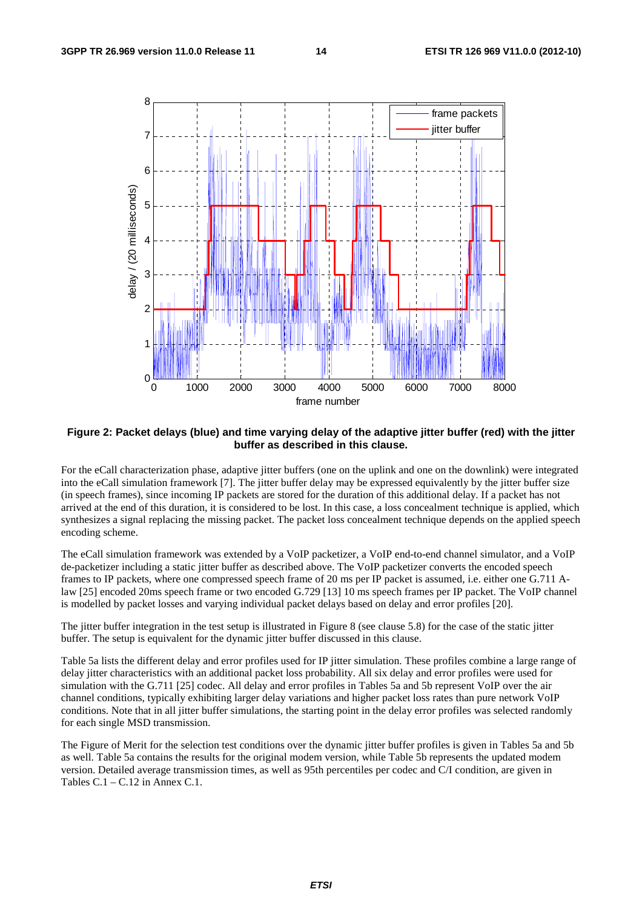**Figure 2: Packet delays (blue) and time varying delay of the adaptive jitter buffer (red) with the jitter buffer as described in this clause.**

For the eCall characterization phase, adaptive jitter buffers (one on the uplink and one on the downlink) were integrated into the eCall simulation framework [7]. The jitter buffer delay may be expressed equivalently by the jitter buffer size (in speech frames), since incoming IP packets are stored for the duration of this additional delay. If a packet has not arrived at the end of this duration, it is considered to be lost. In this case, a loss concealment technique is applied, which synthesizes a signal replacing the missing packet. The packet loss concealment technique depends on the applied speech encoding scheme.

The eCall simulation framework was extended by a VoIP packetizer, a VoIP end-to-end channel simulator, and a VoIP de-packetizer including a static jitter buffer as described above. The VoIP packetizer converts the encoded speech frames to IP packets, where one compressed speech frame of 20 ms per IP packet is assumed, i.e. either one G.711 A-law [25] encoded 20ms speech frame or two encoded G.729 [13] 10 ms speech frames per IP packet. The VoIP channel is modelled by packet losses and varying individual packet delays based on delay and error profiles [20].

The jitter buffer integration in the test setup is illustrated in Figure 8 (see clause 5.8) for the case of the static jitter buffer. The setup is equivalent for the dynamic jitter buffer discussed in this clause.

Table 5a lists the different delay and error profiles used for IP jitter simulation. These profiles combine a large range of delay jitter characteristics with an additional packet loss probability. All six delay and error profiles were used for simulation with the G.711 [25] codec. All delay and error profiles in Tables 5a and 5b represent VoIP over the air channel conditions, typically exhibiting larger delay variations and higher packet loss rates than pure network VoIP conditions. Note that in all jitter buffer simulations, the starting point in the delay error profiles was selected randomly for each single MSD transmission.

The Figure of Merit for the selection test conditions over the dynamic jitter buffer profiles is given in Tables 5a and 5b as well. Table 5a contains the results for the original modem version, while Table 5b represents the updated modem version. Detailed average transmission times, as well as 95th percentiles per codec and C/I condition, are given in Tables C.1 – C.12 in Annex C.1.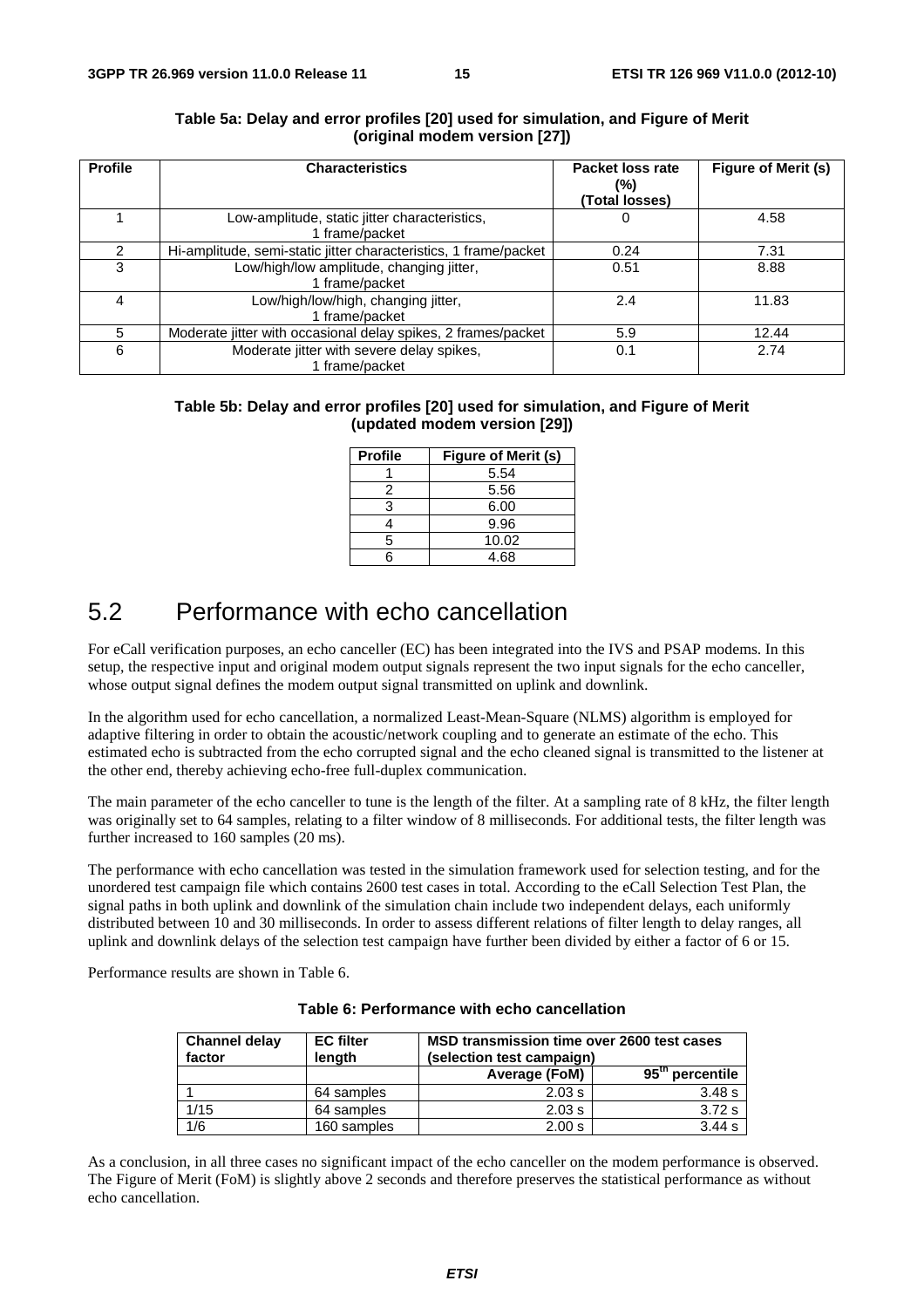**Table 5a: Delay and error profiles [20] used for simulation, and Figure of Merit (original modem version [27])**

| Profile | Characteristics | Packet loss rate (%) (Total losses) | Figure of Merit (s) |
|---|---|---|---|
| 1 | Low-amplitude, static jitter characteristics, 1 frame/packet | 0 | 4.58 |
| 2 | Hi-amplitude, semi-static jitter characteristics, 1 frame/packet | 0.24 | 7.31 |
| 3 | Low/high/low amplitude, changing jitter, 1 frame/packet | 0.51 | 8.88 |
| 4 | Low/high/low/high, changing jitter, 1 frame/packet | 2.4 | 11.83 |
| 5 | Moderate jitter with occasional delay spikes, 2 frames/packet | 5.9 | 12.44 |
| 6 | Moderate jitter with severe delay spikes, 1 frame/packet | 0.1 | 2.74 |

**Table 5b: Delay and error profiles [20] used for simulation, and Figure of Merit (updated modem version [29])**

| Profile | Figure of Merit (s) |
|---|---|
| 1 | 5.54 |
| 2 | 5.56 |
| 3 | 6.00 |
| 4 | 9.96 |
| 5 | 10.02 |
| 6 | 4.68 |

## 5.2 Performance with echo cancellation

For eCall verification purposes, an echo canceller (EC) has been integrated into the IVS and PSAP modems. In this setup, the respective input and original modem output signals represent the two input signals for the echo canceller, whose output signal defines the modem output signal transmitted on uplink and downlink.

In the algorithm used for echo cancellation, a normalized Least-Mean-Square (NLMS) algorithm is employed for adaptive filtering in order to obtain the acoustic/network coupling and to generate an estimate of the echo. This estimated echo is subtracted from the echo corrupted signal and the echo cleaned signal is transmitted to the listener at the other end, thereby achieving echo-free full-duplex communication.

The main parameter of the echo canceller to tune is the length of the filter. At a sampling rate of 8 kHz, the filter length was originally set to 64 samples, relating to a filter window of 8 milliseconds. For additional tests, the filter length was further increased to 160 samples (20 ms).

The performance with echo cancellation was tested in the simulation framework used for selection testing, and for the unordered test campaign file which contains 2600 test cases in total. According to the eCall Selection Test Plan, the signal paths in both uplink and downlink of the simulation chain include two independent delays, each uniformly distributed between 10 and 30 milliseconds. In order to assess different relations of filter length to delay ranges, all uplink and downlink delays of the selection test campaign have further been divided by either a factor of 6 or 15.

Performance results are shown in Table 6.

**Table 6: Performance with echo cancellation**

| Channel delay factor | EC filter length | MSD transmission time over 2600 test cases (selection test campaign) | |
|---|---|---|---|
| | | Average (FoM) | 95$^{th}$ percentile |
| 1 | 64 samples | 2.03 s | 3.48 s |
| 1/15 | 64 samples | 2.03 s | 3.72 s |
| 1/6 | 160 samples | 2.00 s | 3.44 s |

As a conclusion, in all three cases no significant impact of the echo canceller on the modem performance is observed. The Figure of Merit (FoM) is slightly above 2 seconds and therefore preserves the statistical performance as without echo cancellation.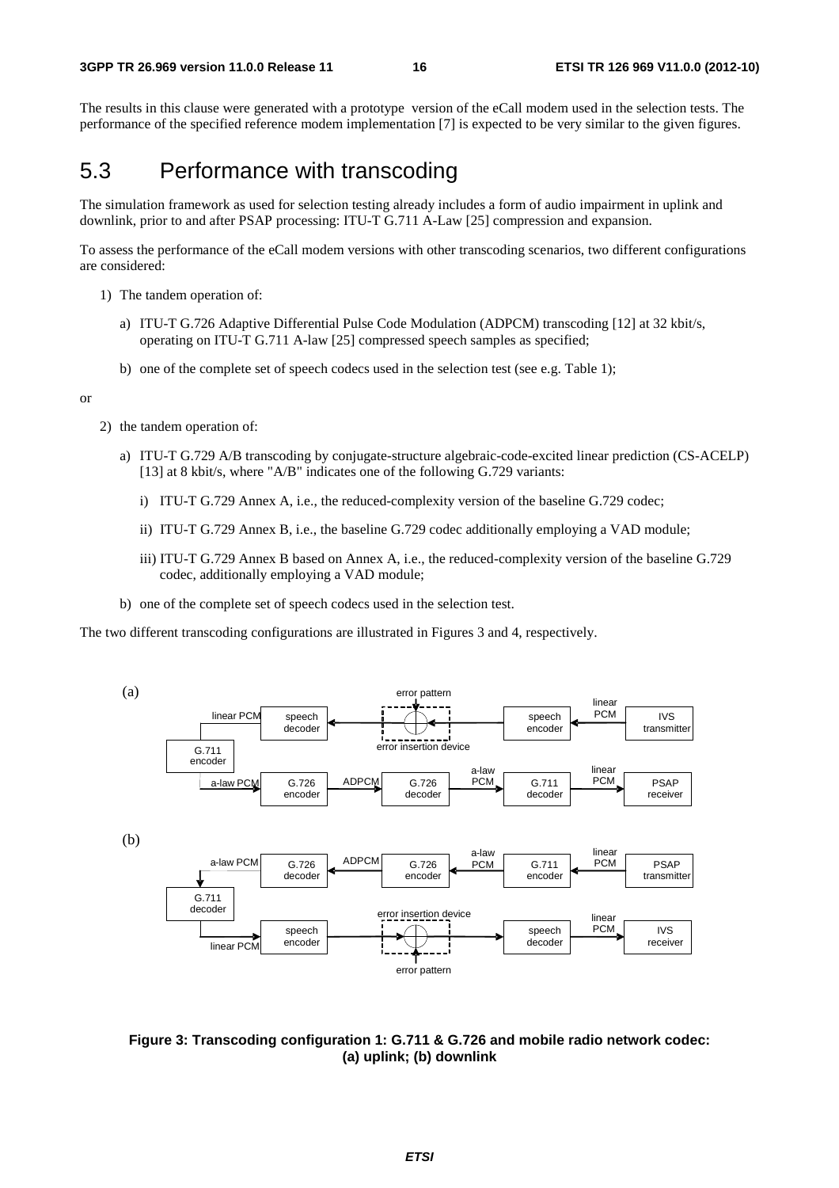The results in this clause were generated with a prototype version of the eCall modem used in the selection tests. The performance of the specified reference modem implementation [7] is expected to be very similar to the given figures.

## 5.3 Performance with transcoding

The simulation framework as used for selection testing already includes a form of audio impairment in uplink and downlink, prior to and after PSAP processing: ITU-T G.711 A-Law [25] compression and expansion.

To assess the performance of the eCall modem versions with other transcoding scenarios, two different configurations are considered:

1) The tandem operation of:

   a) ITU-T G.726 Adaptive Differential Pulse Code Modulation (ADPCM) transcoding [12] at 32 kbit/s, operating on ITU-T G.711 A-law [25] compressed speech samples as specified;

   b) one of the complete set of speech codecs used in the selection test (see e.g. Table 1);

or

2) the tandem operation of:

   a) ITU-T G.729 A/B transcoding by conjugate-structure algebraic-code-excited linear prediction (CS-ACELP) [13] at 8 kbit/s, where "A/B" indicates one of the following G.729 variants:

      i) ITU-T G.729 Annex A, i.e., the reduced-complexity version of the baseline G.729 codec;

      ii) ITU-T G.729 Annex B, i.e., the baseline G.729 codec additionally employing a VAD module;

      iii) ITU-T G.729 Annex B based on Annex A, i.e., the reduced-complexity version of the baseline G.729 codec, additionally employing a VAD module;

   b) one of the complete set of speech codecs used in the selection test.

The two different transcoding configurations are illustrated in Figures 3 and 4, respectively.

**Figure 3: Transcoding configuration 1: G.711 & G.726 and mobile radio network codec: (a) uplink; (b) downlink**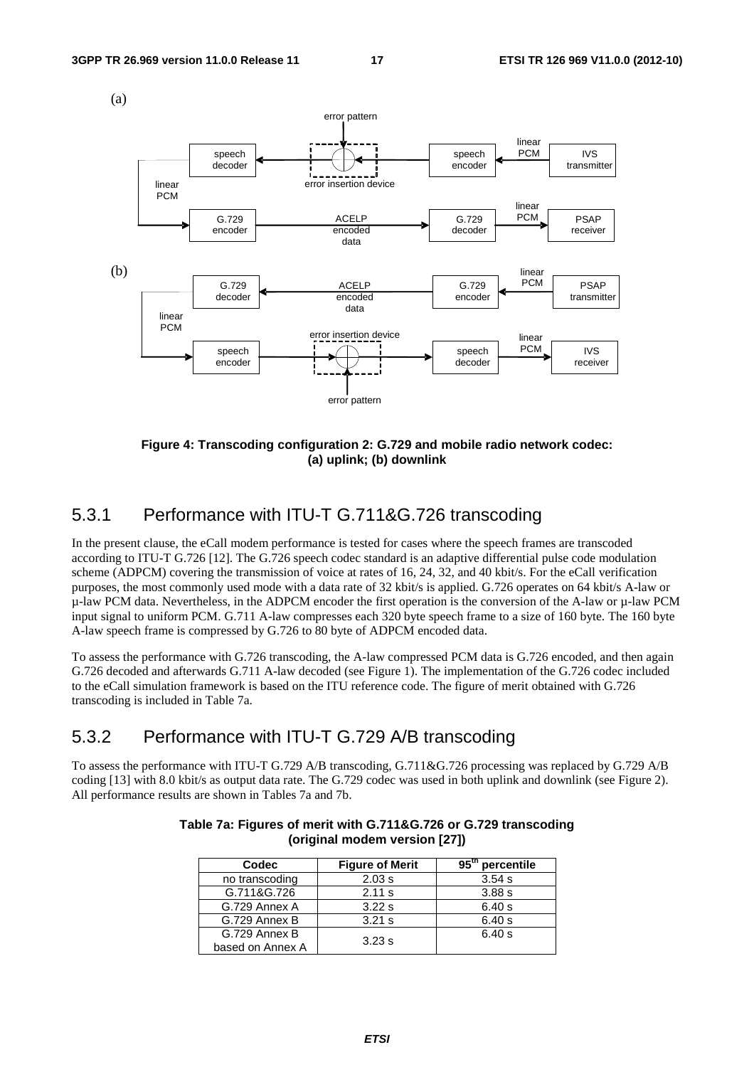(a)

(b)

**Figure 4: Transcoding configuration 2: G.729 and mobile radio network codec: (a) uplink; (b) downlink**

## 5.3.1 Performance with ITU-T G.711&G.726 transcoding

In the present clause, the eCall modem performance is tested for cases where the speech frames are transcoded according to ITU-T G.726 [12]. The G.726 speech codec standard is an adaptive differential pulse code modulation scheme (ADPCM) covering the transmission of voice at rates of 16, 24, 32, and 40 kbit/s. For the eCall verification purposes, the most commonly used mode with a data rate of 32 kbit/s is applied. G.726 operates on 64 kbit/s A-law or µ-law PCM data. Nevertheless, in the ADPCM encoder the first operation is the conversion of the A-law or µ-law PCM input signal to uniform PCM. G.711 A-law compresses each 320 byte speech frame to a size of 160 byte. The 160 byte A-law speech frame is compressed by G.726 to 80 byte of ADPCM encoded data.

To assess the performance with G.726 transcoding, the A-law compressed PCM data is G.726 encoded, and then again G.726 decoded and afterwards G.711 A-law decoded (see Figure 1). The implementation of the G.726 codec included to the eCall simulation framework is based on the ITU reference code. The figure of merit obtained with G.726 transcoding is included in Table 7a.

## 5.3.2 Performance with ITU-T G.729 A/B transcoding

To assess the performance with ITU-T G.729 A/B transcoding, G.711&G.726 processing was replaced by G.729 A/B coding [13] with 8.0 kbit/s as output data rate. The G.729 codec was used in both uplink and downlink (see Figure 2). All performance results are shown in Tables 7a and 7b.

**Table 7a: Figures of merit with G.711&G.726 or G.729 transcoding (original modem version [27])**

| Codec | Figure of Merit | $95^{th}$ percentile |
|---|---|---|
| no transcoding | 2.03 s | 3.54 s |
| G.711&G.726 | 2.11 s | 3.88 s |
| G.729 Annex A | 3.22 s | 6.40 s |
| G.729 Annex B | 3.21 s | 6.40 s |
| G.729 Annex B based on Annex A | 3.23 s | 6.40 s |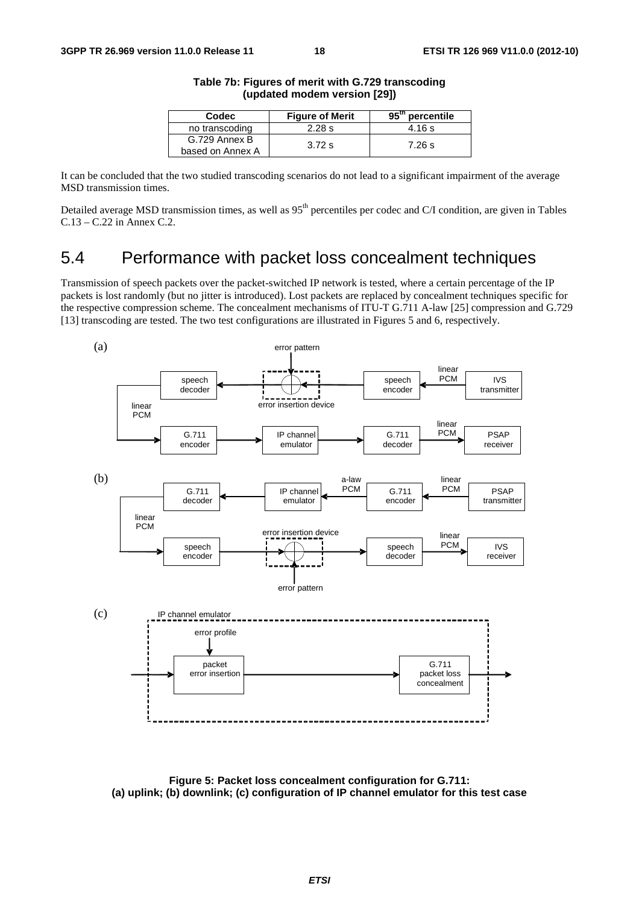**Table 7b: Figures of merit with G.729 transcoding (updated modem version [29])**

| Codec | Figure of Merit | 95[th] percentile |
|---|---|---|
| no transcoding | 2.28 s | 4.16 s |
| G.729 Annex B based on Annex A | 3.72 s | 7.26 s |

It can be concluded that the two studied transcoding scenarios do not lead to a significant impairment of the average MSD transmission times.

Detailed average MSD transmission times, as well as 95[th] percentiles per codec and C/I condition, are given in Tables C.13 – C.22 in Annex C.2.

## 5.4 Performance with packet loss concealment techniques

Transmission of speech packets over the packet-switched IP network is tested, where a certain percentage of the IP packets is lost randomly (but no jitter is introduced). Lost packets are replaced by concealment techniques specific for the respective compression scheme. The concealment mechanisms of ITU-T G.711 A-law [25] compression and G.729 [13] transcoding are tested. The two test configurations are illustrated in Figures 5 and 6, respectively.

**Figure 5: Packet loss concealment configuration for G.711: (a) uplink; (b) downlink; (c) configuration of IP channel emulator for this test case**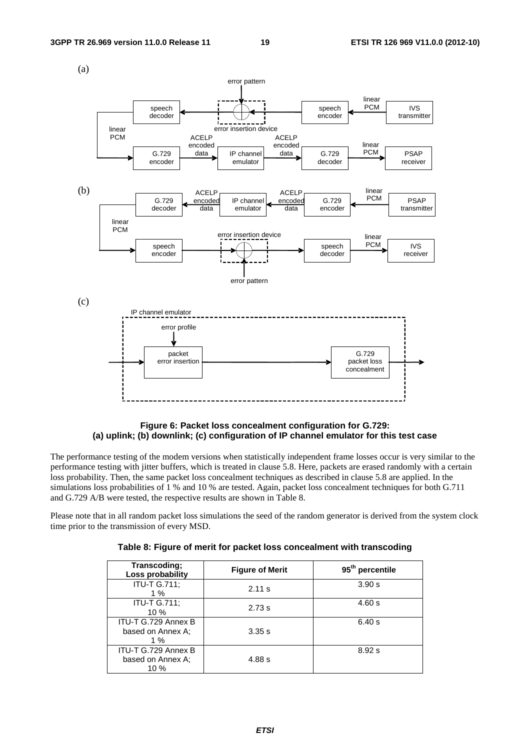Figure 6: Packet loss concealment configuration for G.729:
(a) uplink; (b) downlink; (c) configuration of IP channel emulator for this test case

The performance testing of the modem versions when statistically independent frame losses occur is very similar to the performance testing with jitter buffers, which is treated in clause 5.8. Here, packets are erased randomly with a certain loss probability. Then, the same packet loss concealment techniques as described in clause 5.8 are applied. In the simulations loss probabilities of 1 % and 10 % are tested. Again, packet loss concealment techniques for both G.711 and G.729 A/B were tested, the respective results are shown in Table 8.

Please note that in all random packet loss simulations the seed of the random generator is derived from the system clock time prior to the transmission of every MSD.

**Table 8: Figure of merit for packet loss concealment with transcoding**

| Transcoding; Loss probability | Figure of Merit | 95th percentile |
|---|---|---|
| ITU-T G.711; 1 % | 2.11 s | 3.90 s |
| ITU-T G.711; 10 % | 2.73 s | 4.60 s |
| ITU-T G.729 Annex B based on Annex A; 1 % | 3.35 s | 6.40 s |
| ITU-T G.729 Annex B based on Annex A; 10 % | 4.88 s | 8.92 s |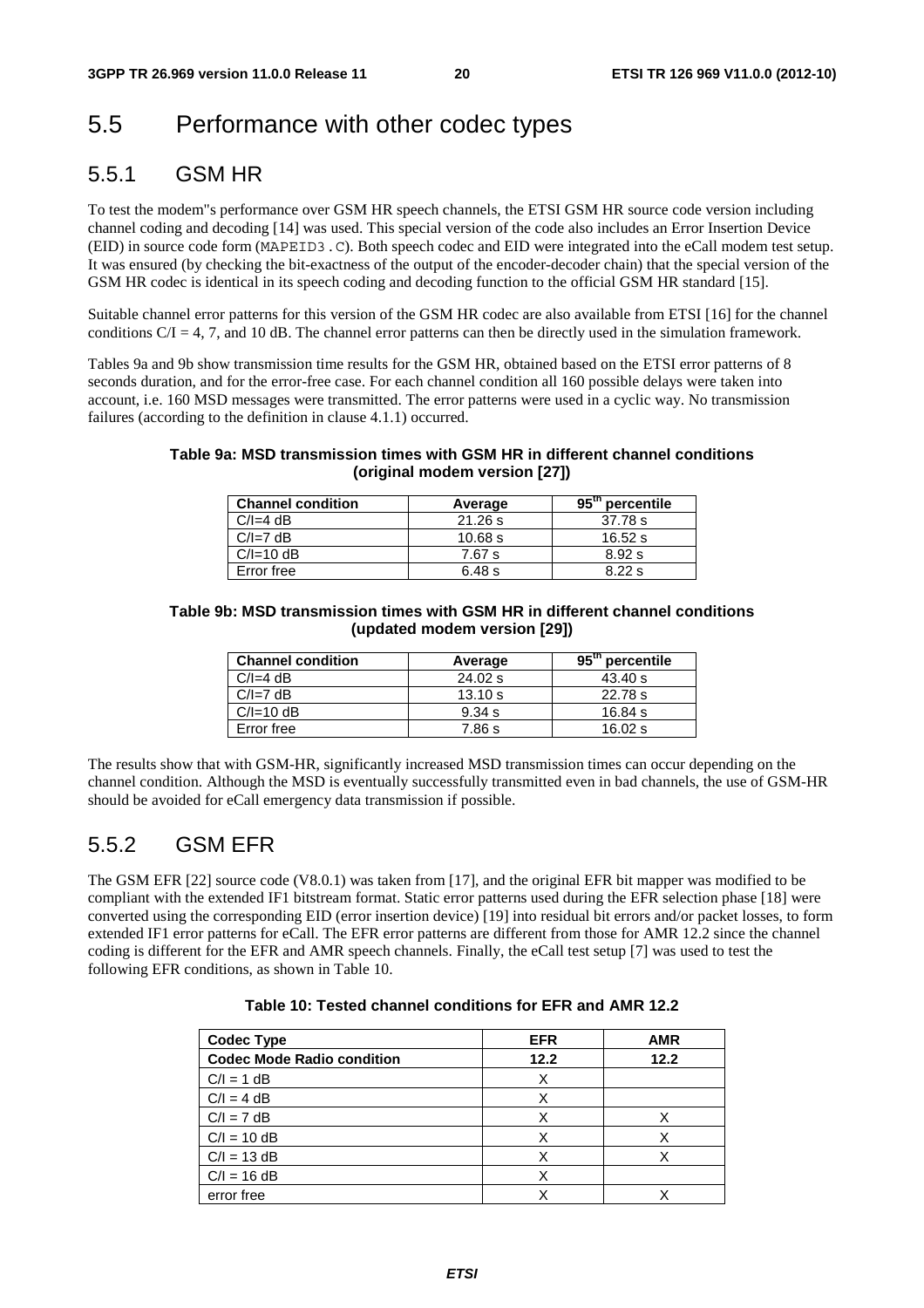## 5.5 Performance with other codec types

### 5.5.1 GSM HR

To test the modem"s performance over GSM HR speech channels, the ETSI GSM HR source code version including channel coding and decoding [14] was used. This special version of the code also includes an Error Insertion Device (EID) in source code form (MAPEID3.C). Both speech codec and EID were integrated into the eCall modem test setup. It was ensured (by checking the bit-exactness of the output of the encoder-decoder chain) that the special version of the GSM HR codec is identical in its speech coding and decoding function to the official GSM HR standard [15].

Suitable channel error patterns for this version of the GSM HR codec are also available from ETSI [16] for the channel conditions C/I = 4, 7, and 10 dB. The channel error patterns can then be directly used in the simulation framework.

Tables 9a and 9b show transmission time results for the GSM HR, obtained based on the ETSI error patterns of 8 seconds duration, and for the error-free case. For each channel condition all 160 possible delays were taken into account, i.e. 160 MSD messages were transmitted. The error patterns were used in a cyclic way. No transmission failures (according to the definition in clause 4.1.1) occurred.

**Table 9a: MSD transmission times with GSM HR in different channel conditions (original modem version [27])**

| Channel condition | Average | 95th percentile |
|---|---|---|
| C/I=4 dB | 21.26 s | 37.78 s |
| C/I=7 dB | 10.68 s | 16.52 s |
| C/I=10 dB | 7.67 s | 8.92 s |
| Error free | 6.48 s | 8.22 s |

**Table 9b: MSD transmission times with GSM HR in different channel conditions (updated modem version [29])**

| Channel condition | Average | 95th percentile |
|---|---|---|
| C/I=4 dB | 24.02 s | 43.40 s |
| C/I=7 dB | 13.10 s | 22.78 s |
| C/I=10 dB | 9.34 s | 16.84 s |
| Error free | 7.86 s | 16.02 s |

The results show that with GSM-HR, significantly increased MSD transmission times can occur depending on the channel condition. Although the MSD is eventually successfully transmitted even in bad channels, the use of GSM-HR should be avoided for eCall emergency data transmission if possible.

### 5.5.2 GSM EFR

The GSM EFR [22] source code (V8.0.1) was taken from [17], and the original EFR bit mapper was modified to be compliant with the extended IF1 bitstream format. Static error patterns used during the EFR selection phase [18] were converted using the corresponding EID (error insertion device) [19] into residual bit errors and/or packet losses, to form extended IF1 error patterns for eCall. The EFR error patterns are different from those for AMR 12.2 since the channel coding is different for the EFR and AMR speech channels. Finally, the eCall test setup [7] was used to test the following EFR conditions, as shown in Table 10.

**Table 10: Tested channel conditions for EFR and AMR 12.2**

| Codec Type | EFR | AMR |
|---|---|---|
| **Codec Mode Radio condition** | **12.2** | **12.2** |
| C/I = 1 dB | X | |
| C/I = 4 dB | X | |
| C/I = 7 dB | X | X |
| C/I = 10 dB | X | X |
| C/I = 13 dB | X | X |
| C/I = 16 dB | X | |
| error free | X | X |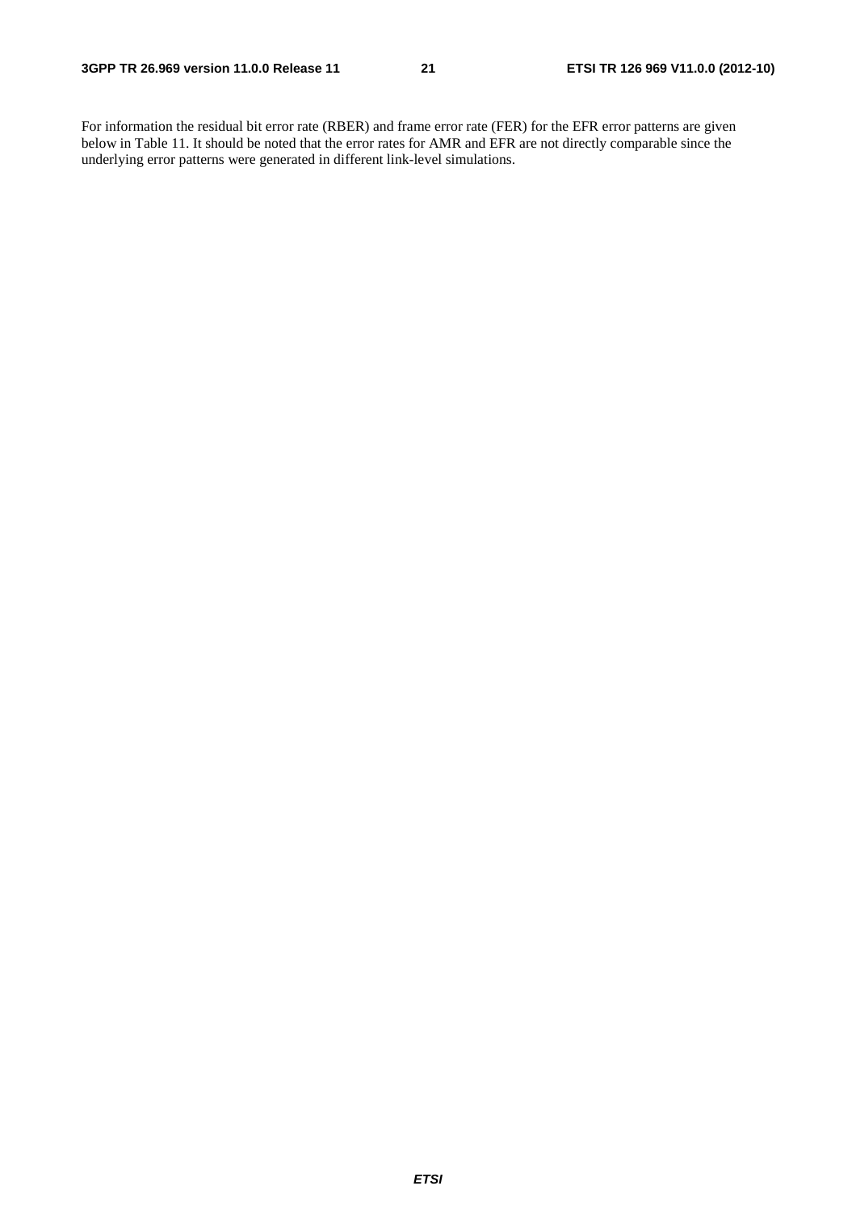For information the residual bit error rate (RBER) and frame error rate (FER) for the EFR error patterns are given below in Table 11. It should be noted that the error rates for AMR and EFR are not directly comparable since the underlying error patterns were generated in different link-level simulations.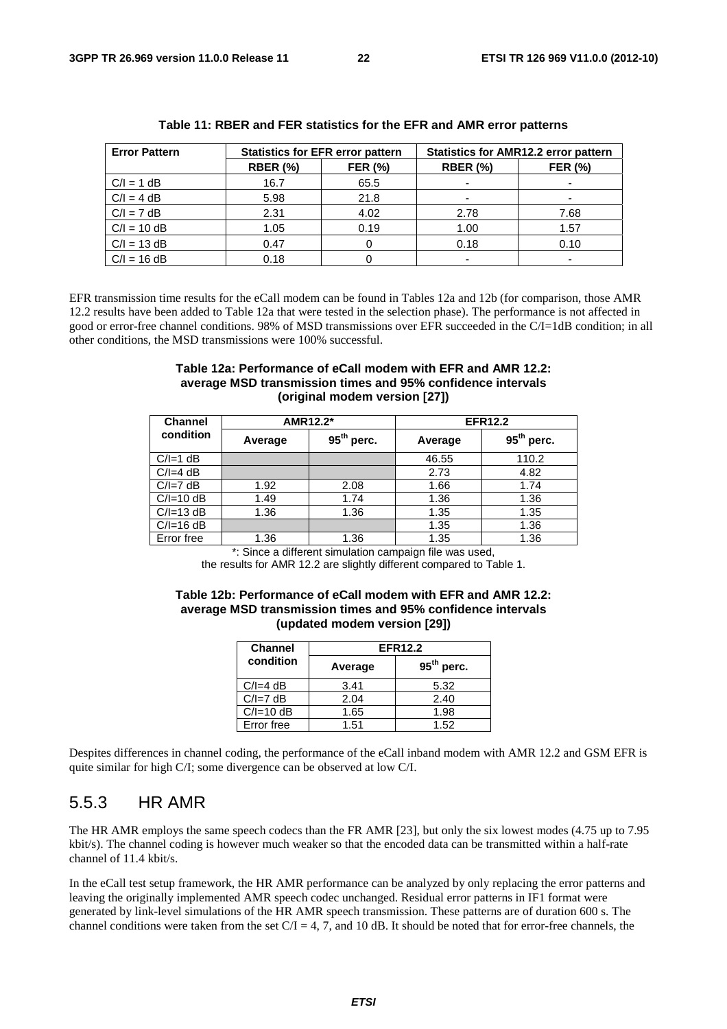**Table 11: RBER and FER statistics for the EFR and AMR error patterns**

| Error Pattern | Statistics for EFR error pattern | | Statistics for AMR12.2 error pattern | |
|---|---|---|---|---|
| | RBER (%) | FER (%) | RBER (%) | FER (%) |
| C/I = 1 dB | 16.7 | 65.5 | - | - |
| C/I = 4 dB | 5.98 | 21.8 | - | - |
| C/I = 7 dB | 2.31 | 4.02 | 2.78 | 7.68 |
| C/I = 10 dB | 1.05 | 0.19 | 1.00 | 1.57 |
| C/I = 13 dB | 0.47 | 0 | 0.18 | 0.10 |
| C/I = 16 dB | 0.18 | 0 | - | - |

EFR transmission time results for the eCall modem can be found in Tables 12a and 12b (for comparison, those AMR 12.2 results have been added to Table 12a that were tested in the selection phase). The performance is not affected in good or error-free channel conditions. 98% of MSD transmissions over EFR succeeded in the C/I=1dB condition; in all other conditions, the MSD transmissions were 100% successful.

**Table 12a: Performance of eCall modem with EFR and AMR 12.2: average MSD transmission times and 95% confidence intervals (original modem version [27])**

| Channel condition | AMR12.2* | | EFR12.2 | |
|---|---|---|---|---|
| | Average | 95th perc. | Average | 95th perc. |
| C/I=1 dB | | | 46.55 | 110.2 |
| C/I=4 dB | | | 2.73 | 4.82 |
| C/I=7 dB | 1.92 | 2.08 | 1.66 | 1.74 |
| C/I=10 dB | 1.49 | 1.74 | 1.36 | 1.36 |
| C/I=13 dB | 1.36 | 1.36 | 1.35 | 1.35 |
| C/I=16 dB | | | 1.35 | 1.36 |
| Error free | 1.36 | 1.36 | 1.35 | 1.36 |

*: Since a different simulation campaign file was used, the results for AMR 12.2 are slightly different compared to Table 1.

**Table 12b: Performance of eCall modem with EFR and AMR 12.2: average MSD transmission times and 95% confidence intervals (updated modem version [29])**

| Channel condition | EFR12.2 | |
|---|---|---|
| | Average | 95th perc. |
| C/I=4 dB | 3.41 | 5.32 |
| C/I=7 dB | 2.04 | 2.40 |
| C/I=10 dB | 1.65 | 1.98 |
| Error free | 1.51 | 1.52 |

Despites differences in channel coding, the performance of the eCall inband modem with AMR 12.2 and GSM EFR is quite similar for high C/I; some divergence can be observed at low C/I.

## 5.5.3 HR AMR

The HR AMR employs the same speech codecs than the FR AMR [23], but only the six lowest modes (4.75 up to 7.95 kbit/s). The channel coding is however much weaker so that the encoded data can be transmitted within a half-rate channel of 11.4 kbit/s.

In the eCall test setup framework, the HR AMR performance can be analyzed by only replacing the error patterns and leaving the originally implemented AMR speech codec unchanged. Residual error patterns in IF1 format were generated by link-level simulations of the HR AMR speech transmission. These patterns are of duration 600 s. The channel conditions were taken from the set C/I = 4, 7, and 10 dB. It should be noted that for error-free channels, the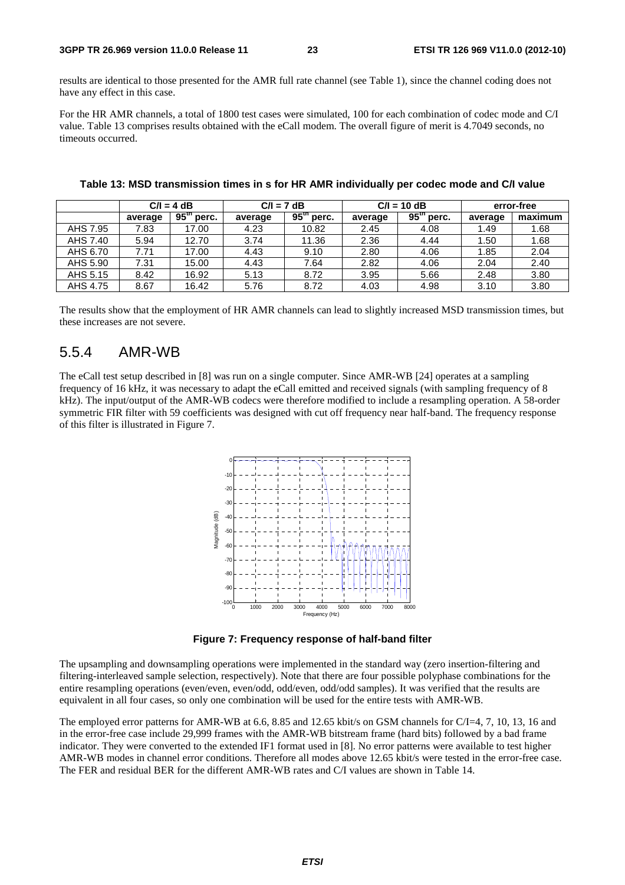results are identical to those presented for the AMR full rate channel (see Table 1), since the channel coding does not have any effect in this case.

For the HR AMR channels, a total of 1800 test cases were simulated, 100 for each combination of codec mode and C/I value. Table 13 comprises results obtained with the eCall modem. The overall figure of merit is 4.7049 seconds, no timeouts occurred.

**Table 13: MSD transmission times in s for HR AMR individually per codec mode and C/I value**

| | C/I = 4 dB | | C/I = 7 dB | | C/I = 10 dB | | error-free | |
|---|---|---|---|---|---|---|---|---|
| | average | $95^{th}$ perc. | average | $95^{th}$ perc. | average | $95^{th}$ perc. | average | maximum |
| AHS 7.95 | 7.83 | 17.00 | 4.23 | 10.82 | 2.45 | 4.08 | 1.49 | 1.68 |
| AHS 7.40 | 5.94 | 12.70 | 3.74 | 11.36 | 2.36 | 4.44 | 1.50 | 1.68 |
| AHS 6.70 | 7.71 | 17.00 | 4.43 | 9.10 | 2.80 | 4.06 | 1.85 | 2.04 |
| AHS 5.90 | 7.31 | 15.00 | 4.43 | 7.64 | 2.82 | 4.06 | 2.04 | 2.40 |
| AHS 5.15 | 8.42 | 16.92 | 5.13 | 8.72 | 3.95 | 5.66 | 2.48 | 3.80 |
| AHS 4.75 | 8.67 | 16.42 | 5.76 | 8.72 | 4.03 | 4.98 | 3.10 | 3.80 |

The results show that the employment of HR AMR channels can lead to slightly increased MSD transmission times, but these increases are not severe.

## 5.5.4 AMR-WB

The eCall test setup described in [8] was run on a single computer. Since AMR-WB [24] operates at a sampling frequency of 16 kHz, it was necessary to adapt the eCall emitted and received signals (with sampling frequency of 8 kHz). The input/output of the AMR-WB codecs were therefore modified to include a resampling operation. A 58-order symmetric FIR filter with 59 coefficients was designed with cut off frequency near half-band. The frequency response of this filter is illustrated in Figure 7.

**Figure 7: Frequency response of half-band filter**

The upsampling and downsampling operations were implemented in the standard way (zero insertion-filtering and filtering-interleaved sample selection, respectively). Note that there are four possible polyphase combinations for the entire resampling operations (even/even, even/odd, odd/even, odd/odd samples). It was verified that the results are equivalent in all four cases, so only one combination will be used for the entire tests with AMR-WB.

The employed error patterns for AMR-WB at 6.6, 8.85 and 12.65 kbit/s on GSM channels for C/I=4, 7, 10, 13, 16 and in the error-free case include 29,999 frames with the AMR-WB bitstream frame (hard bits) followed by a bad frame indicator. They were converted to the extended IF1 format used in [8]. No error patterns were available to test higher AMR-WB modes in channel error conditions. Therefore all modes above 12.65 kbit/s were tested in the error-free case. The FER and residual BER for the different AMR-WB rates and C/I values are shown in Table 14.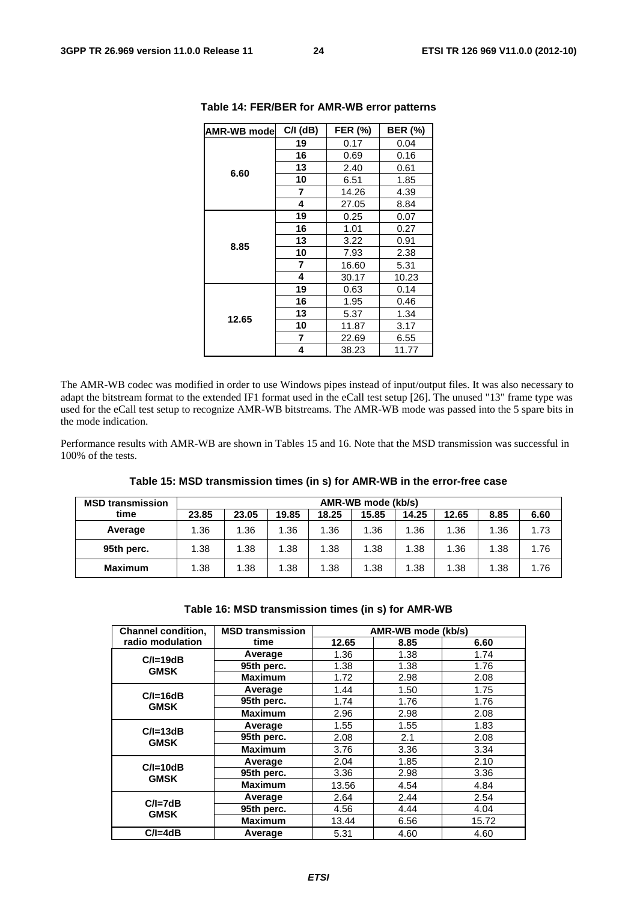**Table 14: FER/BER for AMR-WB error patterns**

| AMR-WB mode | C/I (dB) | FER (%) | BER (%) |
|---|---|---|---|
| 6.60 | 19 | 0.17 | 0.04 |
| | 16 | 0.69 | 0.16 |
| | 13 | 2.40 | 0.61 |
| | 10 | 6.51 | 1.85 |
| | 7 | 14.26 | 4.39 |
| | 4 | 27.05 | 8.84 |
| 8.85 | 19 | 0.25 | 0.07 |
| | 16 | 1.01 | 0.27 |
| | 13 | 3.22 | 0.91 |
| | 10 | 7.93 | 2.38 |
| | 7 | 16.60 | 5.31 |
| | 4 | 30.17 | 10.23 |
| 12.65 | 19 | 0.63 | 0.14 |
| | 16 | 1.95 | 0.46 |
| | 13 | 5.37 | 1.34 |
| | 10 | 11.87 | 3.17 |
| | 7 | 22.69 | 6.55 |
| | 4 | 38.23 | 11.77 |

The AMR-WB codec was modified in order to use Windows pipes instead of input/output files. It was also necessary to adapt the bitstream format to the extended IF1 format used in the eCall test setup [26]. The unused "13" frame type was used for the eCall test setup to recognize AMR-WB bitstreams. The AMR-WB mode was passed into the 5 spare bits in the mode indication.

Performance results with AMR-WB are shown in Tables 15 and 16. Note that the MSD transmission was successful in 100% of the tests.

**Table 15: MSD transmission times (in s) for AMR-WB in the error-free case**

| MSD transmission time | AMR-WB mode (kb/s) | | | | | | | | |
|---|---|---|---|---|---|---|---|---|---|
| | 23.85 | 23.05 | 19.85 | 18.25 | 15.85 | 14.25 | 12.65 | 8.85 | 6.60 |
| Average | 1.36 | 1.36 | 1.36 | 1.36 | 1.36 | 1.36 | 1.36 | 1.36 | 1.73 |
| 95th perc. | 1.38 | 1.38 | 1.38 | 1.38 | 1.38 | 1.38 | 1.36 | 1.38 | 1.76 |
| Maximum | 1.38 | 1.38 | 1.38 | 1.38 | 1.38 | 1.38 | 1.38 | 1.38 | 1.76 |

**Table 16: MSD transmission times (in s) for AMR-WB**

| Channel condition, radio modulation | MSD transmission time | AMR-WB mode (kb/s) | | |
|---|---|---|---|---|
| | | 12.65 | 8.85 | 6.60 |
| C/I=19dB GMSK | Average | 1.36 | 1.38 | 1.74 |
| | 95th perc. | 1.38 | 1.38 | 1.76 |
| | Maximum | 1.72 | 2.98 | 2.08 |
| C/I=16dB GMSK | Average | 1.44 | 1.50 | 1.75 |
| | 95th perc. | 1.74 | 1.76 | 1.76 |
| | Maximum | 2.96 | 2.98 | 2.08 |
| C/I=13dB GMSK | Average | 1.55 | 1.55 | 1.83 |
| | 95th perc. | 2.08 | 2.1 | 2.08 |
| | Maximum | 3.76 | 3.36 | 3.34 |
| C/I=10dB GMSK | Average | 2.04 | 1.85 | 2.10 |
| | 95th perc. | 3.36 | 2.98 | 3.36 |
| | Maximum | 13.56 | 4.54 | 4.84 |
| C/I=7dB GMSK | Average | 2.64 | 2.44 | 2.54 |
| | 95th perc. | 4.56 | 4.44 | 4.04 |
| | Maximum | 13.44 | 6.56 | 15.72 |
| C/I=4dB | Average | 5.31 | 4.60 | 4.60 |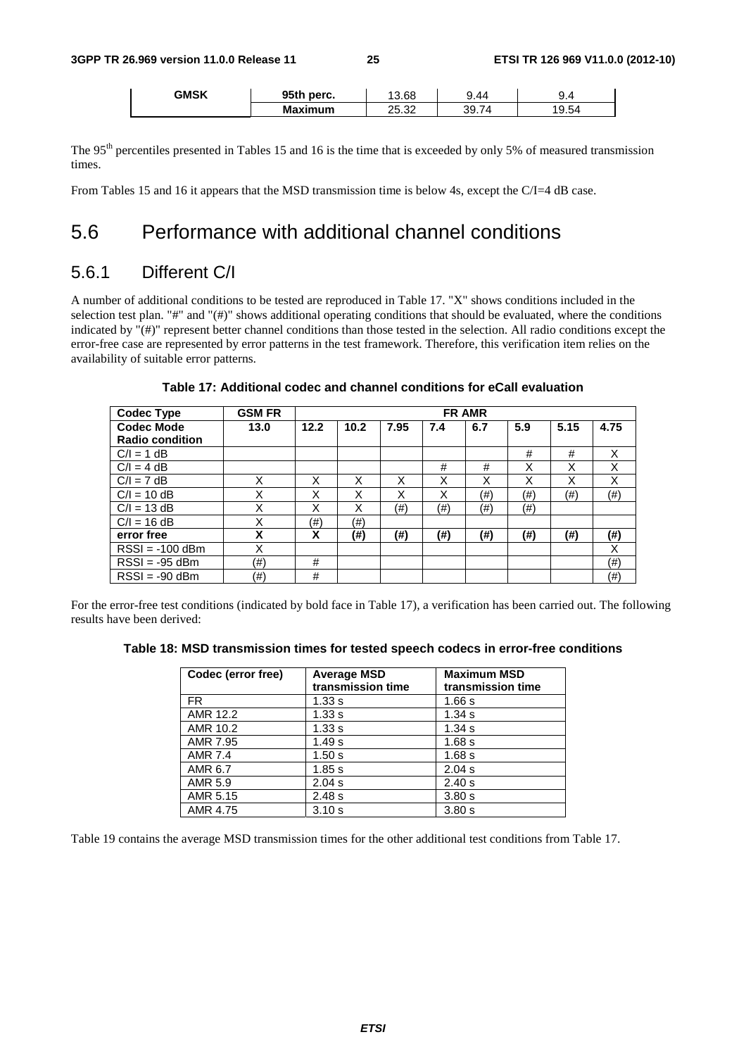| GMSK | 95th perc. | 13.68 | 9.44 | 9.4 |
|---|---|---|---|---|
| | Maximum | 25.32 | 39.74 | 19.54 |

The 95[th] percentiles presented in Tables 15 and 16 is the time that is exceeded by only 5% of measured transmission times.

From Tables 15 and 16 it appears that the MSD transmission time is below 4s, except the C/I=4 dB case.

## 5.6 Performance with additional channel conditions

### 5.6.1 Different C/I

A number of additional conditions to be tested are reproduced in Table 17. "X" shows conditions included in the selection test plan. "#" and "(#)" shows additional operating conditions that should be evaluated, where the conditions indicated by "(#)" represent better channel conditions than those tested in the selection. All radio conditions except the error-free case are represented by error patterns in the test framework. Therefore, this verification item relies on the availability of suitable error patterns.

**Table 17: Additional codec and channel conditions for eCall evaluation**

| Codec Type | GSM FR | FR AMR | | | | | | | |
|---|---|---|---|---|---|---|---|---|---|
| **Codec Mode** **Radio condition** | **13.0** | **12.2** | **10.2** | **7.95** | **7.4** | **6.7** | **5.9** | **5.15** | **4.75** |
| C/I = 1 dB | | | | | | | # | # | X |
| C/I = 4 dB | | | | | # | # | X | X | X |
| C/I = 7 dB | X | X | X | X | X | X | X | X | X |
| C/I = 10 dB | X | X | X | X | X | (#) | (#) | (#) | (#) |
| C/I = 13 dB | X | X | X | (#) | (#) | (#) | (#) | | |
| C/I = 16 dB | X | (#) | (#) | | | | | | |
| **error free** | **X** | **X** | **(#)** | **(#)** | **(#)** | **(#)** | **(#)** | **(#)** | **(#)** |
| RSSI = -100 dBm | X | | | | | | | | X |
| RSSI = -95 dBm | (#) | # | | | | | | | (#) |
| RSSI = -90 dBm | (#) | # | | | | | | | (#) |

For the error-free test conditions (indicated by bold face in Table 17), a verification has been carried out. The following results have been derived:

**Table 18: MSD transmission times for tested speech codecs in error-free conditions**

| Codec (error free) | Average MSD transmission time | Maximum MSD transmission time |
|---|---|---|
| FR | 1.33 s | 1.66 s |
| AMR 12.2 | 1.33 s | 1.34 s |
| AMR 10.2 | 1.33 s | 1.34 s |
| AMR 7.95 | 1.49 s | 1.68 s |
| AMR 7.4 | 1.50 s | 1.68 s |
| AMR 6.7 | 1.85 s | 2.04 s |
| AMR 5.9 | 2.04 s | 2.40 s |
| AMR 5.15 | 2.48 s | 3.80 s |
| AMR 4.75 | 3.10 s | 3.80 s |

Table 19 contains the average MSD transmission times for the other additional test conditions from Table 17.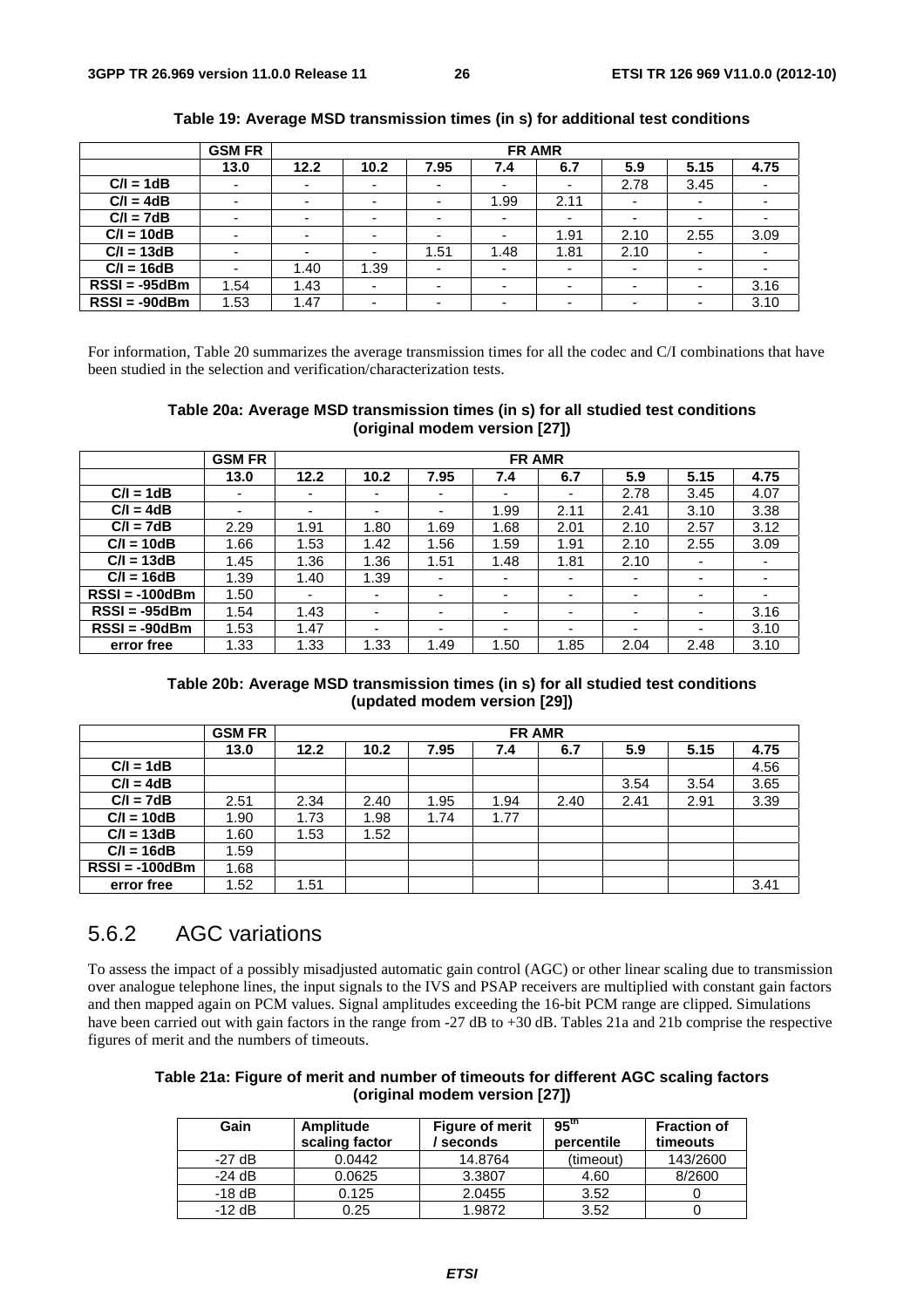**Table 19: Average MSD transmission times (in s) for additional test conditions**

| | GSM FR | FR AMR | | | | | | | |
|---|---|---|---|---|---|---|---|---|---|
| | 13.0 | 12.2 | 10.2 | 7.95 | 7.4 | 6.7 | 5.9 | 5.15 | 4.75 |
| C/I = 1dB | - | - | - | - | - | - | 2.78 | 3.45 | - |
| C/I = 4dB | - | - | - | - | 1.99 | 2.11 | - | - | - |
| C/I = 7dB | - | - | - | - | - | - | - | - | - |
| C/I = 10dB | - | - | - | - | - | 1.91 | 2.10 | 2.55 | 3.09 |
| C/I = 13dB | - | - | - | 1.51 | 1.48 | 1.81 | 2.10 | - | - |
| C/I = 16dB | - | 1.40 | 1.39 | - | - | - | - | - | - |
| RSSI = -95dBm | 1.54 | 1.43 | - | - | - | - | - | - | 3.16 |
| RSSI = -90dBm | 1.53 | 1.47 | - | - | - | - | - | - | 3.10 |

For information, Table 20 summarizes the average transmission times for all the codec and C/I combinations that have been studied in the selection and verification/characterization tests.

**Table 20a: Average MSD transmission times (in s) for all studied test conditions (original modem version [27])**

| | GSM FR | FR AMR | | | | | | | |
|---|---|---|---|---|---|---|---|---|---|
| | 13.0 | 12.2 | 10.2 | 7.95 | 7.4 | 6.7 | 5.9 | 5.15 | 4.75 |
| C/I = 1dB | - | - | - | - | - | - | 2.78 | 3.45 | 4.07 |
| C/I = 4dB | - | - | - | - | 1.99 | 2.11 | 2.41 | 3.10 | 3.38 |
| C/I = 7dB | 2.29 | 1.91 | 1.80 | 1.69 | 1.68 | 2.01 | 2.10 | 2.57 | 3.12 |
| C/I = 10dB | 1.66 | 1.53 | 1.42 | 1.56 | 1.59 | 1.91 | 2.10 | 2.55 | 3.09 |
| C/I = 13dB | 1.45 | 1.36 | 1.36 | 1.51 | 1.48 | 1.81 | 2.10 | - | - |
| C/I = 16dB | 1.39 | 1.40 | 1.39 | - | - | - | - | - | - |
| RSSI = -100dBm | 1.50 | - | - | - | - | - | - | - | - |
| RSSI = -95dBm | 1.54 | 1.43 | - | - | - | - | - | - | 3.16 |
| RSSI = -90dBm | 1.53 | 1.47 | - | - | - | - | - | - | 3.10 |
| error free | 1.33 | 1.33 | 1.33 | 1.49 | 1.50 | 1.85 | 2.04 | 2.48 | 3.10 |

**Table 20b: Average MSD transmission times (in s) for all studied test conditions (updated modem version [29])**

| | GSM FR | FR AMR | | | | | | | |
|---|---|---|---|---|---|---|---|---|---|
| | 13.0 | 12.2 | 10.2 | 7.95 | 7.4 | 6.7 | 5.9 | 5.15 | 4.75 |
| C/I = 1dB | | | | | | | | | 4.56 |
| C/I = 4dB | | | | | | | 3.54 | 3.54 | 3.65 |
| C/I = 7dB | 2.51 | 2.34 | 2.40 | 1.95 | 1.94 | 2.40 | 2.41 | 2.91 | 3.39 |
| C/I = 10dB | 1.90 | 1.73 | 1.98 | 1.74 | 1.77 | | | | |
| C/I = 13dB | 1.60 | 1.53 | 1.52 | | | | | | |
| C/I = 16dB | 1.59 | | | | | | | | |
| RSSI = -100dBm | 1.68 | | | | | | | | |
| error free | 1.52 | 1.51 | | | | | | | 3.41 |

## 5.6.2 AGC variations

To assess the impact of a possibly misadjusted automatic gain control (AGC) or other linear scaling due to transmission over analogue telephone lines, the input signals to the IVS and PSAP receivers are multiplied with constant gain factors and then mapped again on PCM values. Signal amplitudes exceeding the 16-bit PCM range are clipped. Simulations have been carried out with gain factors in the range from -27 dB to +30 dB. Tables 21a and 21b comprise the respective figures of merit and the numbers of timeouts.

**Table 21a: Figure of merit and number of timeouts for different AGC scaling factors (original modem version [27])**

| Gain | Amplitude scaling factor | Figure of merit / seconds | 95th percentile | Fraction of timeouts |
|---|---|---|---|---|
| -27 dB | 0.0442 | 14.8764 | (timeout) | 143/2600 |
| -24 dB | 0.0625 | 3.3807 | 4.60 | 8/2600 |
| -18 dB | 0.125 | 2.0455 | 3.52 | 0 |
| -12 dB | 0.25 | 1.9872 | 3.52 | 0 |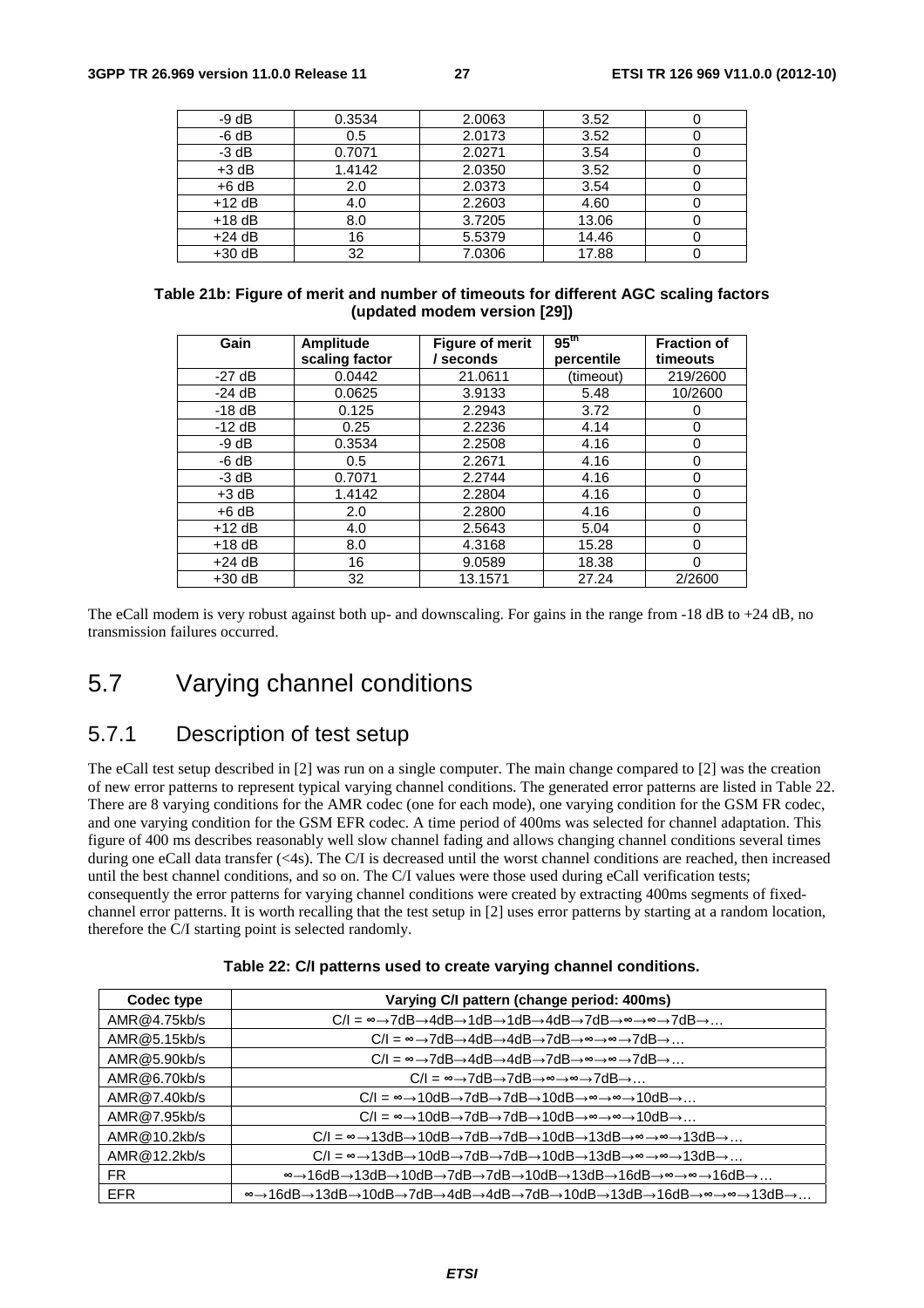| -9 dB | 0.3534 | 2.0063 | 3.52 | 0 |
|---|---|---|---|---|
| -6 dB | 0.5 | 2.0173 | 3.52 | 0 |
| -3 dB | 0.7071 | 2.0271 | 3.54 | 0 |
| +3 dB | 1.4142 | 2.0350 | 3.52 | 0 |
| +6 dB | 2.0 | 2.0373 | 3.54 | 0 |
| +12 dB | 4.0 | 2.2603 | 4.60 | 0 |
| +18 dB | 8.0 | 3.7205 | 13.06 | 0 |
| +24 dB | 16 | 5.5379 | 14.46 | 0 |
| +30 dB | 32 | 7.0306 | 17.88 | 0 |

**Table 21b: Figure of merit and number of timeouts for different AGC scaling factors (updated modem version [29])**

| Gain | Amplitude scaling factor | Figure of merit / seconds | $95^{th}$ percentile | Fraction of timeouts |
|---|---|---|---|---|
| -27 dB | 0.0442 | 21.0611 | (timeout) | 219/2600 |
| -24 dB | 0.0625 | 3.9133 | 5.48 | 10/2600 |
| -18 dB | 0.125 | 2.2943 | 3.72 | 0 |
| -12 dB | 0.25 | 2.2236 | 4.14 | 0 |
| -9 dB | 0.3534 | 2.2508 | 4.16 | 0 |
| -6 dB | 0.5 | 2.2671 | 4.16 | 0 |
| -3 dB | 0.7071 | 2.2744 | 4.16 | 0 |
| +3 dB | 1.4142 | 2.2804 | 4.16 | 0 |
| +6 dB | 2.0 | 2.2800 | 4.16 | 0 |
| +12 dB | 4.0 | 2.5643 | 5.04 | 0 |
| +18 dB | 8.0 | 4.3168 | 15.28 | 0 |
| +24 dB | 16 | 9.0589 | 18.38 | 0 |
| +30 dB | 32 | 13.1571 | 27.24 | 2/2600 |

The eCall modem is very robust against both up- and downscaling. For gains in the range from -18 dB to +24 dB, no transmission failures occurred.

# 5.7 Varying channel conditions

## 5.7.1 Description of test setup

The eCall test setup described in [2] was run on a single computer. The main change compared to [2] was the creation of new error patterns to represent typical varying channel conditions. The generated error patterns are listed in Table 22. There are 8 varying conditions for the AMR codec (one for each mode), one varying condition for the GSM FR codec, and one varying condition for the GSM EFR codec. A time period of 400ms was selected for channel adaptation. This figure of 400 ms describes reasonably well slow channel fading and allows changing channel conditions several times during one eCall data transfer (<4s). The C/I is decreased until the worst channel conditions are reached, then increased until the best channel conditions, and so on. The C/I values were those used during eCall verification tests; consequently the error patterns for varying channel conditions were created by extracting 400ms segments of fixed-channel error patterns. It is worth recalling that the test setup in [2] uses error patterns by starting at a random location, therefore the C/I starting point is selected randomly.

**Table 22: C/I patterns used to create varying channel conditions.**

| Codec type | Varying C/I pattern (change period: 400ms) |
|---|---|
| AMR@4.75kb/s | C/I = ∞→7dB→4dB→1dB→1dB→4dB→7dB→∞→∞→7dB→… |
| AMR@5.15kb/s | C/I = ∞→7dB→4dB→4dB→7dB→∞→∞→7dB→… |
| AMR@5.90kb/s | C/I = ∞→7dB→4dB→4dB→7dB→∞→∞→7dB→… |
| AMR@6.70kb/s | C/I = ∞→7dB→7dB→∞→∞→7dB→… |
| AMR@7.40kb/s | C/I = ∞→10dB→7dB→7dB→10dB→∞→∞→10dB→… |
| AMR@7.95kb/s | C/I = ∞→10dB→7dB→7dB→10dB→∞→∞→10dB→… |
| AMR@10.2kb/s | C/I = ∞→13dB→10dB→7dB→7dB→10dB→13dB→∞→∞→13dB→… |
| AMR@12.2kb/s | C/I = ∞→13dB→10dB→7dB→7dB→10dB→13dB→∞→∞→13dB→… |
| FR | ∞→16dB→13dB→10dB→7dB→7dB→10dB→13dB→16dB→∞→∞→16dB→… |
| EFR | ∞→16dB→13dB→10dB→7dB→4dB→4dB→7dB→10dB→13dB→16dB→∞→∞→13dB→… |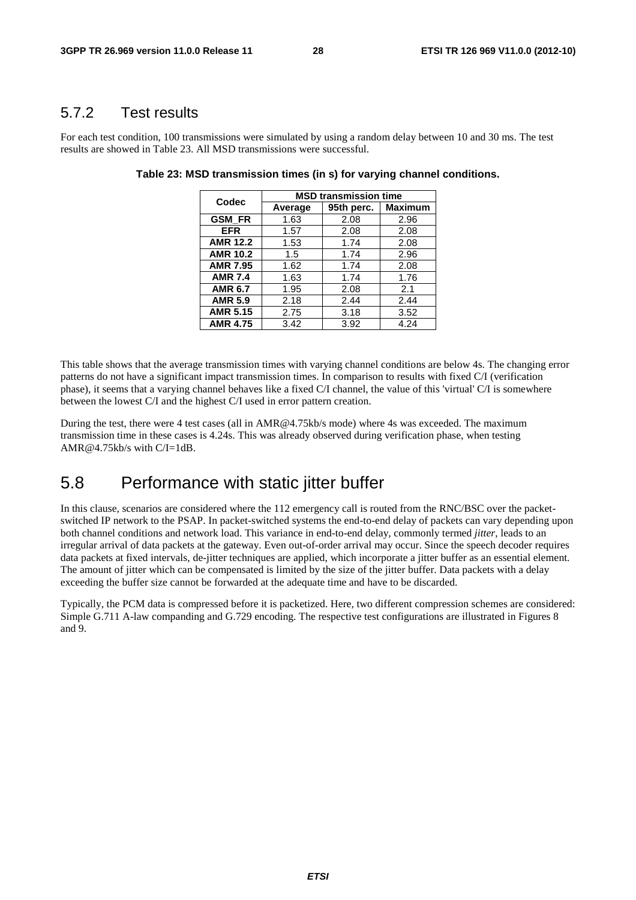### 5.7.2 Test results

For each test condition, 100 transmissions were simulated by using a random delay between 10 and 30 ms. The test results are showed in Table 23. All MSD transmissions were successful.

**Table 23: MSD transmission times (in s) for varying channel conditions.**

| Codec | MSD transmission time | | |
|---|---|---|---|
| | Average | 95th perc. | Maximum |
| **GSM_FR** | 1.63 | 2.08 | 2.96 |
| **EFR** | 1.57 | 2.08 | 2.08 |
| **AMR 12.2** | 1.53 | 1.74 | 2.08 |
| **AMR 10.2** | 1.5 | 1.74 | 2.96 |
| **AMR 7.95** | 1.62 | 1.74 | 2.08 |
| **AMR 7.4** | 1.63 | 1.74 | 1.76 |
| **AMR 6.7** | 1.95 | 2.08 | 2.1 |
| **AMR 5.9** | 2.18 | 2.44 | 2.44 |
| **AMR 5.15** | 2.75 | 3.18 | 3.52 |
| **AMR 4.75** | 3.42 | 3.92 | 4.24 |

This table shows that the average transmission times with varying channel conditions are below 4s. The changing error patterns do not have a significant impact transmission times. In comparison to results with fixed C/I (verification phase), it seems that a varying channel behaves like a fixed C/I channel, the value of this 'virtual' C/I is somewhere between the lowest C/I and the highest C/I used in error pattern creation.

During the test, there were 4 test cases (all in AMR@4.75kb/s mode) where 4s was exceeded. The maximum transmission time in these cases is 4.24s. This was already observed during verification phase, when testing AMR@4.75kb/s with C/I=1dB.

## 5.8 Performance with static jitter buffer

In this clause, scenarios are considered where the 112 emergency call is routed from the RNC/BSC over the packet-switched IP network to the PSAP. In packet-switched systems the end-to-end delay of packets can vary depending upon both channel conditions and network load. This variance in end-to-end delay, commonly termed *jitter*, leads to an irregular arrival of data packets at the gateway. Even out-of-order arrival may occur. Since the speech decoder requires data packets at fixed intervals, de-jitter techniques are applied, which incorporate a jitter buffer as an essential element. The amount of jitter which can be compensated is limited by the size of the jitter buffer. Data packets with a delay exceeding the buffer size cannot be forwarded at the adequate time and have to be discarded.

Typically, the PCM data is compressed before it is packetized. Here, two different compression schemes are considered: Simple G.711 A-law companding and G.729 encoding. The respective test configurations are illustrated in Figures 8 and 9.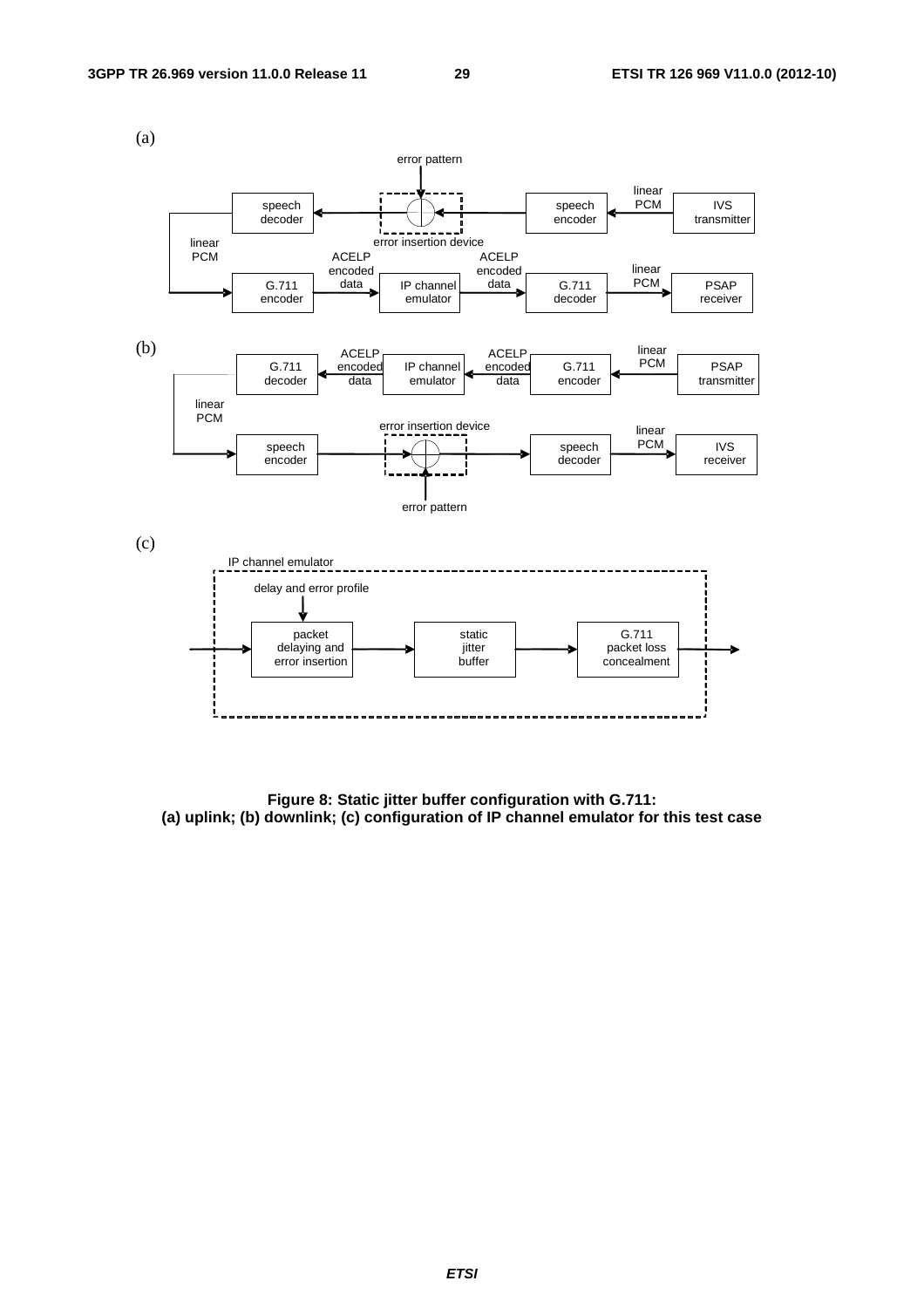(a)

error pattern

| speech decoder | ← error insertion device ← | speech encoder | ← linear PCM ← | IVS transmitter |
|---|---|---|---|---|

linear PCM → G.711 encoder → ACELP encoded data → IP channel emulator → ACELP encoded data → G.711 decoder → linear PCM → PSAP receiver

(b)

PSAP transmitter → linear PCM → G.711 encoder → ACELP encoded data → IP channel emulator → ACELP encoded data → G.711 decoder → linear PCM → speech encoder → error insertion device → speech decoder → linear PCM → IVS receiver

error pattern

(c)

IP channel emulator

delay and error profile

→ packet delaying and error insertion → static jitter buffer → G.711 packet loss concealment →

**Figure 8: Static jitter buffer configuration with G.711:**
**(a) uplink; (b) downlink; (c) configuration of IP channel emulator for this test case**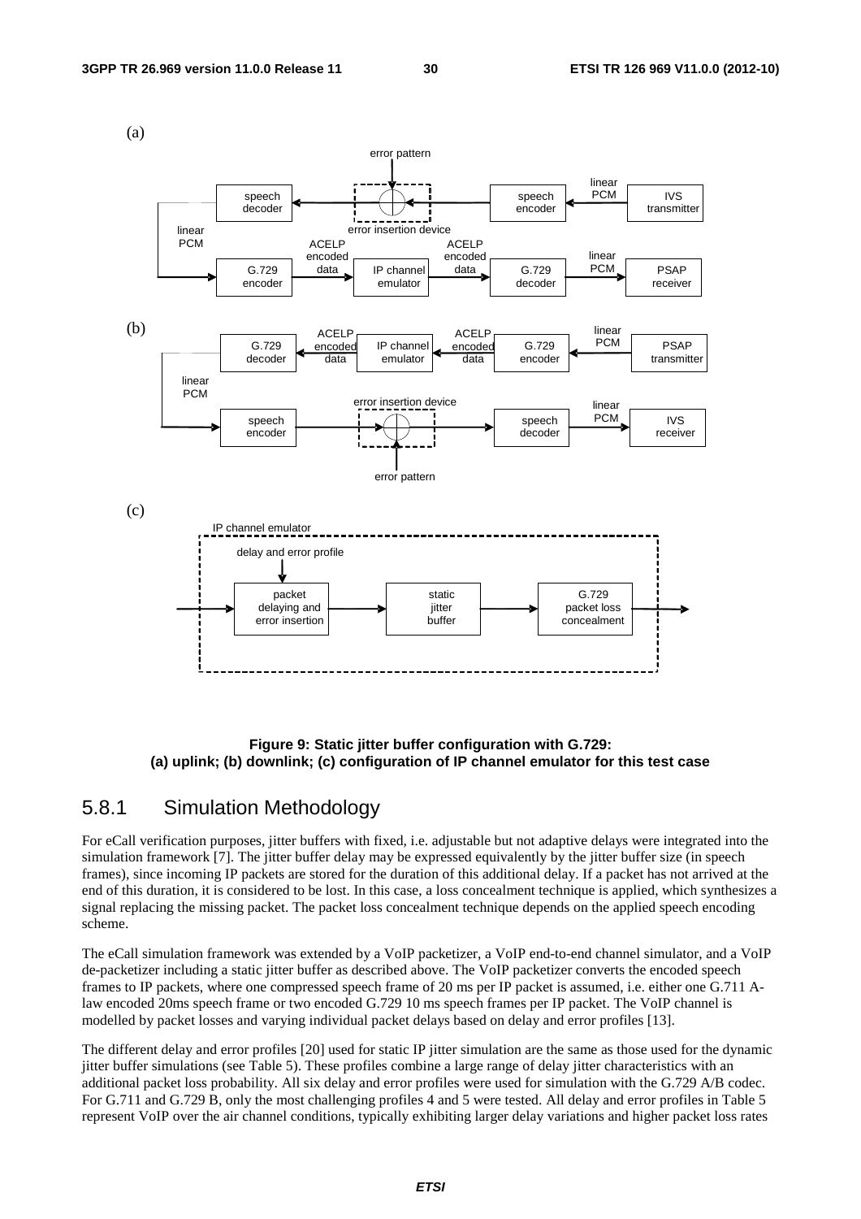**Figure 9: Static jitter buffer configuration with G.729:**
**(a) uplink; (b) downlink; (c) configuration of IP channel emulator for this test case**

## 5.8.1 Simulation Methodology

For eCall verification purposes, jitter buffers with fixed, i.e. adjustable but not adaptive delays were integrated into the simulation framework [7]. The jitter buffer delay may be expressed equivalently by the jitter buffer size (in speech frames), since incoming IP packets are stored for the duration of this additional delay. If a packet has not arrived at the end of this duration, it is considered to be lost. In this case, a loss concealment technique is applied, which synthesizes a signal replacing the missing packet. The packet loss concealment technique depends on the applied speech encoding scheme.

The eCall simulation framework was extended by a VoIP packetizer, a VoIP end-to-end channel simulator, and a VoIP de-packetizer including a static jitter buffer as described above. The VoIP packetizer converts the encoded speech frames to IP packets, where one compressed speech frame of 20 ms per IP packet is assumed, i.e. either one G.711 A-law encoded 20ms speech frame or two encoded G.729 10 ms speech frames per IP packet. The VoIP channel is modelled by packet losses and varying individual packet delays based on delay and error profiles [13].

The different delay and error profiles [20] used for static IP jitter simulation are the same as those used for the dynamic jitter buffer simulations (see Table 5). These profiles combine a large range of delay jitter characteristics with an additional packet loss probability. All six delay and error profiles were used for simulation with the G.729 A/B codec. For G.711 and G.729 B, only the most challenging profiles 4 and 5 were tested. All delay and error profiles in Table 5 represent VoIP over the air channel conditions, typically exhibiting larger delay variations and higher packet loss rates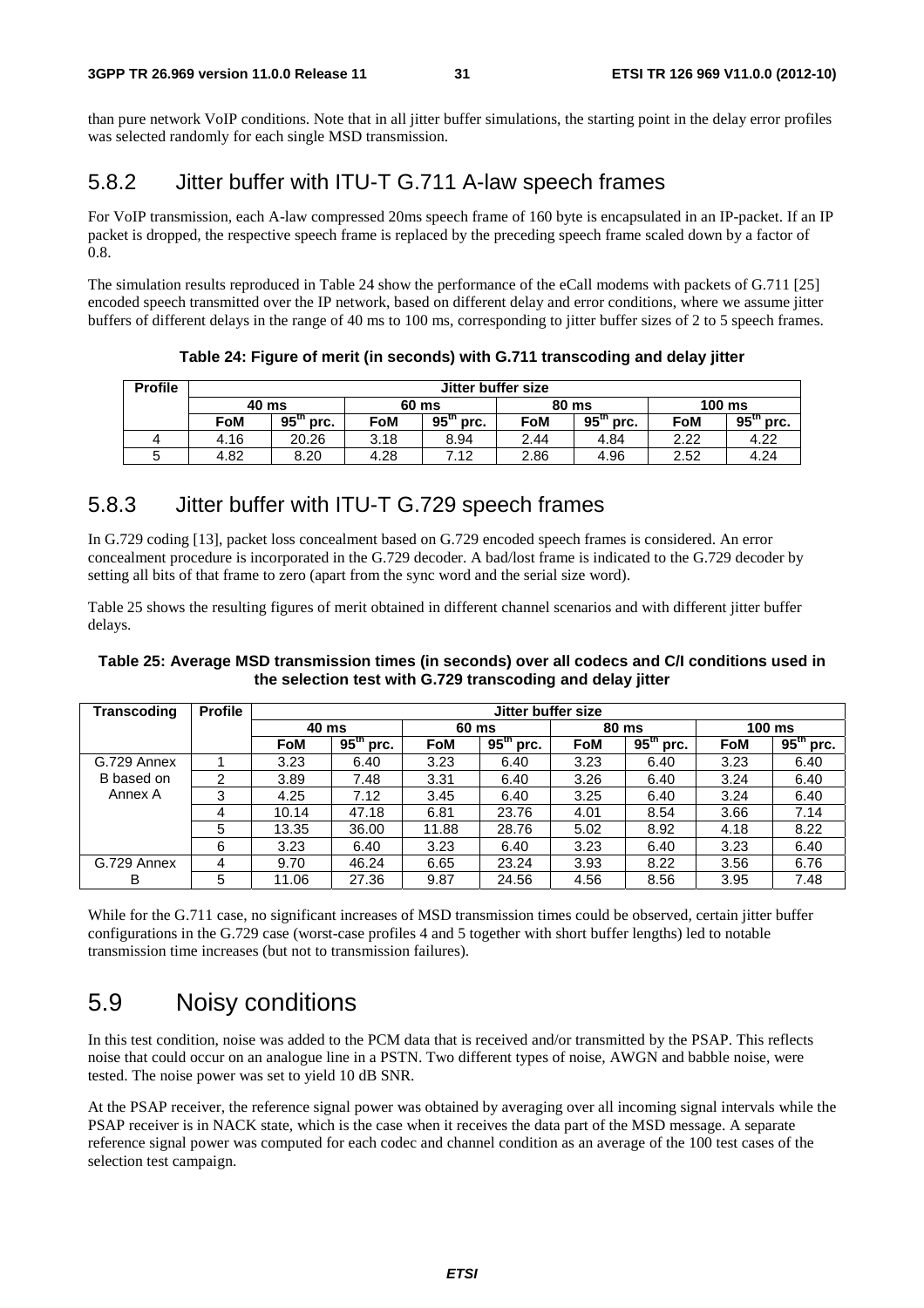than pure network VoIP conditions. Note that in all jitter buffer simulations, the starting point in the delay error profiles was selected randomly for each single MSD transmission.

## 5.8.2 Jitter buffer with ITU-T G.711 A-law speech frames

For VoIP transmission, each A-law compressed 20ms speech frame of 160 byte is encapsulated in an IP-packet. If an IP packet is dropped, the respective speech frame is replaced by the preceding speech frame scaled down by a factor of 0.8.

The simulation results reproduced in Table 24 show the performance of the eCall modems with packets of G.711 [25] encoded speech transmitted over the IP network, based on different delay and error conditions, where we assume jitter buffers of different delays in the range of 40 ms to 100 ms, corresponding to jitter buffer sizes of 2 to 5 speech frames.

**Table 24: Figure of merit (in seconds) with G.711 transcoding and delay jitter**

| Profile | Jitter buffer size | | | | | | | |
|---|---|---|---|---|---|---|---|---|
| | 40 ms | | 60 ms | | 80 ms | | 100 ms | |
| | FoM | 95th prc. | FoM | 95th prc. | FoM | 95th prc. | FoM | 95th prc. |
| 4 | 4.16 | 20.26 | 3.18 | 8.94 | 2.44 | 4.84 | 2.22 | 4.22 |
| 5 | 4.82 | 8.20 | 4.28 | 7.12 | 2.86 | 4.96 | 2.52 | 4.24 |

## 5.8.3 Jitter buffer with ITU-T G.729 speech frames

In G.729 coding [13], packet loss concealment based on G.729 encoded speech frames is considered. An error concealment procedure is incorporated in the G.729 decoder. A bad/lost frame is indicated to the G.729 decoder by setting all bits of that frame to zero (apart from the sync word and the serial size word).

Table 25 shows the resulting figures of merit obtained in different channel scenarios and with different jitter buffer delays.

**Table 25: Average MSD transmission times (in seconds) over all codecs and C/I conditions used in the selection test with G.729 transcoding and delay jitter**

| Transcoding | Profile | Jitter buffer size | | | | | | | |
|---|---|---|---|---|---|---|---|---|---|
| | | 40 ms | | 60 ms | | 80 ms | | 100 ms | |
| | | FoM | 95th prc. | FoM | 95th prc. | FoM | 95th prc. | FoM | 95th prc. |
| G.729 Annex B based on Annex A | 1 | 3.23 | 6.40 | 3.23 | 6.40 | 3.23 | 6.40 | 3.23 | 6.40 |
| | 2 | 3.89 | 7.48 | 3.31 | 6.40 | 3.26 | 6.40 | 3.24 | 6.40 |
| | 3 | 4.25 | 7.12 | 3.45 | 6.40 | 3.25 | 6.40 | 3.24 | 6.40 |
| | 4 | 10.14 | 47.18 | 6.81 | 23.76 | 4.01 | 8.54 | 3.66 | 7.14 |
| | 5 | 13.35 | 36.00 | 11.88 | 28.76 | 5.02 | 8.92 | 4.18 | 8.22 |
| | 6 | 3.23 | 6.40 | 3.23 | 6.40 | 3.23 | 6.40 | 3.23 | 6.40 |
| G.729 Annex B | 4 | 9.70 | 46.24 | 6.65 | 23.24 | 3.93 | 8.22 | 3.56 | 6.76 |
| | 5 | 11.06 | 27.36 | 9.87 | 24.56 | 4.56 | 8.56 | 3.95 | 7.48 |

While for the G.711 case, no significant increases of MSD transmission times could be observed, certain jitter buffer configurations in the G.729 case (worst-case profiles 4 and 5 together with short buffer lengths) led to notable transmission time increases (but not to transmission failures).

# 5.9 Noisy conditions

In this test condition, noise was added to the PCM data that is received and/or transmitted by the PSAP. This reflects noise that could occur on an analogue line in a PSTN. Two different types of noise, AWGN and babble noise, were tested. The noise power was set to yield 10 dB SNR.

At the PSAP receiver, the reference signal power was obtained by averaging over all incoming signal intervals while the PSAP receiver is in NACK state, which is the case when it receives the data part of the MSD message. A separate reference signal power was computed for each codec and channel condition as an average of the 100 test cases of the selection test campaign.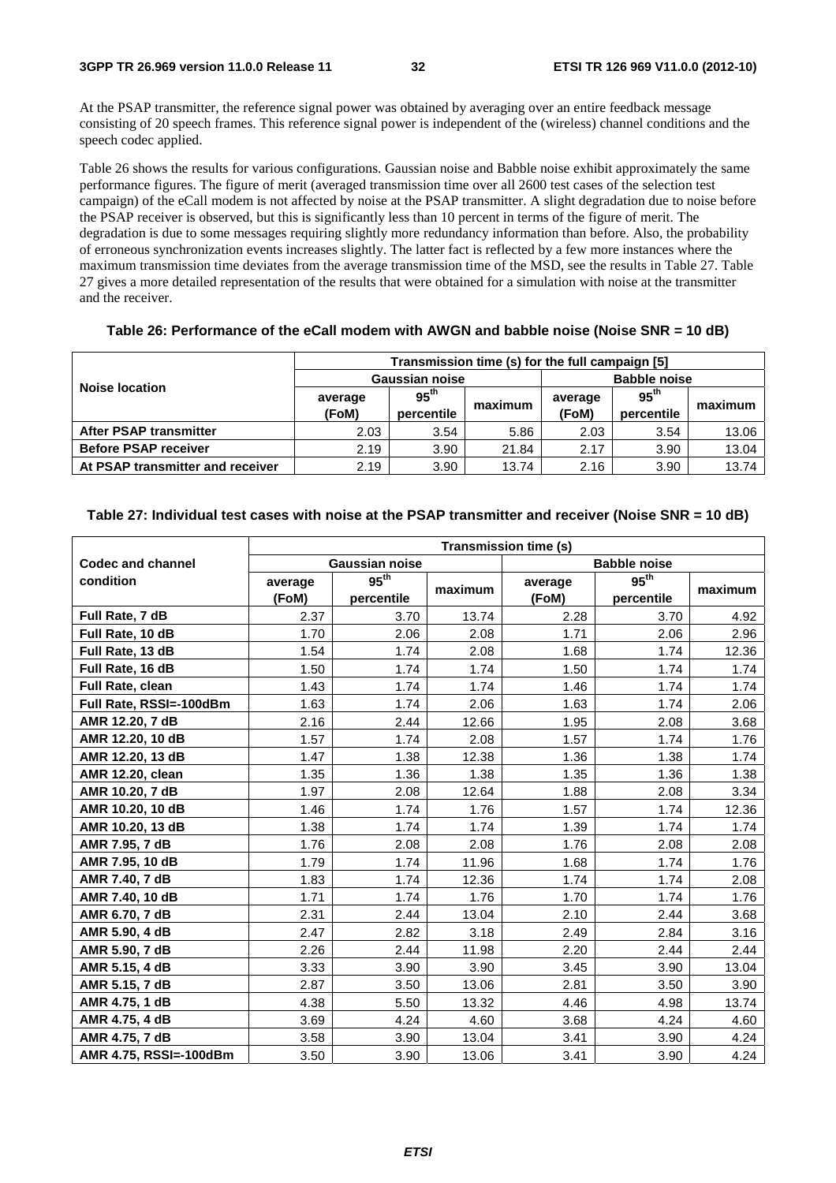At the PSAP transmitter, the reference signal power was obtained by averaging over an entire feedback message consisting of 20 speech frames. This reference signal power is independent of the (wireless) channel conditions and the speech codec applied.

Table 26 shows the results for various configurations. Gaussian noise and Babble noise exhibit approximately the same performance figures. The figure of merit (averaged transmission time over all 2600 test cases of the selection test campaign) of the eCall modem is not affected by noise at the PSAP transmitter. A slight degradation due to noise before the PSAP receiver is observed, but this is significantly less than 10 percent in terms of the figure of merit. The degradation is due to some messages requiring slightly more redundancy information than before. Also, the probability of erroneous synchronization events increases slightly. The latter fact is reflected by a few more instances where the maximum transmission time deviates from the average transmission time of the MSD, see the results in Table 27. Table 27 gives a more detailed representation of the results that were obtained for a simulation with noise at the transmitter and the receiver.

**Table 26: Performance of the eCall modem with AWGN and babble noise (Noise SNR = 10 dB)**

| Noise location | Transmission time (s) for the full campaign [5] | | | | | |
|---|---|---|---|---|---|---|
| | Gaussian noise | | | Babble noise | | |
| | average (FoM) | 95th percentile | maximum | average (FoM) | 95th percentile | maximum |
| **After PSAP transmitter** | 2.03 | 3.54 | 5.86 | 2.03 | 3.54 | 13.06 |
| **Before PSAP receiver** | 2.19 | 3.90 | 21.84 | 2.17 | 3.90 | 13.04 |
| **At PSAP transmitter and receiver** | 2.19 | 3.90 | 13.74 | 2.16 | 3.90 | 13.74 |

**Table 27: Individual test cases with noise at the PSAP transmitter and receiver (Noise SNR = 10 dB)**

| Codec and channel condition | Transmission time (s) | | | | | |
|---|---|---|---|---|---|---|
| | Gaussian noise | | | Babble noise | | |
| | average (FoM) | 95th percentile | maximum | average (FoM) | 95th percentile | maximum |
| **Full Rate, 7 dB** | 2.37 | 3.70 | 13.74 | 2.28 | 3.70 | 4.92 |
| **Full Rate, 10 dB** | 1.70 | 2.06 | 2.08 | 1.71 | 2.06 | 2.96 |
| **Full Rate, 13 dB** | 1.54 | 1.74 | 2.08 | 1.68 | 1.74 | 12.36 |
| **Full Rate, 16 dB** | 1.50 | 1.74 | 1.74 | 1.50 | 1.74 | 1.74 |
| **Full Rate, clean** | 1.43 | 1.74 | 1.74 | 1.46 | 1.74 | 1.74 |
| **Full Rate, RSSI=-100dBm** | 1.63 | 1.74 | 2.06 | 1.63 | 1.74 | 2.06 |
| **AMR 12.20, 7 dB** | 2.16 | 2.44 | 12.66 | 1.95 | 2.08 | 3.68 |
| **AMR 12.20, 10 dB** | 1.57 | 1.74 | 2.08 | 1.57 | 1.74 | 1.76 |
| **AMR 12.20, 13 dB** | 1.47 | 1.38 | 12.38 | 1.36 | 1.38 | 1.74 |
| **AMR 12.20, clean** | 1.35 | 1.36 | 1.38 | 1.35 | 1.36 | 1.38 |
| **AMR 10.20, 7 dB** | 1.97 | 2.08 | 12.64 | 1.88 | 2.08 | 3.34 |
| **AMR 10.20, 10 dB** | 1.46 | 1.74 | 1.76 | 1.57 | 1.74 | 12.36 |
| **AMR 10.20, 13 dB** | 1.38 | 1.74 | 1.74 | 1.39 | 1.74 | 1.74 |
| **AMR 7.95, 7 dB** | 1.76 | 2.08 | 2.08 | 1.76 | 2.08 | 2.08 |
| **AMR 7.95, 10 dB** | 1.79 | 1.74 | 11.96 | 1.68 | 1.74 | 1.76 |
| **AMR 7.40, 7 dB** | 1.83 | 1.74 | 12.36 | 1.74 | 1.74 | 2.08 |
| **AMR 7.40, 10 dB** | 1.71 | 1.74 | 1.76 | 1.70 | 1.74 | 1.76 |
| **AMR 6.70, 7 dB** | 2.31 | 2.44 | 13.04 | 2.10 | 2.44 | 3.68 |
| **AMR 5.90, 4 dB** | 2.47 | 2.82 | 3.18 | 2.49 | 2.84 | 3.16 |
| **AMR 5.90, 7 dB** | 2.26 | 2.44 | 11.98 | 2.20 | 2.44 | 2.44 |
| **AMR 5.15, 4 dB** | 3.33 | 3.90 | 3.90 | 3.45 | 3.90 | 13.04 |
| **AMR 5.15, 7 dB** | 2.87 | 3.50 | 13.06 | 2.81 | 3.50 | 3.90 |
| **AMR 4.75, 1 dB** | 4.38 | 5.50 | 13.32 | 4.46 | 4.98 | 13.74 |
| **AMR 4.75, 4 dB** | 3.69 | 4.24 | 4.60 | 3.68 | 4.24 | 4.60 |
| **AMR 4.75, 7 dB** | 3.58 | 3.90 | 13.04 | 3.41 | 3.90 | 4.24 |
| **AMR 4.75, RSSI=-100dBm** | 3.50 | 3.90 | 13.06 | 3.41 | 3.90 | 4.24 |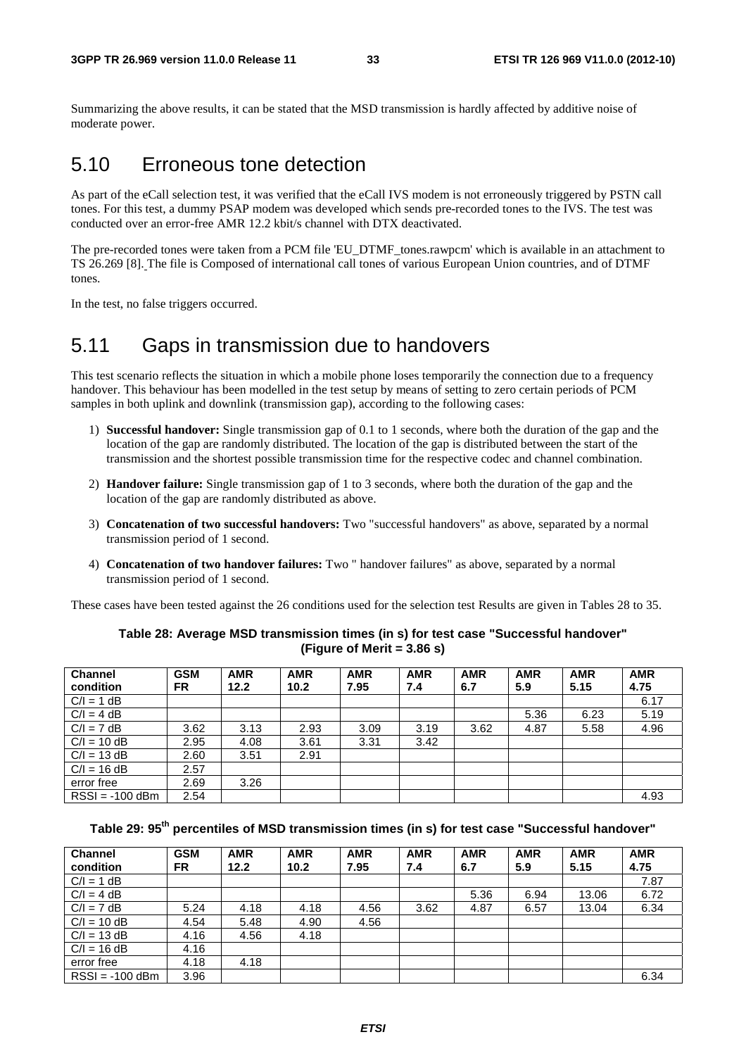Summarizing the above results, it can be stated that the MSD transmission is hardly affected by additive noise of moderate power.

# 5.10 Erroneous tone detection

As part of the eCall selection test, it was verified that the eCall IVS modem is not erroneously triggered by PSTN call tones. For this test, a dummy PSAP modem was developed which sends pre-recorded tones to the IVS. The test was conducted over an error-free AMR 12.2 kbit/s channel with DTX deactivated.

The pre-recorded tones were taken from a PCM file 'EU_DTMF_tones.rawpcm' which is available in an attachment to TS 26.269 [8]. The file is Composed of international call tones of various European Union countries, and of DTMF tones.

In the test, no false triggers occurred.

# 5.11 Gaps in transmission due to handovers

This test scenario reflects the situation in which a mobile phone loses temporarily the connection due to a frequency handover. This behaviour has been modelled in the test setup by means of setting to zero certain periods of PCM samples in both uplink and downlink (transmission gap), according to the following cases:

1) **Successful handover:** Single transmission gap of 0.1 to 1 seconds, where both the duration of the gap and the location of the gap are randomly distributed. The location of the gap is distributed between the start of the transmission and the shortest possible transmission time for the respective codec and channel combination.

2) **Handover failure:** Single transmission gap of 1 to 3 seconds, where both the duration of the gap and the location of the gap are randomly distributed as above.

3) **Concatenation of two successful handovers:** Two "successful handovers" as above, separated by a normal transmission period of 1 second.

4) **Concatenation of two handover failures:** Two " handover failures" as above, separated by a normal transmission period of 1 second.

These cases have been tested against the 26 conditions used for the selection test Results are given in Tables 28 to 35.

**Table 28: Average MSD transmission times (in s) for test case "Successful handover" (Figure of Merit = 3.86 s)**

| Channel condition | GSM FR | AMR 12.2 | AMR 10.2 | AMR 7.95 | AMR 7.4 | AMR 6.7 | AMR 5.9 | AMR 5.15 | AMR 4.75 |
|---|---|---|---|---|---|---|---|---|---|
| C/I = 1 dB | | | | | | | | | 6.17 |
| C/I = 4 dB | | | | | | | 5.36 | 6.23 | 5.19 |
| C/I = 7 dB | 3.62 | 3.13 | 2.93 | 3.09 | 3.19 | 3.62 | 4.87 | 5.58 | 4.96 |
| C/I = 10 dB | 2.95 | 4.08 | 3.61 | 3.31 | 3.42 | | | | |
| C/I = 13 dB | 2.60 | 3.51 | 2.91 | | | | | | |
| C/I = 16 dB | 2.57 | | | | | | | | |
| error free | 2.69 | 3.26 | | | | | | | |
| RSSI = -100 dBm | 2.54 | | | | | | | | 4.93 |

**Table 29: 95th percentiles of MSD transmission times (in s) for test case "Successful handover"**

| Channel condition | GSM FR | AMR 12.2 | AMR 10.2 | AMR 7.95 | AMR 7.4 | AMR 6.7 | AMR 5.9 | AMR 5.15 | AMR 4.75 |
|---|---|---|---|---|---|---|---|---|---|
| C/I = 1 dB | | | | | | | | | 7.87 |
| C/I = 4 dB | | | | | | 5.36 | 6.94 | 13.06 | 6.72 |
| C/I = 7 dB | 5.24 | 4.18 | 4.18 | 4.56 | 3.62 | 4.87 | 6.57 | 13.04 | 6.34 |
| C/I = 10 dB | 4.54 | 5.48 | 4.90 | 4.56 | | | | | |
| C/I = 13 dB | 4.16 | 4.56 | 4.18 | | | | | | |
| C/I = 16 dB | 4.16 | | | | | | | | |
| error free | 4.18 | 4.18 | | | | | | | |
| RSSI = -100 dBm | 3.96 | | | | | | | | 6.34 |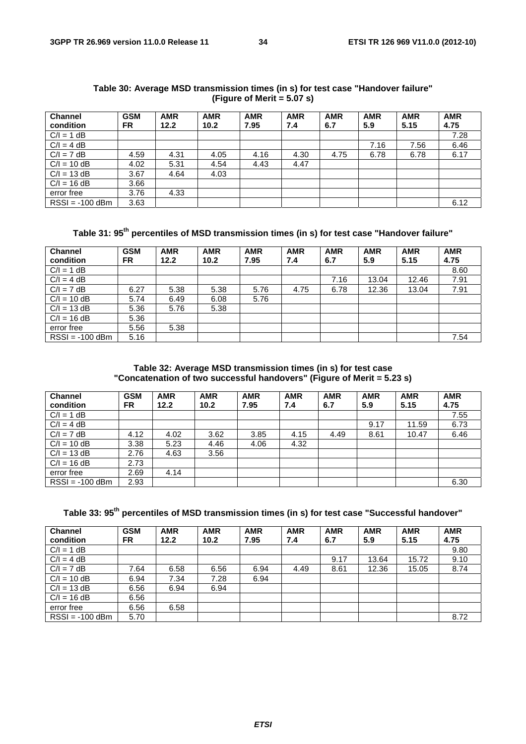**Table 30: Average MSD transmission times (in s) for test case "Handover failure" (Figure of Merit = 5.07 s)**

| Channel condition | GSM FR | AMR 12.2 | AMR 10.2 | AMR 7.95 | AMR 7.4 | AMR 6.7 | AMR 5.9 | AMR 5.15 | AMR 4.75 |
|---|---|---|---|---|---|---|---|---|---|
| C/I = 1 dB | | | | | | | | | 7.28 |
| C/I = 4 dB | | | | | | | 7.16 | 7.56 | 6.46 |
| C/I = 7 dB | 4.59 | 4.31 | 4.05 | 4.16 | 4.30 | 4.75 | 6.78 | 6.78 | 6.17 |
| C/I = 10 dB | 4.02 | 5.31 | 4.54 | 4.43 | 4.47 | | | | |
| C/I = 13 dB | 3.67 | 4.64 | 4.03 | | | | | | |
| C/I = 16 dB | 3.66 | | | | | | | | |
| error free | 3.76 | 4.33 | | | | | | | |
| RSSI = -100 dBm | 3.63 | | | | | | | | 6.12 |

**Table 31: 95th percentiles of MSD transmission times (in s) for test case "Handover failure"**

| Channel condition | GSM FR | AMR 12.2 | AMR 10.2 | AMR 7.95 | AMR 7.4 | AMR 6.7 | AMR 5.9 | AMR 5.15 | AMR 4.75 |
|---|---|---|---|---|---|---|---|---|---|
| C/I = 1 dB | | | | | | | | | 8.60 |
| C/I = 4 dB | | | | | | 7.16 | 13.04 | 12.46 | 7.91 |
| C/I = 7 dB | 6.27 | 5.38 | 5.38 | 5.76 | 4.75 | 6.78 | 12.36 | 13.04 | 7.91 |
| C/I = 10 dB | 5.74 | 6.49 | 6.08 | 5.76 | | | | | |
| C/I = 13 dB | 5.36 | 5.76 | 5.38 | | | | | | |
| C/I = 16 dB | 5.36 | | | | | | | | |
| error free | 5.56 | 5.38 | | | | | | | |
| RSSI = -100 dBm | 5.16 | | | | | | | | 7.54 |

**Table 32: Average MSD transmission times (in s) for test case "Concatenation of two successful handovers" (Figure of Merit = 5.23 s)**

| Channel condition | GSM FR | AMR 12.2 | AMR 10.2 | AMR 7.95 | AMR 7.4 | AMR 6.7 | AMR 5.9 | AMR 5.15 | AMR 4.75 |
|---|---|---|---|---|---|---|---|---|---|
| C/I = 1 dB | | | | | | | | | 7.55 |
| C/I = 4 dB | | | | | | | 9.17 | 11.59 | 6.73 |
| C/I = 7 dB | 4.12 | 4.02 | 3.62 | 3.85 | 4.15 | 4.49 | 8.61 | 10.47 | 6.46 |
| C/I = 10 dB | 3.38 | 5.23 | 4.46 | 4.06 | 4.32 | | | | |
| C/I = 13 dB | 2.76 | 4.63 | 3.56 | | | | | | |
| C/I = 16 dB | 2.73 | | | | | | | | |
| error free | 2.69 | 4.14 | | | | | | | |
| RSSI = -100 dBm | 2.93 | | | | | | | | 6.30 |

**Table 33: 95th percentiles of MSD transmission times (in s) for test case "Successful handover"**

| Channel condition | GSM FR | AMR 12.2 | AMR 10.2 | AMR 7.95 | AMR 7.4 | AMR 6.7 | AMR 5.9 | AMR 5.15 | AMR 4.75 |
|---|---|---|---|---|---|---|---|---|---|
| C/I = 1 dB | | | | | | | | | 9.80 |
| C/I = 4 dB | | | | | | 9.17 | 13.64 | 15.72 | 9.10 |
| C/I = 7 dB | 7.64 | 6.58 | 6.56 | 6.94 | 4.49 | 8.61 | 12.36 | 15.05 | 8.74 |
| C/I = 10 dB | 6.94 | 7.34 | 7.28 | 6.94 | | | | | |
| C/I = 13 dB | 6.56 | 6.94 | 6.94 | | | | | | |
| C/I = 16 dB | 6.56 | | | | | | | | |
| error free | 6.56 | 6.58 | | | | | | | |
| RSSI = -100 dBm | 5.70 | | | | | | | | 8.72 |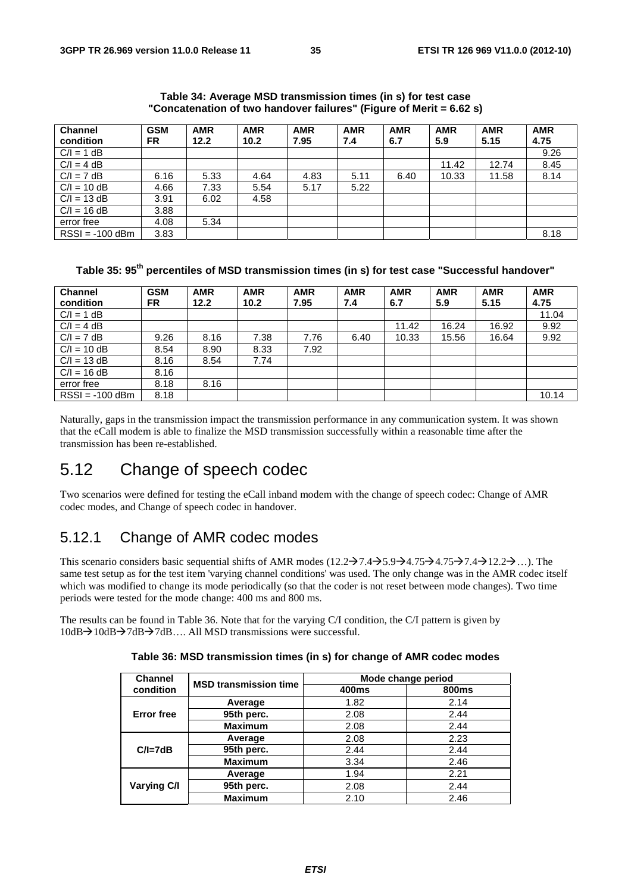**Table 34: Average MSD transmission times (in s) for test case "Concatenation of two handover failures" (Figure of Merit = 6.62 s)**

| Channel condition | GSM FR | AMR 12.2 | AMR 10.2 | AMR 7.95 | AMR 7.4 | AMR 6.7 | AMR 5.9 | AMR 5.15 | AMR 4.75 |
|---|---|---|---|---|---|---|---|---|---|
| C/I = 1 dB | | | | | | | | | 9.26 |
| C/I = 4 dB | | | | | | | 11.42 | 12.74 | 8.45 |
| C/I = 7 dB | 6.16 | 5.33 | 4.64 | 4.83 | 5.11 | 6.40 | 10.33 | 11.58 | 8.14 |
| C/I = 10 dB | 4.66 | 7.33 | 5.54 | 5.17 | 5.22 | | | | |
| C/I = 13 dB | 3.91 | 6.02 | 4.58 | | | | | | |
| C/I = 16 dB | 3.88 | | | | | | | | |
| error free | 4.08 | 5.34 | | | | | | | |
| RSSI = -100 dBm | 3.83 | | | | | | | | 8.18 |

**Table 35: 95th percentiles of MSD transmission times (in s) for test case "Successful handover"**

| Channel condition | GSM FR | AMR 12.2 | AMR 10.2 | AMR 7.95 | AMR 7.4 | AMR 6.7 | AMR 5.9 | AMR 5.15 | AMR 4.75 |
|---|---|---|---|---|---|---|---|---|---|
| C/I = 1 dB | | | | | | | | | 11.04 |
| C/I = 4 dB | | | | | | 11.42 | 16.24 | 16.92 | 9.92 |
| C/I = 7 dB | 9.26 | 8.16 | 7.38 | 7.76 | 6.40 | 10.33 | 15.56 | 16.64 | 9.92 |
| C/I = 10 dB | 8.54 | 8.90 | 8.33 | 7.92 | | | | | |
| C/I = 13 dB | 8.16 | 8.54 | 7.74 | | | | | | |
| C/I = 16 dB | 8.16 | | | | | | | | |
| error free | 8.18 | 8.16 | | | | | | | |
| RSSI = -100 dBm | 8.18 | | | | | | | | 10.14 |

Naturally, gaps in the transmission impact the transmission performance in any communication system. It was shown that the eCall modem is able to finalize the MSD transmission successfully within a reasonable time after the transmission has been re-established.

## 5.12 Change of speech codec

Two scenarios were defined for testing the eCall inband modem with the change of speech codec: Change of AMR codec modes, and Change of speech codec in handover.

### 5.12.1 Change of AMR codec modes

This scenario considers basic sequential shifts of AMR modes (12.2→7.4→5.9→4.75→4.75→7.4→12.2→…). The same test setup as for the test item 'varying channel conditions' was used. The only change was in the AMR codec itself which was modified to change its mode periodically (so that the coder is not reset between mode changes). Two time periods were tested for the mode change: 400 ms and 800 ms.

The results can be found in Table 36. Note that for the varying C/I condition, the C/I pattern is given by 10dB→10dB→7dB→7dB…. All MSD transmissions were successful.

**Table 36: MSD transmission times (in s) for change of AMR codec modes**

| Channel condition | MSD transmission time | Mode change period | |
|---|---|---|---|
| | | 400ms | 800ms |
| Error free | Average | 1.82 | 2.14 |
| | 95th perc. | 2.08 | 2.44 |
| | Maximum | 2.08 | 2.44 |
| C/I=7dB | Average | 2.08 | 2.23 |
| | 95th perc. | 2.44 | 2.44 |
| | Maximum | 3.34 | 2.46 |
| Varying C/I | Average | 1.94 | 2.21 |
| | 95th perc. | 2.08 | 2.44 |
| | Maximum | 2.10 | 2.46 |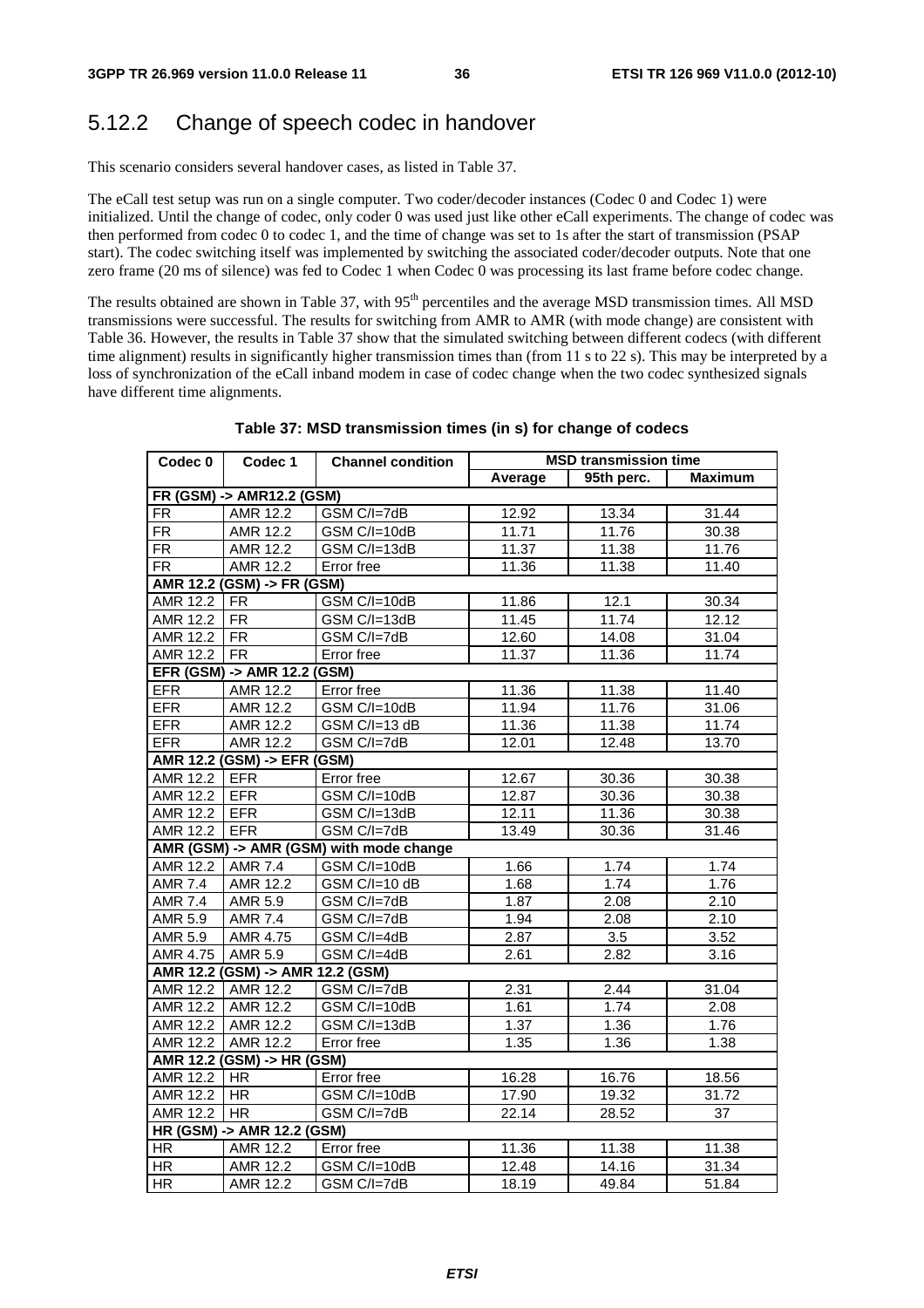## 5.12.2 Change of speech codec in handover

This scenario considers several handover cases, as listed in Table 37.

The eCall test setup was run on a single computer. Two coder/decoder instances (Codec 0 and Codec 1) were initialized. Until the change of codec, only coder 0 was used just like other eCall experiments. The change of codec was then performed from codec 0 to codec 1, and the time of change was set to 1s after the start of transmission (PSAP start). The codec switching itself was implemented by switching the associated coder/decoder outputs. Note that one zero frame (20 ms of silence) was fed to Codec 1 when Codec 0 was processing its last frame before codec change.

The results obtained are shown in Table 37, with 95[th] percentiles and the average MSD transmission times. All MSD transmissions were successful. The results for switching from AMR to AMR (with mode change) are consistent with Table 36. However, the results in Table 37 show that the simulated switching between different codecs (with different time alignment) results in significantly higher transmission times than (from 11 s to 22 s). This may be interpreted by a loss of synchronization of the eCall inband modem in case of codec change when the two codec synthesized signals have different time alignments.

**Table 37: MSD transmission times (in s) for change of codecs**

| Codec 0 | Codec 1 | Channel condition | MSD transmission time | | |
|---|---|---|---|---|---|
| | | | Average | 95th perc. | Maximum |
| **FR (GSM) -> AMR12.2 (GSM)** | | | | | |
| FR | AMR 12.2 | GSM C/I=7dB | 12.92 | 13.34 | 31.44 |
| FR | AMR 12.2 | GSM C/I=10dB | 11.71 | 11.76 | 30.38 |
| FR | AMR 12.2 | GSM C/I=13dB | 11.37 | 11.38 | 11.76 |
| FR | AMR 12.2 | Error free | 11.36 | 11.38 | 11.40 |
| **AMR 12.2 (GSM) -> FR (GSM)** | | | | | |
| AMR 12.2 | FR | GSM C/I=10dB | 11.86 | 12.1 | 30.34 |
| AMR 12.2 | FR | GSM C/I=13dB | 11.45 | 11.74 | 12.12 |
| AMR 12.2 | FR | GSM C/I=7dB | 12.60 | 14.08 | 31.04 |
| AMR 12.2 | FR | Error free | 11.37 | 11.36 | 11.74 |
| **EFR (GSM) -> AMR 12.2 (GSM)** | | | | | |
| EFR | AMR 12.2 | Error free | 11.36 | 11.38 | 11.40 |
| EFR | AMR 12.2 | GSM C/I=10dB | 11.94 | 11.76 | 31.06 |
| EFR | AMR 12.2 | GSM C/I=13 dB | 11.36 | 11.38 | 11.74 |
| EFR | AMR 12.2 | GSM C/I=7dB | 12.01 | 12.48 | 13.70 |
| **AMR 12.2 (GSM) -> EFR (GSM)** | | | | | |
| AMR 12.2 | EFR | Error free | 12.67 | 30.36 | 30.38 |
| AMR 12.2 | EFR | GSM C/I=10dB | 12.87 | 30.36 | 30.38 |
| AMR 12.2 | EFR | GSM C/I=13dB | 12.11 | 11.36 | 30.38 |
| AMR 12.2 | EFR | GSM C/I=7dB | 13.49 | 30.36 | 31.46 |
| **AMR (GSM) -> AMR (GSM) with mode change** | | | | | |
| AMR 12.2 | AMR 7.4 | GSM C/I=10dB | 1.66 | 1.74 | 1.74 |
| AMR 7.4 | AMR 12.2 | GSM C/I=10 dB | 1.68 | 1.74 | 1.76 |
| AMR 7.4 | AMR 5.9 | GSM C/I=7dB | 1.87 | 2.08 | 2.10 |
| AMR 5.9 | AMR 7.4 | GSM C/I=7dB | 1.94 | 2.08 | 2.10 |
| AMR 5.9 | AMR 4.75 | GSM C/I=4dB | 2.87 | 3.5 | 3.52 |
| AMR 4.75 | AMR 5.9 | GSM C/I=4dB | 2.61 | 2.82 | 3.16 |
| **AMR 12.2 (GSM) -> AMR 12.2 (GSM)** | | | | | |
| AMR 12.2 | AMR 12.2 | GSM C/I=7dB | 2.31 | 2.44 | 31.04 |
| AMR 12.2 | AMR 12.2 | GSM C/I=10dB | 1.61 | 1.74 | 2.08 |
| AMR 12.2 | AMR 12.2 | GSM C/I=13dB | 1.37 | 1.36 | 1.76 |
| AMR 12.2 | AMR 12.2 | Error free | 1.35 | 1.36 | 1.38 |
| **AMR 12.2 (GSM) -> HR (GSM)** | | | | | |
| AMR 12.2 | HR | Error free | 16.28 | 16.76 | 18.56 |
| AMR 12.2 | HR | GSM C/I=10dB | 17.90 | 19.32 | 31.72 |
| AMR 12.2 | HR | GSM C/I=7dB | 22.14 | 28.52 | 37 |
| **HR (GSM) -> AMR 12.2 (GSM)** | | | | | |
| HR | AMR 12.2 | Error free | 11.36 | 11.38 | 11.38 |
| HR | AMR 12.2 | GSM C/I=10dB | 12.48 | 14.16 | 31.34 |
| HR | AMR 12.2 | GSM C/I=7dB | 18.19 | 49.84 | 51.84 |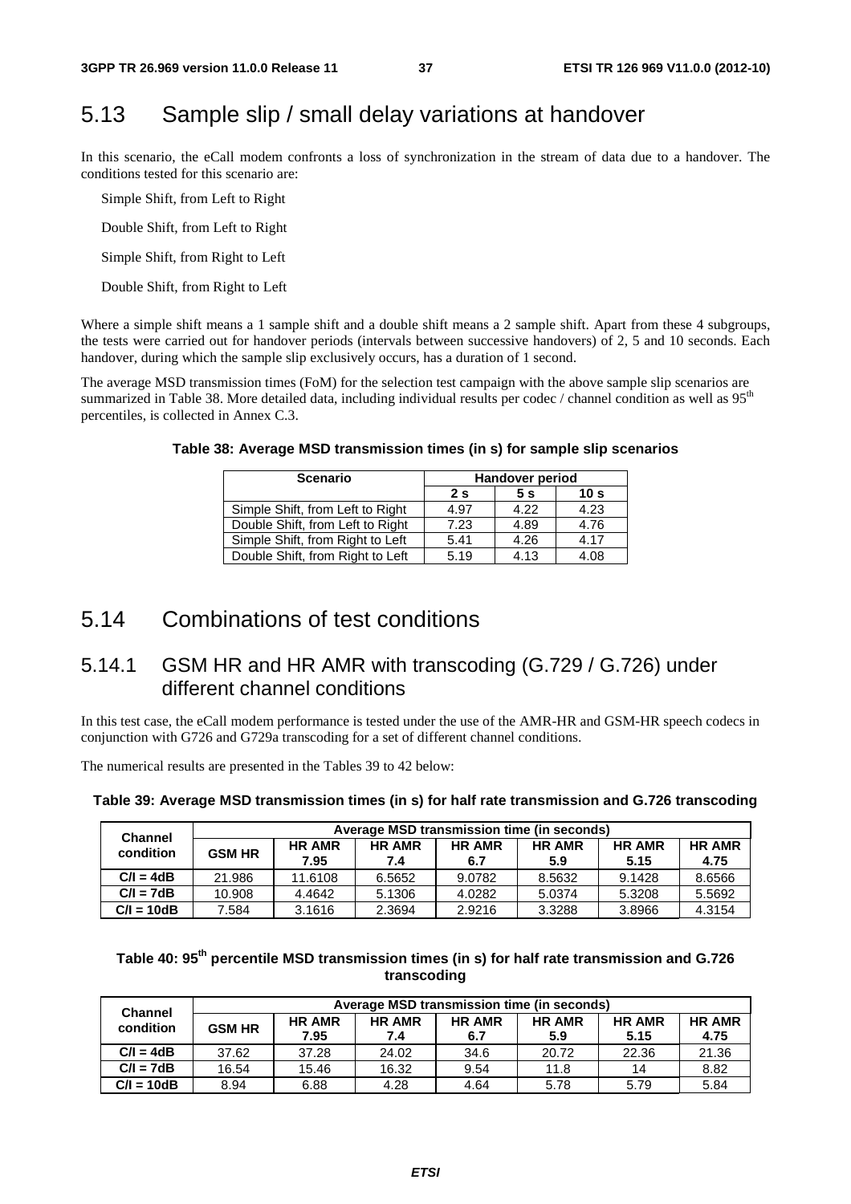## 5.13 Sample slip / small delay variations at handover

In this scenario, the eCall modem confronts a loss of synchronization in the stream of data due to a handover. The conditions tested for this scenario are:

Simple Shift, from Left to Right

Double Shift, from Left to Right

Simple Shift, from Right to Left

Double Shift, from Right to Left

Where a simple shift means a 1 sample shift and a double shift means a 2 sample shift. Apart from these 4 subgroups, the tests were carried out for handover periods (intervals between successive handovers) of 2, 5 and 10 seconds. Each handover, during which the sample slip exclusively occurs, has a duration of 1 second.

The average MSD transmission times (FoM) for the selection test campaign with the above sample slip scenarios are summarized in Table 38. More detailed data, including individual results per codec / channel condition as well as 95th percentiles, is collected in Annex C.3.

**Table 38: Average MSD transmission times (in s) for sample slip scenarios**

| Scenario | Handover period | | |
|---|---|---|---|
| | 2 s | 5 s | 10 s |
| Simple Shift, from Left to Right | 4.97 | 4.22 | 4.23 |
| Double Shift, from Left to Right | 7.23 | 4.89 | 4.76 |
| Simple Shift, from Right to Left | 5.41 | 4.26 | 4.17 |
| Double Shift, from Right to Left | 5.19 | 4.13 | 4.08 |

## 5.14 Combinations of test conditions

### 5.14.1 GSM HR and HR AMR with transcoding (G.729 / G.726) under different channel conditions

In this test case, the eCall modem performance is tested under the use of the AMR-HR and GSM-HR speech codecs in conjunction with G726 and G729a transcoding for a set of different channel conditions.

The numerical results are presented in the Tables 39 to 42 below:

**Table 39: Average MSD transmission times (in s) for half rate transmission and G.726 transcoding**

| Channel condition | Average MSD transmission time (in seconds) | | | | | | |
|---|---|---|---|---|---|---|---|
| | GSM HR | HR AMR 7.95 | HR AMR 7.4 | HR AMR 6.7 | HR AMR 5.9 | HR AMR 5.15 | HR AMR 4.75 |
| C/I = 4dB | 21.986 | 11.6108 | 6.5652 | 9.0782 | 8.5632 | 9.1428 | 8.6566 |
| C/I = 7dB | 10.908 | 4.4642 | 5.1306 | 4.0282 | 5.0374 | 5.3208 | 5.5692 |
| C/I = 10dB | 7.584 | 3.1616 | 2.3694 | 2.9216 | 3.3288 | 3.8966 | 4.3154 |

**Table 40: 95th percentile MSD transmission times (in s) for half rate transmission and G.726 transcoding**

| Channel condition | Average MSD transmission time (in seconds) | | | | | | |
|---|---|---|---|---|---|---|---|
| | GSM HR | HR AMR 7.95 | HR AMR 7.4 | HR AMR 6.7 | HR AMR 5.9 | HR AMR 5.15 | HR AMR 4.75 |
| C/I = 4dB | 37.62 | 37.28 | 24.02 | 34.6 | 20.72 | 22.36 | 21.36 |
| C/I = 7dB | 16.54 | 15.46 | 16.32 | 9.54 | 11.8 | 14 | 8.82 |
| C/I = 10dB | 8.94 | 6.88 | 4.28 | 4.64 | 5.78 | 5.79 | 5.84 |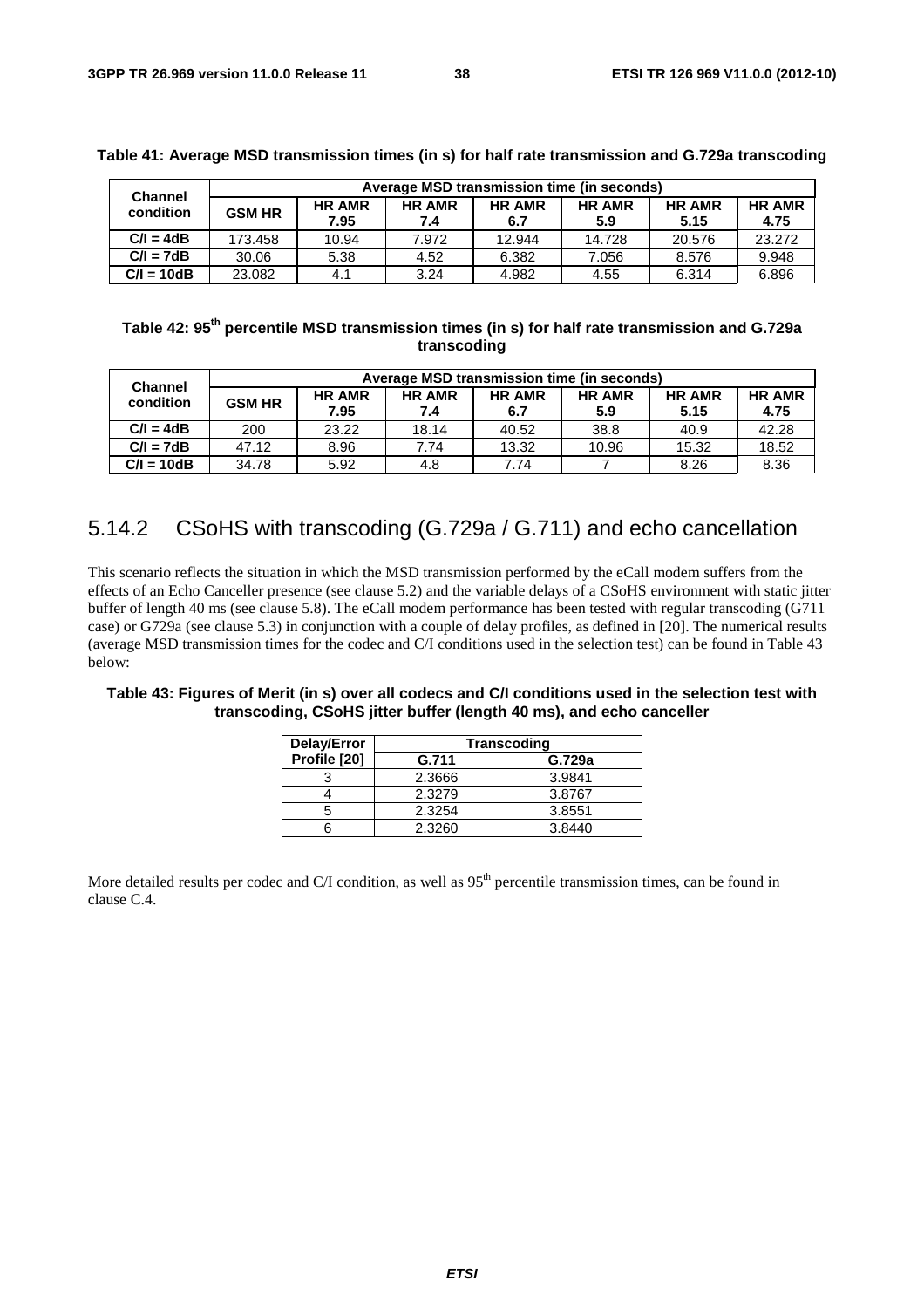**Table 41: Average MSD transmission times (in s) for half rate transmission and G.729a transcoding**

| Channel condition | Average MSD transmission time (in seconds) | | | | | | |
|---|---|---|---|---|---|---|---|
| | GSM HR | HR AMR 7.95 | HR AMR 7.4 | HR AMR 6.7 | HR AMR 5.9 | HR AMR 5.15 | HR AMR 4.75 |
| C/I = 4dB | 173.458 | 10.94 | 7.972 | 12.944 | 14.728 | 20.576 | 23.272 |
| C/I = 7dB | 30.06 | 5.38 | 4.52 | 6.382 | 7.056 | 8.576 | 9.948 |
| C/I = 10dB | 23.082 | 4.1 | 3.24 | 4.982 | 4.55 | 6.314 | 6.896 |

**Table 42: 95th percentile MSD transmission times (in s) for half rate transmission and G.729a transcoding**

| Channel condition | Average MSD transmission time (in seconds) | | | | | | |
|---|---|---|---|---|---|---|---|
| | GSM HR | HR AMR 7.95 | HR AMR 7.4 | HR AMR 6.7 | HR AMR 5.9 | HR AMR 5.15 | HR AMR 4.75 |
| C/I = 4dB | 200 | 23.22 | 18.14 | 40.52 | 38.8 | 40.9 | 42.28 |
| C/I = 7dB | 47.12 | 8.96 | 7.74 | 13.32 | 10.96 | 15.32 | 18.52 |
| C/I = 10dB | 34.78 | 5.92 | 4.8 | 7.74 | 7 | 8.26 | 8.36 |

### 5.14.2 CSoHS with transcoding (G.729a / G.711) and echo cancellation

This scenario reflects the situation in which the MSD transmission performed by the eCall modem suffers from the effects of an Echo Canceller presence (see clause 5.2) and the variable delays of a CSoHS environment with static jitter buffer of length 40 ms (see clause 5.8). The eCall modem performance has been tested with regular transcoding (G711 case) or G729a (see clause 5.3) in conjunction with a couple of delay profiles, as defined in [20]. The numerical results (average MSD transmission times for the codec and C/I conditions used in the selection test) can be found in Table 43 below:

**Table 43: Figures of Merit (in s) over all codecs and C/I conditions used in the selection test with transcoding, CSoHS jitter buffer (length 40 ms), and echo canceller**

| Delay/Error Profile [20] | Transcoding | |
|---|---|---|
| | G.711 | G.729a |
| 3 | 2.3666 | 3.9841 |
| 4 | 2.3279 | 3.8767 |
| 5 | 2.3254 | 3.8551 |
| 6 | 2.3260 | 3.8440 |

More detailed results per codec and C/I condition, as well as 95th percentile transmission times, can be found in clause C.4.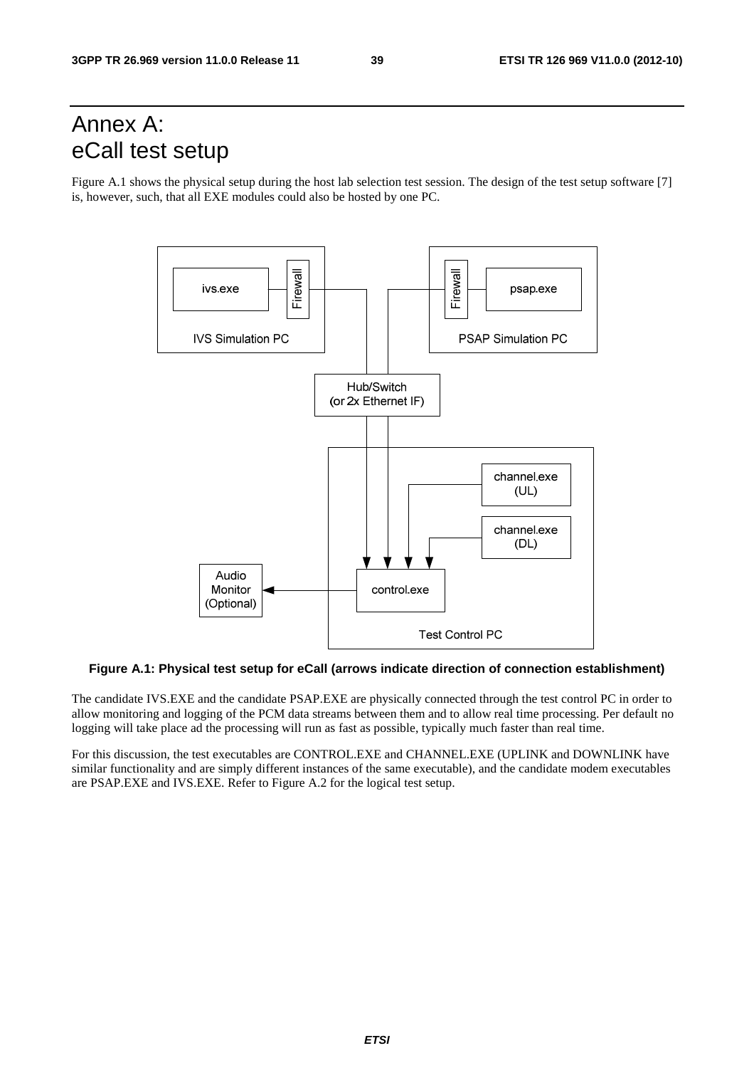# Annex A: eCall test setup

Figure A.1 shows the physical setup during the host lab selection test session. The design of the test setup software [7] is, however, such, that all EXE modules could also be hosted by one PC.

**Figure A.1: Physical test setup for eCall (arrows indicate direction of connection establishment)**

The candidate IVS.EXE and the candidate PSAP.EXE are physically connected through the test control PC in order to allow monitoring and logging of the PCM data streams between them and to allow real time processing. Per default no logging will take place ad the processing will run as fast as possible, typically much faster than real time.

For this discussion, the test executables are CONTROL.EXE and CHANNEL.EXE (UPLINK and DOWNLINK have similar functionality and are simply different instances of the same executable), and the candidate modem executables are PSAP.EXE and IVS.EXE. Refer to Figure A.2 for the logical test setup.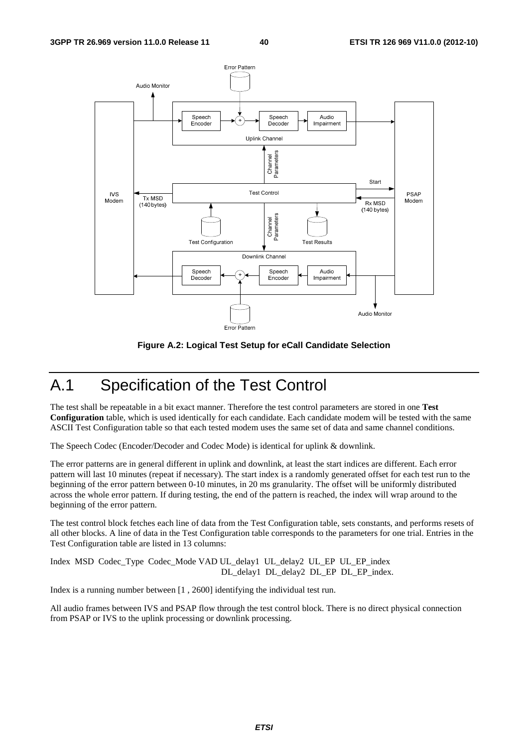**Figure A.2: Logical Test Setup for eCall Candidate Selection**

# A.1 Specification of the Test Control

The test shall be repeatable in a bit exact manner. Therefore the test control parameters are stored in one **Test Configuration** table, which is used identically for each candidate. Each candidate modem will be tested with the same ASCII Test Configuration table so that each tested modem uses the same set of data and same channel conditions.

The Speech Codec (Encoder/Decoder and Codec Mode) is identical for uplink & downlink.

The error patterns are in general different in uplink and downlink, at least the start indices are different. Each error pattern will last 10 minutes (repeat if necessary). The start index is a randomly generated offset for each test run to the beginning of the error pattern between 0-10 minutes, in 20 ms granularity. The offset will be uniformly distributed across the whole error pattern. If during testing, the end of the pattern is reached, the index will wrap around to the beginning of the error pattern.

The test control block fetches each line of data from the Test Configuration table, sets constants, and performs resets of all other blocks. A line of data in the Test Configuration table corresponds to the parameters for one trial. Entries in the Test Configuration table are listed in 13 columns:

Index MSD Codec_Type Codec_Mode VAD UL_delay1 UL_delay2 UL_EP UL_EP_index
DL_delay1 DL_delay2 DL_EP DL_EP_index.

Index is a running number between [1 , 2600] identifying the individual test run.

All audio frames between IVS and PSAP flow through the test control block. There is no direct physical connection from PSAP or IVS to the uplink processing or downlink processing.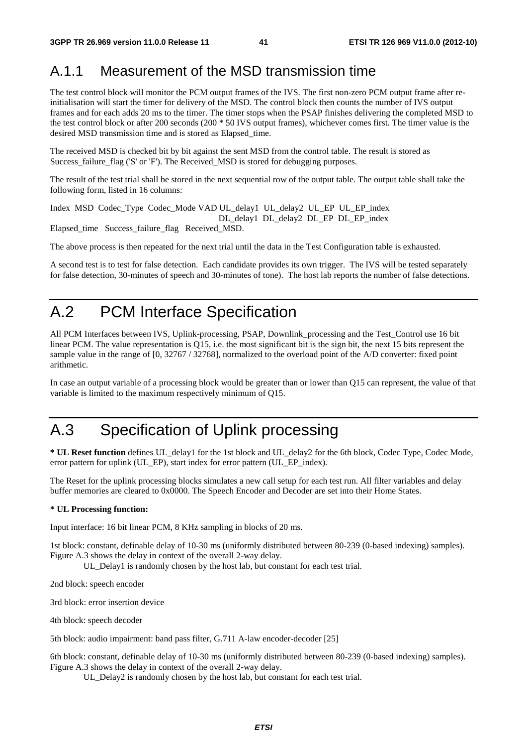## A.1.1 Measurement of the MSD transmission time

The test control block will monitor the PCM output frames of the IVS. The first non-zero PCM output frame after re-initialisation will start the timer for delivery of the MSD. The control block then counts the number of IVS output frames and for each adds 20 ms to the timer. The timer stops when the PSAP finishes delivering the completed MSD to the test control block or after 200 seconds (200 * 50 IVS output frames), whichever comes first. The timer value is the desired MSD transmission time and is stored as Elapsed_time.

The received MSD is checked bit by bit against the sent MSD from the control table. The result is stored as Success_failure_flag ('S' or 'F'). The Received_MSD is stored for debugging purposes.

The result of the test trial shall be stored in the next sequential row of the output table. The output table shall take the following form, listed in 16 columns:

Index MSD Codec_Type Codec_Mode VAD UL_delay1 UL_delay2 UL_EP UL_EP_index
DL_delay1 DL_delay2 DL_EP DL_EP_index
Elapsed_time Success_failure_flag Received_MSD.

The above process is then repeated for the next trial until the data in the Test Configuration table is exhausted.

A second test is to test for false detection. Each candidate provides its own trigger. The IVS will be tested separately for false detection, 30-minutes of speech and 30-minutes of tone). The host lab reports the number of false detections.

# A.2 PCM Interface Specification

All PCM Interfaces between IVS, Uplink-processing, PSAP, Downlink_processing and the Test_Control use 16 bit linear PCM. The value representation is Q15, i.e. the most significant bit is the sign bit, the next 15 bits represent the sample value in the range of [0, 32767 / 32768], normalized to the overload point of the A/D converter: fixed point arithmetic.

In case an output variable of a processing block would be greater than or lower than Q15 can represent, the value of that variable is limited to the maximum respectively minimum of Q15.

# A.3 Specification of Uplink processing

**\* UL Reset function** defines UL_delay1 for the 1st block and UL_delay2 for the 6th block, Codec Type, Codec Mode, error pattern for uplink (UL_EP), start index for error pattern (UL_EP_index).

The Reset for the uplink processing blocks simulates a new call setup for each test run. All filter variables and delay buffer memories are cleared to 0x0000. The Speech Encoder and Decoder are set into their Home States.

**\* UL Processing function:**

Input interface: 16 bit linear PCM, 8 KHz sampling in blocks of 20 ms.

1st block: constant, definable delay of 10-30 ms (uniformly distributed between 80-239 (0-based indexing) samples). Figure A.3 shows the delay in context of the overall 2-way delay.

UL_Delay1 is randomly chosen by the host lab, but constant for each test trial.

2nd block: speech encoder

3rd block: error insertion device

4th block: speech decoder

5th block: audio impairment: band pass filter, G.711 A-law encoder-decoder [25]

6th block: constant, definable delay of 10-30 ms (uniformly distributed between 80-239 (0-based indexing) samples). Figure A.3 shows the delay in context of the overall 2-way delay.

UL_Delay2 is randomly chosen by the host lab, but constant for each test trial.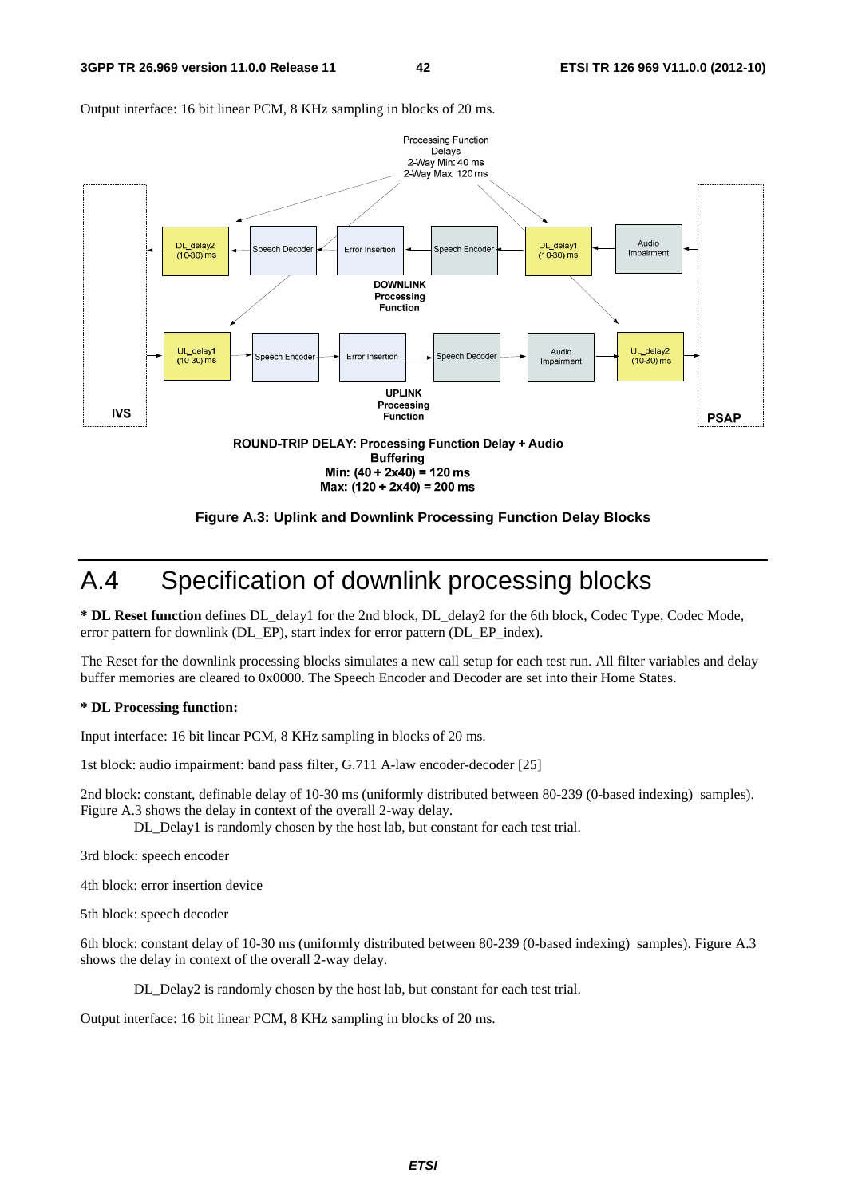Output interface: 16 bit linear PCM, 8 KHz sampling in blocks of 20 ms.

Processing Function Delays
2-Way Min: 40 ms
2-Way Max: 120 ms

DL_delay2 (10-30) ms | Speech Decoder | Error Insertion | Speech Encoder | DL_delay1 (10-30) ms | Audio Impairment

DOWNLINK Processing Function

UL_delay1 (10-30) ms | Speech Encoder | Error Insertion | Speech Decoder | Audio Impairment | UL_delay2 (10-30) ms

UPLINK Processing Function

IVS

PSAP

ROUND-TRIP DELAY: Processing Function Delay + Audio Buffering
Min: (40 + 2x40) = 120 ms
Max: (120 + 2x40) = 200 ms

**Figure A.3: Uplink and Downlink Processing Function Delay Blocks**

# A.4 Specification of downlink processing blocks

**\* DL Reset function** defines DL_delay1 for the 2nd block, DL_delay2 for the 6th block, Codec Type, Codec Mode, error pattern for downlink (DL_EP), start index for error pattern (DL_EP_index).

The Reset for the downlink processing blocks simulates a new call setup for each test run. All filter variables and delay buffer memories are cleared to 0x0000. The Speech Encoder and Decoder are set into their Home States.

**\* DL Processing function:**

Input interface: 16 bit linear PCM, 8 KHz sampling in blocks of 20 ms.

1st block: audio impairment: band pass filter, G.711 A-law encoder-decoder [25]

2nd block: constant, definable delay of 10-30 ms (uniformly distributed between 80-239 (0-based indexing) samples). Figure A.3 shows the delay in context of the overall 2-way delay.

DL_Delay1 is randomly chosen by the host lab, but constant for each test trial.

3rd block: speech encoder

4th block: error insertion device

5th block: speech decoder

6th block: constant delay of 10-30 ms (uniformly distributed between 80-239 (0-based indexing) samples). Figure A.3 shows the delay in context of the overall 2-way delay.

DL_Delay2 is randomly chosen by the host lab, but constant for each test trial.

Output interface: 16 bit linear PCM, 8 KHz sampling in blocks of 20 ms.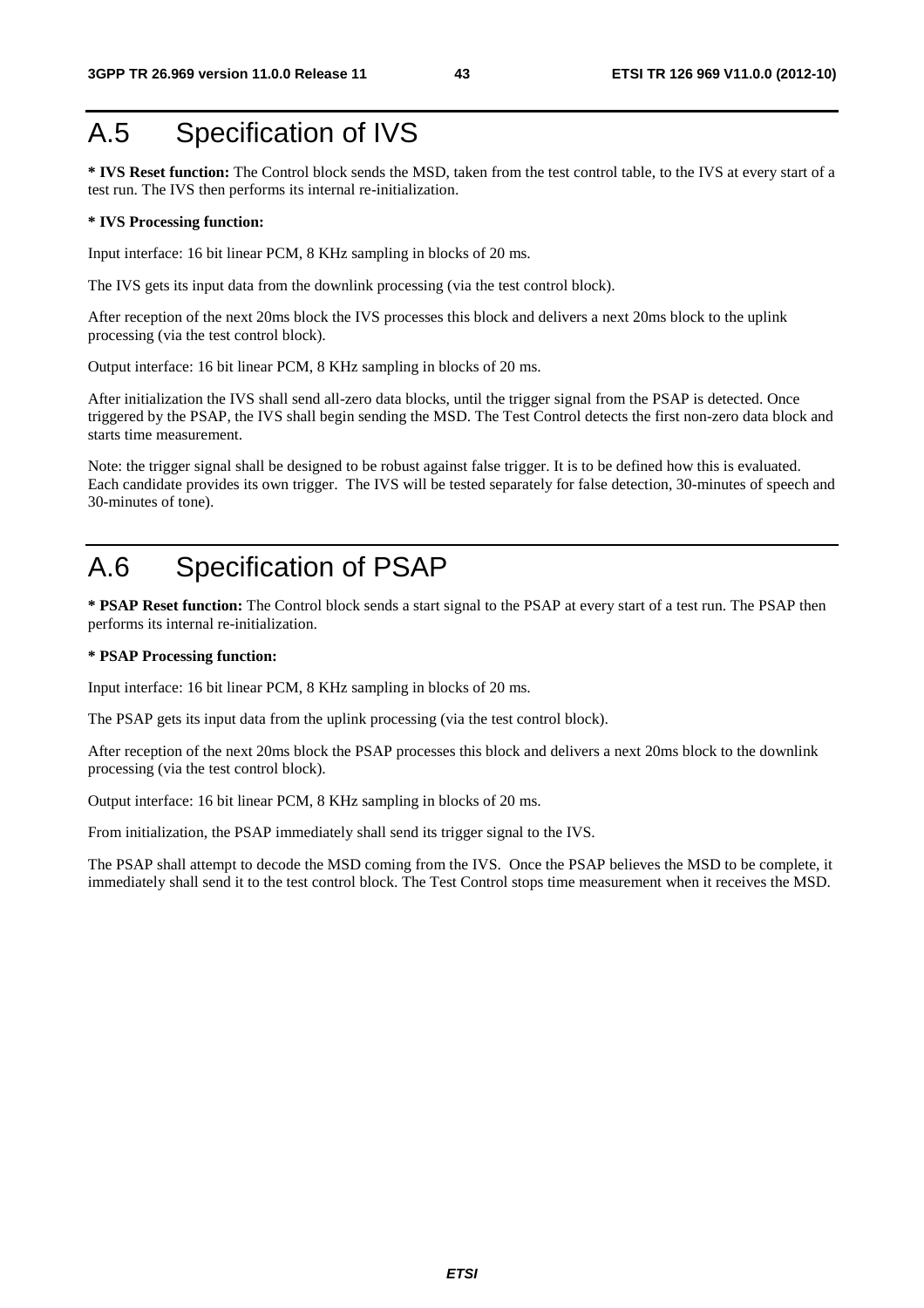# A.5 Specification of IVS

**\* IVS Reset function:** The Control block sends the MSD, taken from the test control table, to the IVS at every start of a test run. The IVS then performs its internal re-initialization.

**\* IVS Processing function:**

Input interface: 16 bit linear PCM, 8 KHz sampling in blocks of 20 ms.

The IVS gets its input data from the downlink processing (via the test control block).

After reception of the next 20ms block the IVS processes this block and delivers a next 20ms block to the uplink processing (via the test control block).

Output interface: 16 bit linear PCM, 8 KHz sampling in blocks of 20 ms.

After initialization the IVS shall send all-zero data blocks, until the trigger signal from the PSAP is detected. Once triggered by the PSAP, the IVS shall begin sending the MSD. The Test Control detects the first non-zero data block and starts time measurement.

Note: the trigger signal shall be designed to be robust against false trigger. It is to be defined how this is evaluated. Each candidate provides its own trigger. The IVS will be tested separately for false detection, 30-minutes of speech and 30-minutes of tone).

# A.6 Specification of PSAP

**\* PSAP Reset function:** The Control block sends a start signal to the PSAP at every start of a test run. The PSAP then performs its internal re-initialization.

**\* PSAP Processing function:**

Input interface: 16 bit linear PCM, 8 KHz sampling in blocks of 20 ms.

The PSAP gets its input data from the uplink processing (via the test control block).

After reception of the next 20ms block the PSAP processes this block and delivers a next 20ms block to the downlink processing (via the test control block).

Output interface: 16 bit linear PCM, 8 KHz sampling in blocks of 20 ms.

From initialization, the PSAP immediately shall send its trigger signal to the IVS.

The PSAP shall attempt to decode the MSD coming from the IVS. Once the PSAP believes the MSD to be complete, it immediately shall send it to the test control block. The Test Control stops time measurement when it receives the MSD.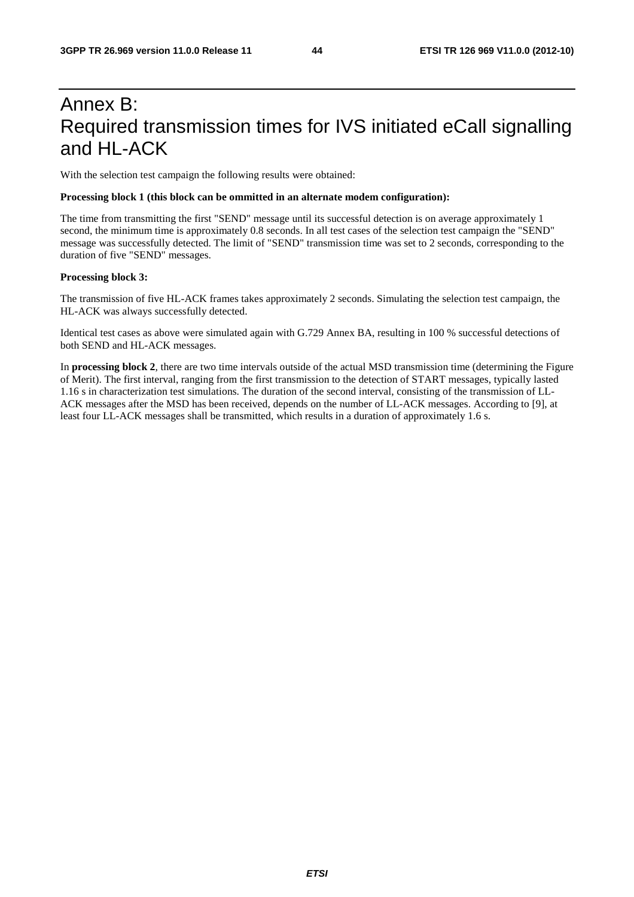# Annex B: Required transmission times for IVS initiated eCall signalling and HL-ACK

With the selection test campaign the following results were obtained:

**Processing block 1 (this block can be ommitted in an alternate modem configuration):**

The time from transmitting the first "SEND" message until its successful detection is on average approximately 1 second, the minimum time is approximately 0.8 seconds. In all test cases of the selection test campaign the "SEND" message was successfully detected. The limit of "SEND" transmission time was set to 2 seconds, corresponding to the duration of five "SEND" messages.

**Processing block 3:**

The transmission of five HL-ACK frames takes approximately 2 seconds. Simulating the selection test campaign, the HL-ACK was always successfully detected.

Identical test cases as above were simulated again with G.729 Annex BA, resulting in 100 % successful detections of both SEND and HL-ACK messages.

In **processing block 2**, there are two time intervals outside of the actual MSD transmission time (determining the Figure of Merit). The first interval, ranging from the first transmission to the detection of START messages, typically lasted 1.16 s in characterization test simulations. The duration of the second interval, consisting of the transmission of LL-ACK messages after the MSD has been received, depends on the number of LL-ACK messages. According to [9], at least four LL-ACK messages shall be transmitted, which results in a duration of approximately 1.6 s.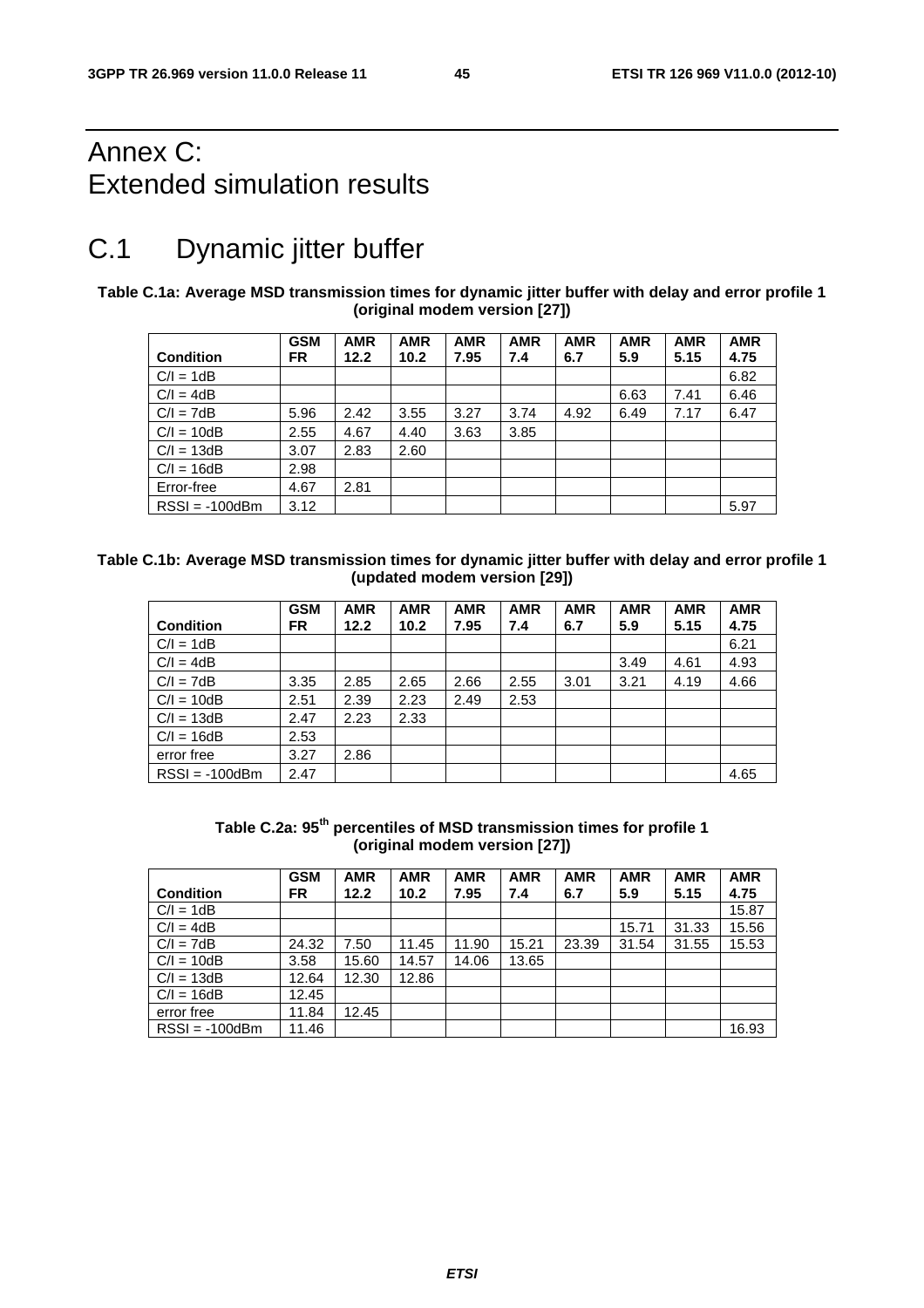# Annex C: Extended simulation results

# C.1 Dynamic jitter buffer

**Table C.1a: Average MSD transmission times for dynamic jitter buffer with delay and error profile 1 (original modem version [27])**

| Condition | GSM FR | AMR 12.2 | AMR 10.2 | AMR 7.95 | AMR 7.4 | AMR 6.7 | AMR 5.9 | AMR 5.15 | AMR 4.75 |
|---|---|---|---|---|---|---|---|---|---|
| C/I = 1dB | | | | | | | | | 6.82 |
| C/I = 4dB | | | | | | | 6.63 | 7.41 | 6.46 |
| C/I = 7dB | 5.96 | 2.42 | 3.55 | 3.27 | 3.74 | 4.92 | 6.49 | 7.17 | 6.47 |
| C/I = 10dB | 2.55 | 4.67 | 4.40 | 3.63 | 3.85 | | | | |
| C/I = 13dB | 3.07 | 2.83 | 2.60 | | | | | | |
| C/I = 16dB | 2.98 | | | | | | | | |
| Error-free | 4.67 | 2.81 | | | | | | | |
| RSSI = -100dBm | 3.12 | | | | | | | | 5.97 |

**Table C.1b: Average MSD transmission times for dynamic jitter buffer with delay and error profile 1 (updated modem version [29])**

| Condition | GSM FR | AMR 12.2 | AMR 10.2 | AMR 7.95 | AMR 7.4 | AMR 6.7 | AMR 5.9 | AMR 5.15 | AMR 4.75 |
|---|---|---|---|---|---|---|---|---|---|
| C/I = 1dB | | | | | | | | | 6.21 |
| C/I = 4dB | | | | | | | 3.49 | 4.61 | 4.93 |
| C/I = 7dB | 3.35 | 2.85 | 2.65 | 2.66 | 2.55 | 3.01 | 3.21 | 4.19 | 4.66 |
| C/I = 10dB | 2.51 | 2.39 | 2.23 | 2.49 | 2.53 | | | | |
| C/I = 13dB | 2.47 | 2.23 | 2.33 | | | | | | |
| C/I = 16dB | 2.53 | | | | | | | | |
| error free | 3.27 | 2.86 | | | | | | | |
| RSSI = -100dBm | 2.47 | | | | | | | | 4.65 |

**Table C.2a: 95th percentiles of MSD transmission times for profile 1 (original modem version [27])**

| Condition | GSM FR | AMR 12.2 | AMR 10.2 | AMR 7.95 | AMR 7.4 | AMR 6.7 | AMR 5.9 | AMR 5.15 | AMR 4.75 |
|---|---|---|---|---|---|---|---|---|---|
| C/I = 1dB | | | | | | | | | 15.87 |
| C/I = 4dB | | | | | | | 15.71 | 31.33 | 15.56 |
| C/I = 7dB | 24.32 | 7.50 | 11.45 | 11.90 | 15.21 | 23.39 | 31.54 | 31.55 | 15.53 |
| C/I = 10dB | 3.58 | 15.60 | 14.57 | 14.06 | 13.65 | | | | |
| C/I = 13dB | 12.64 | 12.30 | 12.86 | | | | | | |
| C/I = 16dB | 12.45 | | | | | | | | |
| error free | 11.84 | 12.45 | | | | | | | |
| RSSI = -100dBm | 11.46 | | | | | | | | 16.93 |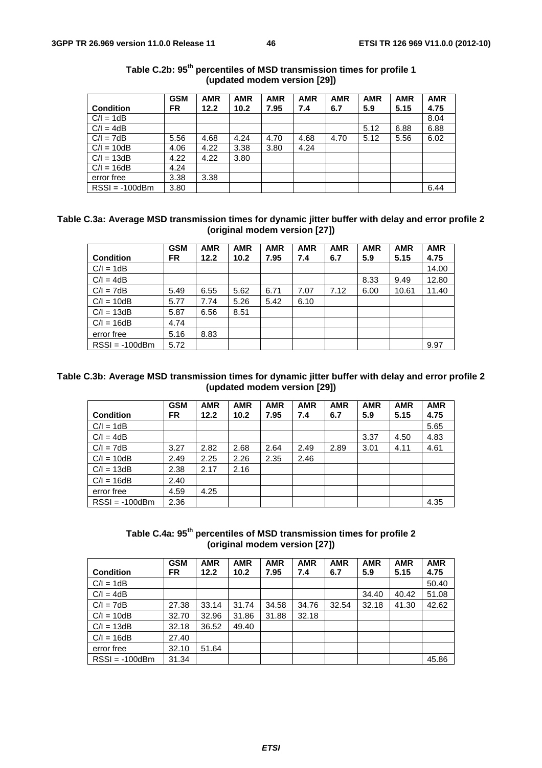**Table C.2b: 95th percentiles of MSD transmission times for profile 1 (updated modem version [29])**

| Condition | GSM FR | AMR 12.2 | AMR 10.2 | AMR 7.95 | AMR 7.4 | AMR 6.7 | AMR 5.9 | AMR 5.15 | AMR 4.75 |
|---|---|---|---|---|---|---|---|---|---|
| C/I = 1dB | | | | | | | | | 8.04 |
| C/I = 4dB | | | | | | | 5.12 | 6.88 | 6.88 |
| C/I = 7dB | 5.56 | 4.68 | 4.24 | 4.70 | 4.68 | 4.70 | 5.12 | 5.56 | 6.02 |
| C/I = 10dB | 4.06 | 4.22 | 3.38 | 3.80 | 4.24 | | | | |
| C/I = 13dB | 4.22 | 4.22 | 3.80 | | | | | | |
| C/I = 16dB | 4.24 | | | | | | | | |
| error free | 3.38 | 3.38 | | | | | | | |
| RSSI = -100dBm | 3.80 | | | | | | | | 6.44 |

**Table C.3a: Average MSD transmission times for dynamic jitter buffer with delay and error profile 2 (original modem version [27])**

| Condition | GSM FR | AMR 12.2 | AMR 10.2 | AMR 7.95 | AMR 7.4 | AMR 6.7 | AMR 5.9 | AMR 5.15 | AMR 4.75 |
|---|---|---|---|---|---|---|---|---|---|
| C/I = 1dB | | | | | | | | | 14.00 |
| C/I = 4dB | | | | | | | 8.33 | 9.49 | 12.80 |
| C/I = 7dB | 5.49 | 6.55 | 5.62 | 6.71 | 7.07 | 7.12 | 6.00 | 10.61 | 11.40 |
| C/I = 10dB | 5.77 | 7.74 | 5.26 | 5.42 | 6.10 | | | | |
| C/I = 13dB | 5.87 | 6.56 | 8.51 | | | | | | |
| C/I = 16dB | 4.74 | | | | | | | | |
| error free | 5.16 | 8.83 | | | | | | | |
| RSSI = -100dBm | 5.72 | | | | | | | | 9.97 |

**Table C.3b: Average MSD transmission times for dynamic jitter buffer with delay and error profile 2 (updated modem version [29])**

| Condition | GSM FR | AMR 12.2 | AMR 10.2 | AMR 7.95 | AMR 7.4 | AMR 6.7 | AMR 5.9 | AMR 5.15 | AMR 4.75 |
|---|---|---|---|---|---|---|---|---|---|
| C/I = 1dB | | | | | | | | | 5.65 |
| C/I = 4dB | | | | | | | 3.37 | 4.50 | 4.83 |
| C/I = 7dB | 3.27 | 2.82 | 2.68 | 2.64 | 2.49 | 2.89 | 3.01 | 4.11 | 4.61 |
| C/I = 10dB | 2.49 | 2.25 | 2.26 | 2.35 | 2.46 | | | | |
| C/I = 13dB | 2.38 | 2.17 | 2.16 | | | | | | |
| C/I = 16dB | 2.40 | | | | | | | | |
| error free | 4.59 | 4.25 | | | | | | | |
| RSSI = -100dBm | 2.36 | | | | | | | | 4.35 |

**Table C.4a: 95th percentiles of MSD transmission times for profile 2 (original modem version [27])**

| Condition | GSM FR | AMR 12.2 | AMR 10.2 | AMR 7.95 | AMR 7.4 | AMR 6.7 | AMR 5.9 | AMR 5.15 | AMR 4.75 |
|---|---|---|---|---|---|---|---|---|---|
| C/I = 1dB | | | | | | | | | 50.40 |
| C/I = 4dB | | | | | | | 34.40 | 40.42 | 51.08 |
| C/I = 7dB | 27.38 | 33.14 | 31.74 | 34.58 | 34.76 | 32.54 | 32.18 | 41.30 | 42.62 |
| C/I = 10dB | 32.70 | 32.96 | 31.86 | 31.88 | 32.18 | | | | |
| C/I = 13dB | 32.18 | 36.52 | 49.40 | | | | | | |
| C/I = 16dB | 27.40 | | | | | | | | |
| error free | 32.10 | 51.64 | | | | | | | |
| RSSI = -100dBm | 31.34 | | | | | | | | 45.86 |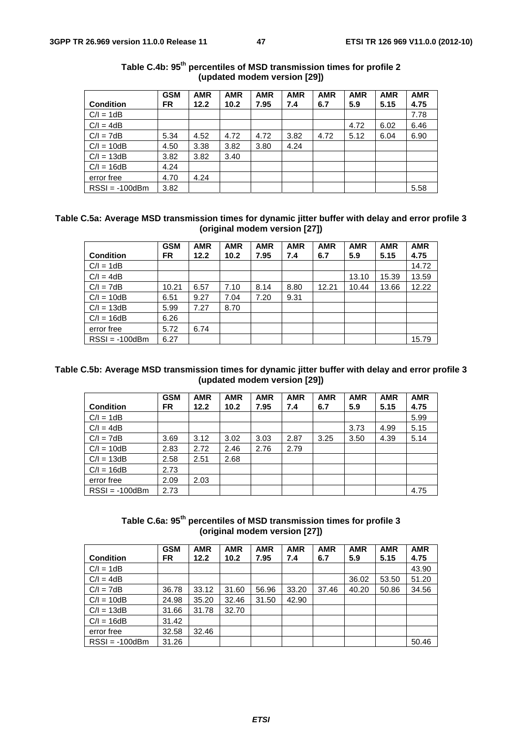**Table C.4b: 95th percentiles of MSD transmission times for profile 2 (updated modem version [29])**

| Condition | GSM FR | AMR 12.2 | AMR 10.2 | AMR 7.95 | AMR 7.4 | AMR 6.7 | AMR 5.9 | AMR 5.15 | AMR 4.75 |
|---|---|---|---|---|---|---|---|---|---|
| C/I = 1dB | | | | | | | | | 7.78 |
| C/I = 4dB | | | | | | | 4.72 | 6.02 | 6.46 |
| C/I = 7dB | 5.34 | 4.52 | 4.72 | 4.72 | 3.82 | 4.72 | 5.12 | 6.04 | 6.90 |
| C/I = 10dB | 4.50 | 3.38 | 3.82 | 3.80 | 4.24 | | | | |
| C/I = 13dB | 3.82 | 3.82 | 3.40 | | | | | | |
| C/I = 16dB | 4.24 | | | | | | | | |
| error free | 4.70 | 4.24 | | | | | | | |
| RSSI = -100dBm | 3.82 | | | | | | | | 5.58 |

**Table C.5a: Average MSD transmission times for dynamic jitter buffer with delay and error profile 3 (original modem version [27])**

| Condition | GSM FR | AMR 12.2 | AMR 10.2 | AMR 7.95 | AMR 7.4 | AMR 6.7 | AMR 5.9 | AMR 5.15 | AMR 4.75 |
|---|---|---|---|---|---|---|---|---|---|
| C/I = 1dB | | | | | | | | | 14.72 |
| C/I = 4dB | | | | | | | 13.10 | 15.39 | 13.59 |
| C/I = 7dB | 10.21 | 6.57 | 7.10 | 8.14 | 8.80 | 12.21 | 10.44 | 13.66 | 12.22 |
| C/I = 10dB | 6.51 | 9.27 | 7.04 | 7.20 | 9.31 | | | | |
| C/I = 13dB | 5.99 | 7.27 | 8.70 | | | | | | |
| C/I = 16dB | 6.26 | | | | | | | | |
| error free | 5.72 | 6.74 | | | | | | | |
| RSSI = -100dBm | 6.27 | | | | | | | | 15.79 |

**Table C.5b: Average MSD transmission times for dynamic jitter buffer with delay and error profile 3 (updated modem version [29])**

| Condition | GSM FR | AMR 12.2 | AMR 10.2 | AMR 7.95 | AMR 7.4 | AMR 6.7 | AMR 5.9 | AMR 5.15 | AMR 4.75 |
|---|---|---|---|---|---|---|---|---|---|
| C/I = 1dB | | | | | | | | | 5.99 |
| C/I = 4dB | | | | | | | 3.73 | 4.99 | 5.15 |
| C/I = 7dB | 3.69 | 3.12 | 3.02 | 3.03 | 2.87 | 3.25 | 3.50 | 4.39 | 5.14 |
| C/I = 10dB | 2.83 | 2.72 | 2.46 | 2.76 | 2.79 | | | | |
| C/I = 13dB | 2.58 | 2.51 | 2.68 | | | | | | |
| C/I = 16dB | 2.73 | | | | | | | | |
| error free | 2.09 | 2.03 | | | | | | | |
| RSSI = -100dBm | 2.73 | | | | | | | | 4.75 |

**Table C.6a: 95th percentiles of MSD transmission times for profile 3 (original modem version [27])**

| Condition | GSM FR | AMR 12.2 | AMR 10.2 | AMR 7.95 | AMR 7.4 | AMR 6.7 | AMR 5.9 | AMR 5.15 | AMR 4.75 |
|---|---|---|---|---|---|---|---|---|---|
| C/I = 1dB | | | | | | | | | 43.90 |
| C/I = 4dB | | | | | | | 36.02 | 53.50 | 51.20 |
| C/I = 7dB | 36.78 | 33.12 | 31.60 | 56.96 | 33.20 | 37.46 | 40.20 | 50.86 | 34.56 |
| C/I = 10dB | 24.98 | 35.20 | 32.46 | 31.50 | 42.90 | | | | |
| C/I = 13dB | 31.66 | 31.78 | 32.70 | | | | | | |
| C/I = 16dB | 31.42 | | | | | | | | |
| error free | 32.58 | 32.46 | | | | | | | |
| RSSI = -100dBm | 31.26 | | | | | | | | 50.46 |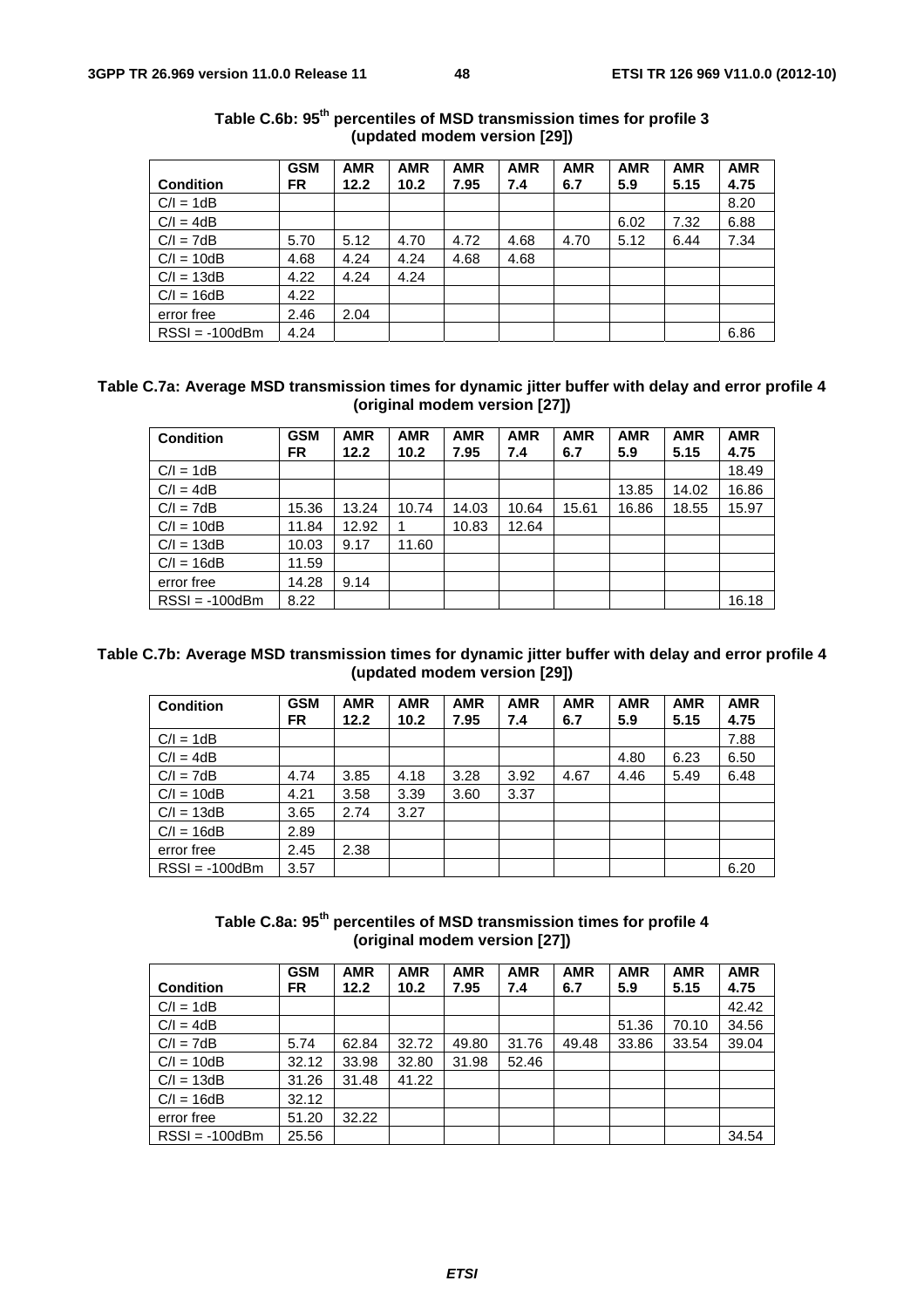**Table C.6b: 95th percentiles of MSD transmission times for profile 3 (updated modem version [29])**

| Condition | GSM FR | AMR 12.2 | AMR 10.2 | AMR 7.95 | AMR 7.4 | AMR 6.7 | AMR 5.9 | AMR 5.15 | AMR 4.75 |
|---|---|---|---|---|---|---|---|---|---|
| C/I = 1dB | | | | | | | | | 8.20 |
| C/I = 4dB | | | | | | | 6.02 | 7.32 | 6.88 |
| C/I = 7dB | 5.70 | 5.12 | 4.70 | 4.72 | 4.68 | 4.70 | 5.12 | 6.44 | 7.34 |
| C/I = 10dB | 4.68 | 4.24 | 4.24 | 4.68 | 4.68 | | | | |
| C/I = 13dB | 4.22 | 4.24 | 4.24 | | | | | | |
| C/I = 16dB | 4.22 | | | | | | | | |
| error free | 2.46 | 2.04 | | | | | | | |
| RSSI = -100dBm | 4.24 | | | | | | | | 6.86 |

**Table C.7a: Average MSD transmission times for dynamic jitter buffer with delay and error profile 4 (original modem version [27])**

| Condition | GSM FR | AMR 12.2 | AMR 10.2 | AMR 7.95 | AMR 7.4 | AMR 6.7 | AMR 5.9 | AMR 5.15 | AMR 4.75 |
|---|---|---|---|---|---|---|---|---|---|
| C/I = 1dB | | | | | | | | | 18.49 |
| C/I = 4dB | | | | | | | 13.85 | 14.02 | 16.86 |
| C/I = 7dB | 15.36 | 13.24 | 10.74 | 14.03 | 10.64 | 15.61 | 16.86 | 18.55 | 15.97 |
| C/I = 10dB | 11.84 | 12.92 | 1 | 10.83 | 12.64 | | | | |
| C/I = 13dB | 10.03 | 9.17 | 11.60 | | | | | | |
| C/I = 16dB | 11.59 | | | | | | | | |
| error free | 14.28 | 9.14 | | | | | | | |
| RSSI = -100dBm | 8.22 | | | | | | | | 16.18 |

**Table C.7b: Average MSD transmission times for dynamic jitter buffer with delay and error profile 4 (updated modem version [29])**

| Condition | GSM FR | AMR 12.2 | AMR 10.2 | AMR 7.95 | AMR 7.4 | AMR 6.7 | AMR 5.9 | AMR 5.15 | AMR 4.75 |
|---|---|---|---|---|---|---|---|---|---|
| C/I = 1dB | | | | | | | | | 7.88 |
| C/I = 4dB | | | | | | | 4.80 | 6.23 | 6.50 |
| C/I = 7dB | 4.74 | 3.85 | 4.18 | 3.28 | 3.92 | 4.67 | 4.46 | 5.49 | 6.48 |
| C/I = 10dB | 4.21 | 3.58 | 3.39 | 3.60 | 3.37 | | | | |
| C/I = 13dB | 3.65 | 2.74 | 3.27 | | | | | | |
| C/I = 16dB | 2.89 | | | | | | | | |
| error free | 2.45 | 2.38 | | | | | | | |
| RSSI = -100dBm | 3.57 | | | | | | | | 6.20 |

**Table C.8a: 95th percentiles of MSD transmission times for profile 4 (original modem version [27])**

| Condition | GSM FR | AMR 12.2 | AMR 10.2 | AMR 7.95 | AMR 7.4 | AMR 6.7 | AMR 5.9 | AMR 5.15 | AMR 4.75 |
|---|---|---|---|---|---|---|---|---|---|
| C/I = 1dB | | | | | | | | | 42.42 |
| C/I = 4dB | | | | | | | 51.36 | 70.10 | 34.56 |
| C/I = 7dB | 5.74 | 62.84 | 32.72 | 49.80 | 31.76 | 49.48 | 33.86 | 33.54 | 39.04 |
| C/I = 10dB | 32.12 | 33.98 | 32.80 | 31.98 | 52.46 | | | | |
| C/I = 13dB | 31.26 | 31.48 | 41.22 | | | | | | |
| C/I = 16dB | 32.12 | | | | | | | | |
| error free | 51.20 | 32.22 | | | | | | | |
| RSSI = -100dBm | 25.56 | | | | | | | | 34.54 |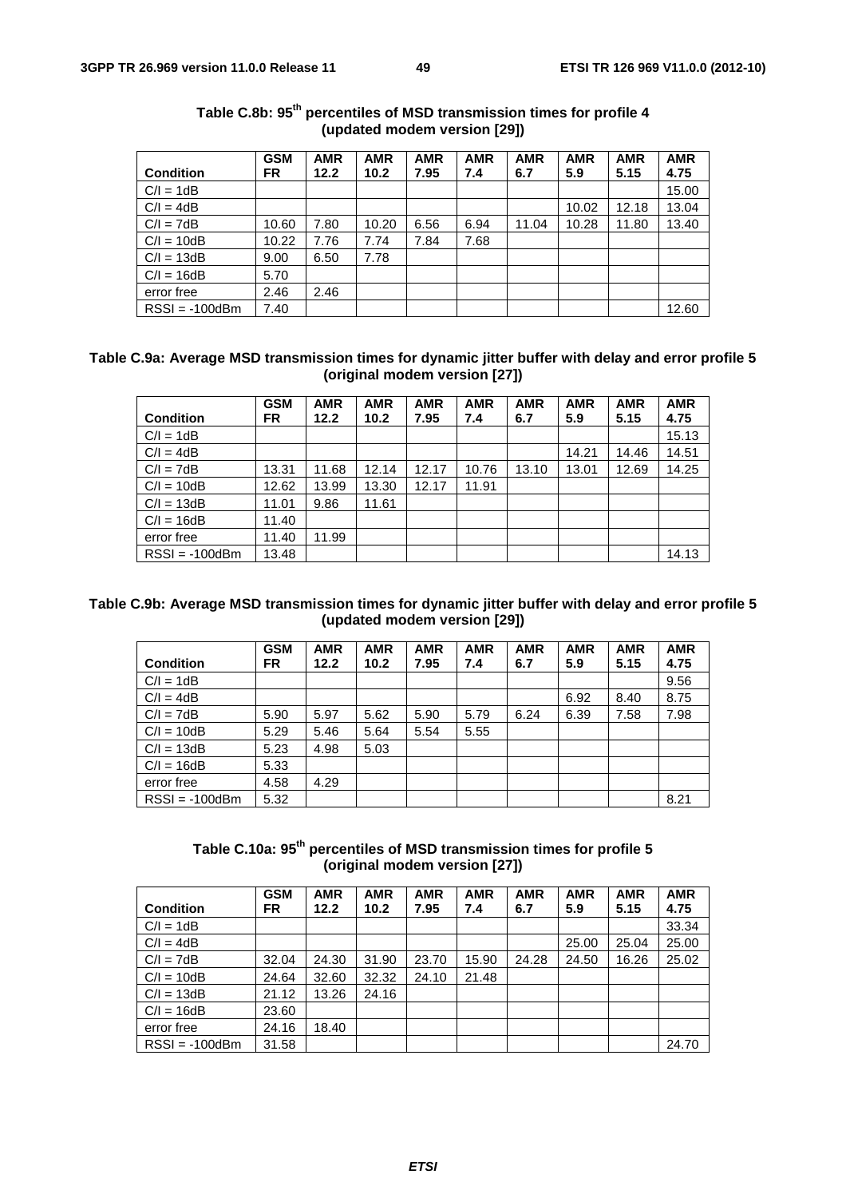**Table C.8b: 95[th] percentiles of MSD transmission times for profile 4 (updated modem version [29])**

| Condition | GSM FR | AMR 12.2 | AMR 10.2 | AMR 7.95 | AMR 7.4 | AMR 6.7 | AMR 5.9 | AMR 5.15 | AMR 4.75 |
|---|---|---|---|---|---|---|---|---|---|
| C/I = 1dB | | | | | | | | | 15.00 |
| C/I = 4dB | | | | | | | 10.02 | 12.18 | 13.04 |
| C/I = 7dB | 10.60 | 7.80 | 10.20 | 6.56 | 6.94 | 11.04 | 10.28 | 11.80 | 13.40 |
| C/I = 10dB | 10.22 | 7.76 | 7.74 | 7.84 | 7.68 | | | | |
| C/I = 13dB | 9.00 | 6.50 | 7.78 | | | | | | |
| C/I = 16dB | 5.70 | | | | | | | | |
| error free | 2.46 | 2.46 | | | | | | | |
| RSSI = -100dBm | 7.40 | | | | | | | | 12.60 |

**Table C.9a: Average MSD transmission times for dynamic jitter buffer with delay and error profile 5 (original modem version [27])**

| Condition | GSM FR | AMR 12.2 | AMR 10.2 | AMR 7.95 | AMR 7.4 | AMR 6.7 | AMR 5.9 | AMR 5.15 | AMR 4.75 |
|---|---|---|---|---|---|---|---|---|---|
| C/I = 1dB | | | | | | | | | 15.13 |
| C/I = 4dB | | | | | | | 14.21 | 14.46 | 14.51 |
| C/I = 7dB | 13.31 | 11.68 | 12.14 | 12.17 | 10.76 | 13.10 | 13.01 | 12.69 | 14.25 |
| C/I = 10dB | 12.62 | 13.99 | 13.30 | 12.17 | 11.91 | | | | |
| C/I = 13dB | 11.01 | 9.86 | 11.61 | | | | | | |
| C/I = 16dB | 11.40 | | | | | | | | |
| error free | 11.40 | 11.99 | | | | | | | |
| RSSI = -100dBm | 13.48 | | | | | | | | 14.13 |

**Table C.9b: Average MSD transmission times for dynamic jitter buffer with delay and error profile 5 (updated modem version [29])**

| Condition | GSM FR | AMR 12.2 | AMR 10.2 | AMR 7.95 | AMR 7.4 | AMR 6.7 | AMR 5.9 | AMR 5.15 | AMR 4.75 |
|---|---|---|---|---|---|---|---|---|---|
| C/I = 1dB | | | | | | | | | 9.56 |
| C/I = 4dB | | | | | | | 6.92 | 8.40 | 8.75 |
| C/I = 7dB | 5.90 | 5.97 | 5.62 | 5.90 | 5.79 | 6.24 | 6.39 | 7.58 | 7.98 |
| C/I = 10dB | 5.29 | 5.46 | 5.64 | 5.54 | 5.55 | | | | |
| C/I = 13dB | 5.23 | 4.98 | 5.03 | | | | | | |
| C/I = 16dB | 5.33 | | | | | | | | |
| error free | 4.58 | 4.29 | | | | | | | |
| RSSI = -100dBm | 5.32 | | | | | | | | 8.21 |

**Table C.10a: 95[th] percentiles of MSD transmission times for profile 5 (original modem version [27])**

| Condition | GSM FR | AMR 12.2 | AMR 10.2 | AMR 7.95 | AMR 7.4 | AMR 6.7 | AMR 5.9 | AMR 5.15 | AMR 4.75 |
|---|---|---|---|---|---|---|---|---|---|
| C/I = 1dB | | | | | | | | | 33.34 |
| C/I = 4dB | | | | | | | 25.00 | 25.04 | 25.00 |
| C/I = 7dB | 32.04 | 24.30 | 31.90 | 23.70 | 15.90 | 24.28 | 24.50 | 16.26 | 25.02 |
| C/I = 10dB | 24.64 | 32.60 | 32.32 | 24.10 | 21.48 | | | | |
| C/I = 13dB | 21.12 | 13.26 | 24.16 | | | | | | |
| C/I = 16dB | 23.60 | | | | | | | | |
| error free | 24.16 | 18.40 | | | | | | | |
| RSSI = -100dBm | 31.58 | | | | | | | | 24.70 |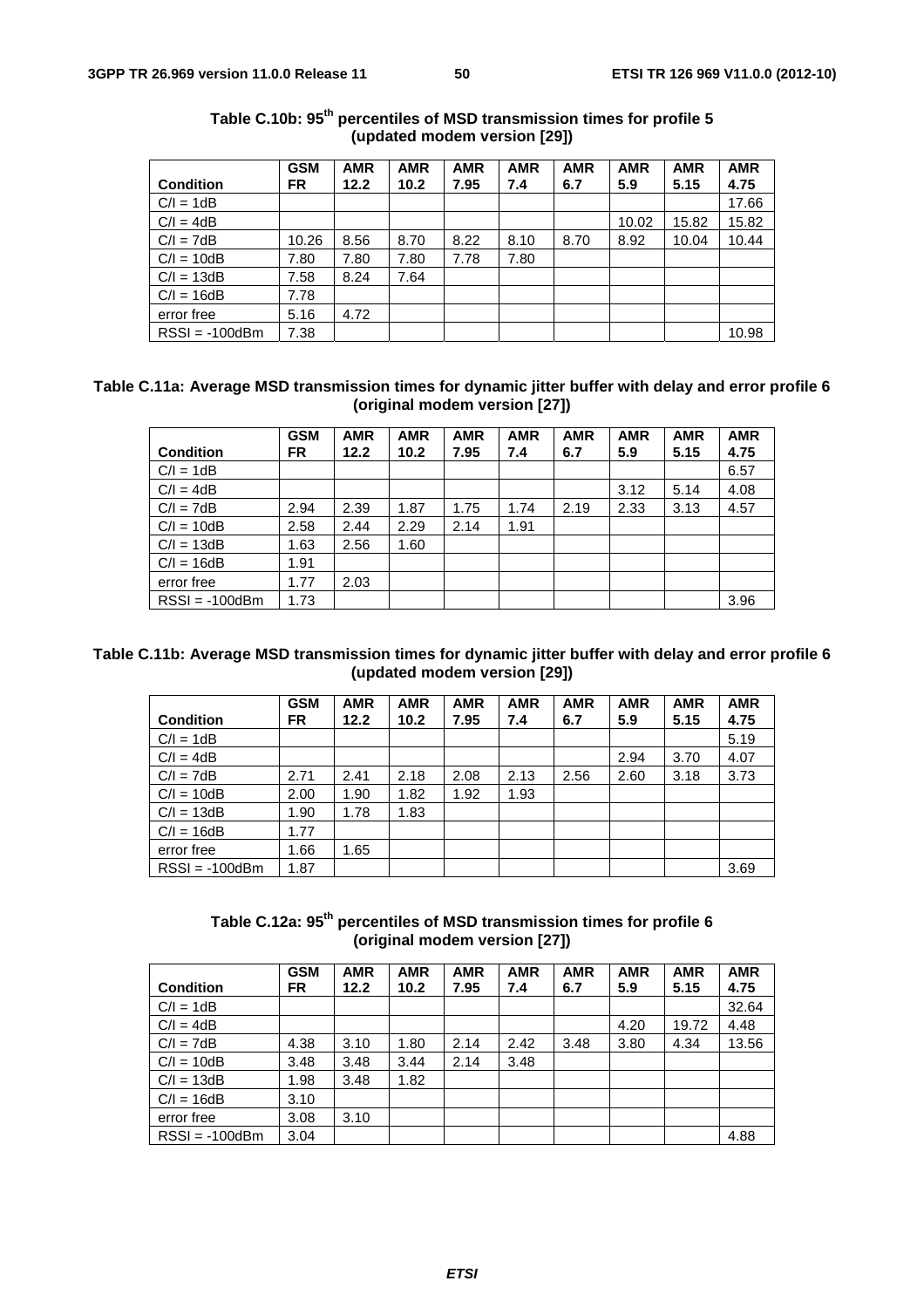**Table C.10b: 95[th] percentiles of MSD transmission times for profile 5 (updated modem version [29])**

| Condition | GSM FR | AMR 12.2 | AMR 10.2 | AMR 7.95 | AMR 7.4 | AMR 6.7 | AMR 5.9 | AMR 5.15 | AMR 4.75 |
|---|---|---|---|---|---|---|---|---|---|
| C/I = 1dB | | | | | | | | | 17.66 |
| C/I = 4dB | | | | | | | 10.02 | 15.82 | 15.82 |
| C/I = 7dB | 10.26 | 8.56 | 8.70 | 8.22 | 8.10 | 8.70 | 8.92 | 10.04 | 10.44 |
| C/I = 10dB | 7.80 | 7.80 | 7.80 | 7.78 | 7.80 | | | | |
| C/I = 13dB | 7.58 | 8.24 | 7.64 | | | | | | |
| C/I = 16dB | 7.78 | | | | | | | | |
| error free | 5.16 | 4.72 | | | | | | | |
| RSSI = -100dBm | 7.38 | | | | | | | | 10.98 |

**Table C.11a: Average MSD transmission times for dynamic jitter buffer with delay and error profile 6 (original modem version [27])**

| Condition | GSM FR | AMR 12.2 | AMR 10.2 | AMR 7.95 | AMR 7.4 | AMR 6.7 | AMR 5.9 | AMR 5.15 | AMR 4.75 |
|---|---|---|---|---|---|---|---|---|---|
| C/I = 1dB | | | | | | | | | 6.57 |
| C/I = 4dB | | | | | | | 3.12 | 5.14 | 4.08 |
| C/I = 7dB | 2.94 | 2.39 | 1.87 | 1.75 | 1.74 | 2.19 | 2.33 | 3.13 | 4.57 |
| C/I = 10dB | 2.58 | 2.44 | 2.29 | 2.14 | 1.91 | | | | |
| C/I = 13dB | 1.63 | 2.56 | 1.60 | | | | | | |
| C/I = 16dB | 1.91 | | | | | | | | |
| error free | 1.77 | 2.03 | | | | | | | |
| RSSI = -100dBm | 1.73 | | | | | | | | 3.96 |

**Table C.11b: Average MSD transmission times for dynamic jitter buffer with delay and error profile 6 (updated modem version [29])**

| Condition | GSM FR | AMR 12.2 | AMR 10.2 | AMR 7.95 | AMR 7.4 | AMR 6.7 | AMR 5.9 | AMR 5.15 | AMR 4.75 |
|---|---|---|---|---|---|---|---|---|---|
| C/I = 1dB | | | | | | | | | 5.19 |
| C/I = 4dB | | | | | | | 2.94 | 3.70 | 4.07 |
| C/I = 7dB | 2.71 | 2.41 | 2.18 | 2.08 | 2.13 | 2.56 | 2.60 | 3.18 | 3.73 |
| C/I = 10dB | 2.00 | 1.90 | 1.82 | 1.92 | 1.93 | | | | |
| C/I = 13dB | 1.90 | 1.78 | 1.83 | | | | | | |
| C/I = 16dB | 1.77 | | | | | | | | |
| error free | 1.66 | 1.65 | | | | | | | |
| RSSI = -100dBm | 1.87 | | | | | | | | 3.69 |

**Table C.12a: 95[th] percentiles of MSD transmission times for profile 6 (original modem version [27])**

| Condition | GSM FR | AMR 12.2 | AMR 10.2 | AMR 7.95 | AMR 7.4 | AMR 6.7 | AMR 5.9 | AMR 5.15 | AMR 4.75 |
|---|---|---|---|---|---|---|---|---|---|
| C/I = 1dB | | | | | | | | | 32.64 |
| C/I = 4dB | | | | | | | 4.20 | 19.72 | 4.48 |
| C/I = 7dB | 4.38 | 3.10 | 1.80 | 2.14 | 2.42 | 3.48 | 3.80 | 4.34 | 13.56 |
| C/I = 10dB | 3.48 | 3.48 | 3.44 | 2.14 | 3.48 | | | | |
| C/I = 13dB | 1.98 | 3.48 | 1.82 | | | | | | |
| C/I = 16dB | 3.10 | | | | | | | | |
| error free | 3.08 | 3.10 | | | | | | | |
| RSSI = -100dBm | 3.04 | | | | | | | | 4.88 |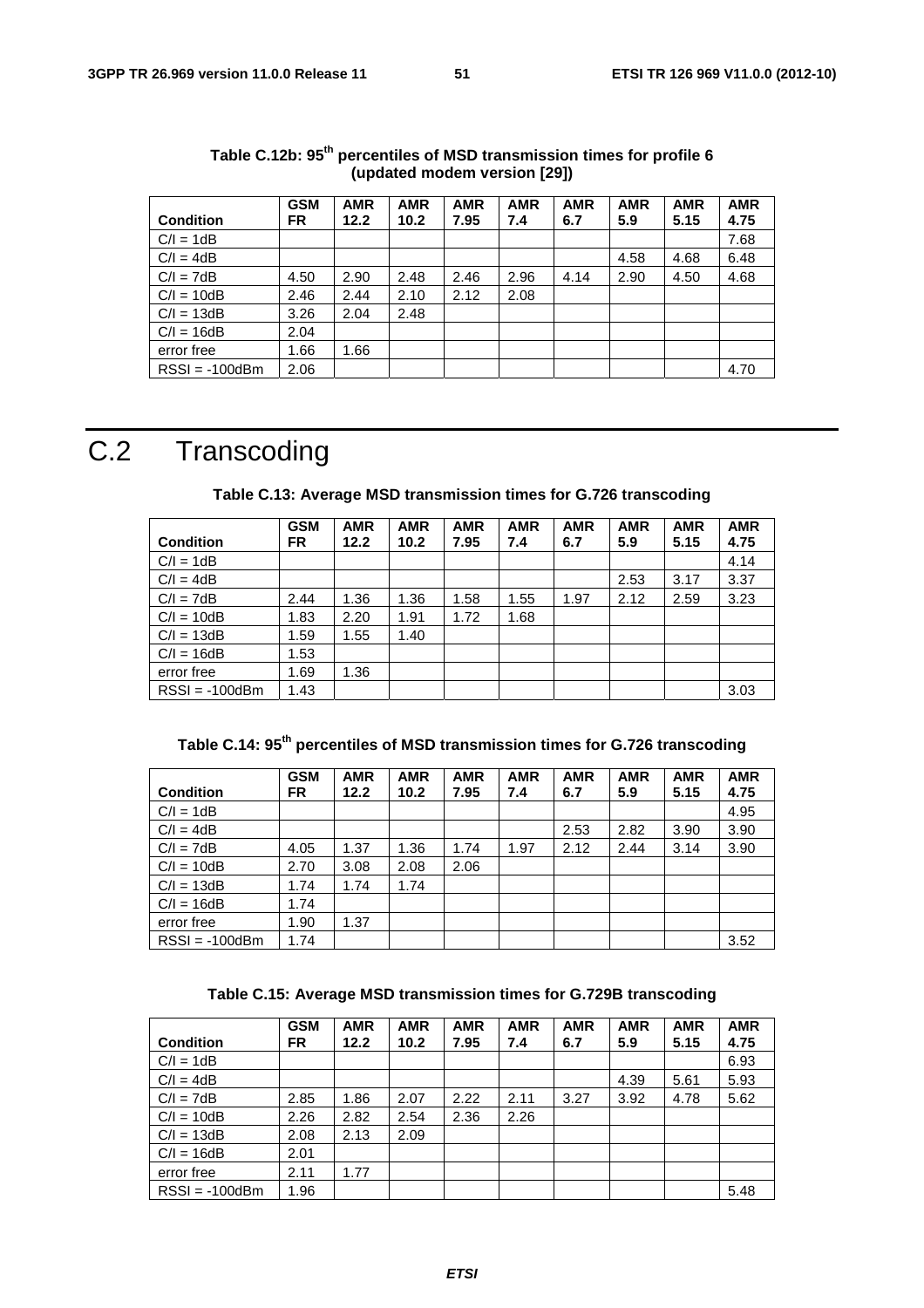**Table C.12b: 95th percentiles of MSD transmission times for profile 6 (updated modem version [29])**

| Condition | GSM FR | AMR 12.2 | AMR 10.2 | AMR 7.95 | AMR 7.4 | AMR 6.7 | AMR 5.9 | AMR 5.15 | AMR 4.75 |
|---|---|---|---|---|---|---|---|---|---|
| C/I = 1dB | | | | | | | | | 7.68 |
| C/I = 4dB | | | | | | | 4.58 | 4.68 | 6.48 |
| C/I = 7dB | 4.50 | 2.90 | 2.48 | 2.46 | 2.96 | 4.14 | 2.90 | 4.50 | 4.68 |
| C/I = 10dB | 2.46 | 2.44 | 2.10 | 2.12 | 2.08 | | | | |
| C/I = 13dB | 3.26 | 2.04 | 2.48 | | | | | | |
| C/I = 16dB | 2.04 | | | | | | | | |
| error free | 1.66 | 1.66 | | | | | | | |
| RSSI = -100dBm | 2.06 | | | | | | | | 4.70 |

# C.2 Transcoding

**Table C.13: Average MSD transmission times for G.726 transcoding**

| Condition | GSM FR | AMR 12.2 | AMR 10.2 | AMR 7.95 | AMR 7.4 | AMR 6.7 | AMR 5.9 | AMR 5.15 | AMR 4.75 |
|---|---|---|---|---|---|---|---|---|---|
| C/I = 1dB | | | | | | | | | 4.14 |
| C/I = 4dB | | | | | | | 2.53 | 3.17 | 3.37 |
| C/I = 7dB | 2.44 | 1.36 | 1.36 | 1.58 | 1.55 | 1.97 | 2.12 | 2.59 | 3.23 |
| C/I = 10dB | 1.83 | 2.20 | 1.91 | 1.72 | 1.68 | | | | |
| C/I = 13dB | 1.59 | 1.55 | 1.40 | | | | | | |
| C/I = 16dB | 1.53 | | | | | | | | |
| error free | 1.69 | 1.36 | | | | | | | |
| RSSI = -100dBm | 1.43 | | | | | | | | 3.03 |

**Table C.14: 95th percentiles of MSD transmission times for G.726 transcoding**

| Condition | GSM FR | AMR 12.2 | AMR 10.2 | AMR 7.95 | AMR 7.4 | AMR 6.7 | AMR 5.9 | AMR 5.15 | AMR 4.75 |
|---|---|---|---|---|---|---|---|---|---|
| C/I = 1dB | | | | | | | | | 4.95 |
| C/I = 4dB | | | | | | 2.53 | 2.82 | 3.90 | 3.90 |
| C/I = 7dB | 4.05 | 1.37 | 1.36 | 1.74 | 1.97 | 2.12 | 2.44 | 3.14 | 3.90 |
| C/I = 10dB | 2.70 | 3.08 | 2.08 | 2.06 | | | | | |
| C/I = 13dB | 1.74 | 1.74 | 1.74 | | | | | | |
| C/I = 16dB | 1.74 | | | | | | | | |
| error free | 1.90 | 1.37 | | | | | | | |
| RSSI = -100dBm | 1.74 | | | | | | | | 3.52 |

**Table C.15: Average MSD transmission times for G.729B transcoding**

| Condition | GSM FR | AMR 12.2 | AMR 10.2 | AMR 7.95 | AMR 7.4 | AMR 6.7 | AMR 5.9 | AMR 5.15 | AMR 4.75 |
|---|---|---|---|---|---|---|---|---|---|
| C/I = 1dB | | | | | | | | | 6.93 |
| C/I = 4dB | | | | | | | 4.39 | 5.61 | 5.93 |
| C/I = 7dB | 2.85 | 1.86 | 2.07 | 2.22 | 2.11 | 3.27 | 3.92 | 4.78 | 5.62 |
| C/I = 10dB | 2.26 | 2.82 | 2.54 | 2.36 | 2.26 | | | | |
| C/I = 13dB | 2.08 | 2.13 | 2.09 | | | | | | |
| C/I = 16dB | 2.01 | | | | | | | | |
| error free | 2.11 | 1.77 | | | | | | | |
| RSSI = -100dBm | 1.96 | | | | | | | | 5.48 |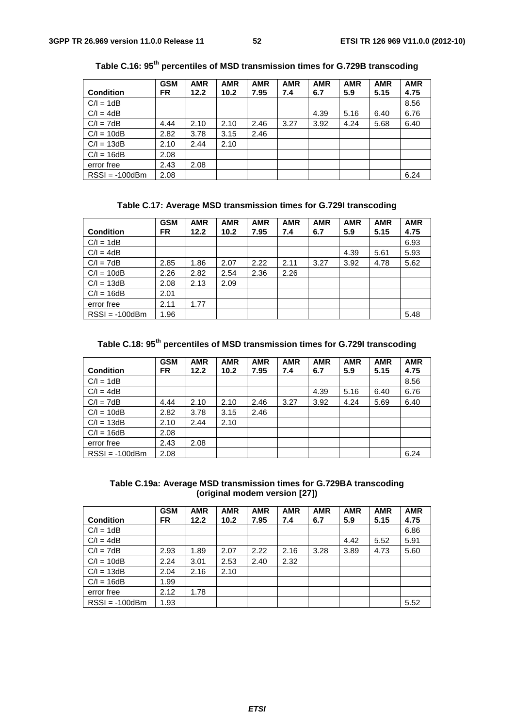**Table C.16: 95th percentiles of MSD transmission times for G.729B transcoding**

| Condition | GSM FR | AMR 12.2 | AMR 10.2 | AMR 7.95 | AMR 7.4 | AMR 6.7 | AMR 5.9 | AMR 5.15 | AMR 4.75 |
|---|---|---|---|---|---|---|---|---|---|
| C/I = 1dB | | | | | | | | | 8.56 |
| C/I = 4dB | | | | | | 4.39 | 5.16 | 6.40 | 6.76 |
| C/I = 7dB | 4.44 | 2.10 | 2.10 | 2.46 | 3.27 | 3.92 | 4.24 | 5.68 | 6.40 |
| C/I = 10dB | 2.82 | 3.78 | 3.15 | 2.46 | | | | | |
| C/I = 13dB | 2.10 | 2.44 | 2.10 | | | | | | |
| C/I = 16dB | 2.08 | | | | | | | | |
| error free | 2.43 | 2.08 | | | | | | | |
| RSSI = -100dBm | 2.08 | | | | | | | | 6.24 |

**Table C.17: Average MSD transmission times for G.729I transcoding**

| Condition | GSM FR | AMR 12.2 | AMR 10.2 | AMR 7.95 | AMR 7.4 | AMR 6.7 | AMR 5.9 | AMR 5.15 | AMR 4.75 |
|---|---|---|---|---|---|---|---|---|---|
| C/I = 1dB | | | | | | | | | 6.93 |
| C/I = 4dB | | | | | | | 4.39 | 5.61 | 5.93 |
| C/I = 7dB | 2.85 | 1.86 | 2.07 | 2.22 | 2.11 | 3.27 | 3.92 | 4.78 | 5.62 |
| C/I = 10dB | 2.26 | 2.82 | 2.54 | 2.36 | 2.26 | | | | |
| C/I = 13dB | 2.08 | 2.13 | 2.09 | | | | | | |
| C/I = 16dB | 2.01 | | | | | | | | |
| error free | 2.11 | 1.77 | | | | | | | |
| RSSI = -100dBm | 1.96 | | | | | | | | 5.48 |

**Table C.18: 95th percentiles of MSD transmission times for G.729I transcoding**

| Condition | GSM FR | AMR 12.2 | AMR 10.2 | AMR 7.95 | AMR 7.4 | AMR 6.7 | AMR 5.9 | AMR 5.15 | AMR 4.75 |
|---|---|---|---|---|---|---|---|---|---|
| C/I = 1dB | | | | | | | | | 8.56 |
| C/I = 4dB | | | | | | 4.39 | 5.16 | 6.40 | 6.76 |
| C/I = 7dB | 4.44 | 2.10 | 2.10 | 2.46 | 3.27 | 3.92 | 4.24 | 5.69 | 6.40 |
| C/I = 10dB | 2.82 | 3.78 | 3.15 | 2.46 | | | | | |
| C/I = 13dB | 2.10 | 2.44 | 2.10 | | | | | | |
| C/I = 16dB | 2.08 | | | | | | | | |
| error free | 2.43 | 2.08 | | | | | | | |
| RSSI = -100dBm | 2.08 | | | | | | | | 6.24 |

**Table C.19a: Average MSD transmission times for G.729BA transcoding (original modem version [27])**

| Condition | GSM FR | AMR 12.2 | AMR 10.2 | AMR 7.95 | AMR 7.4 | AMR 6.7 | AMR 5.9 | AMR 5.15 | AMR 4.75 |
|---|---|---|---|---|---|---|---|---|---|
| C/I = 1dB | | | | | | | | | 6.86 |
| C/I = 4dB | | | | | | | 4.42 | 5.52 | 5.91 |
| C/I = 7dB | 2.93 | 1.89 | 2.07 | 2.22 | 2.16 | 3.28 | 3.89 | 4.73 | 5.60 |
| C/I = 10dB | 2.24 | 3.01 | 2.53 | 2.40 | 2.32 | | | | |
| C/I = 13dB | 2.04 | 2.16 | 2.10 | | | | | | |
| C/I = 16dB | 1.99 | | | | | | | | |
| error free | 2.12 | 1.78 | | | | | | | |
| RSSI = -100dBm | 1.93 | | | | | | | | 5.52 |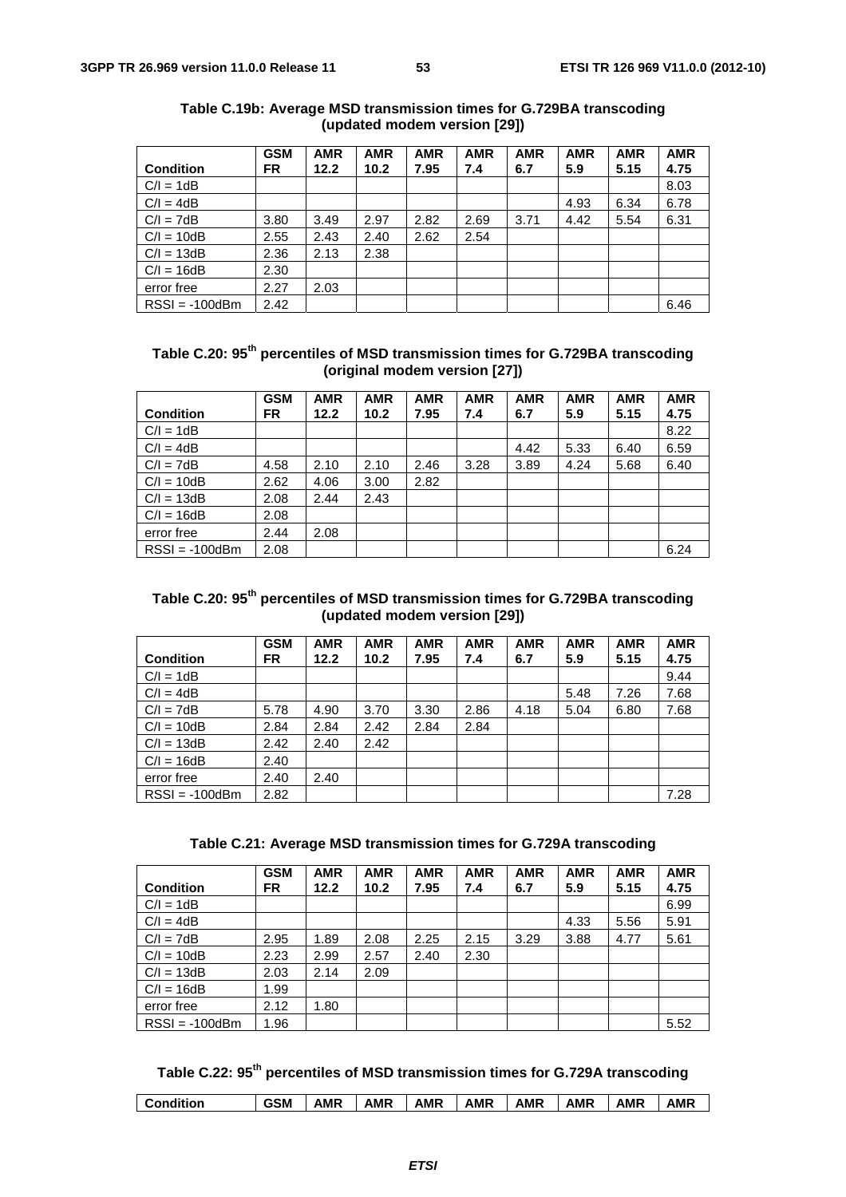**Table C.19b: Average MSD transmission times for G.729BA transcoding (updated modem version [29])**

| Condition | GSM FR | AMR 12.2 | AMR 10.2 | AMR 7.95 | AMR 7.4 | AMR 6.7 | AMR 5.9 | AMR 5.15 | AMR 4.75 |
|---|---|---|---|---|---|---|---|---|---|
| C/I = 1dB | | | | | | | | | 8.03 |
| C/I = 4dB | | | | | | | 4.93 | 6.34 | 6.78 |
| C/I = 7dB | 3.80 | 3.49 | 2.97 | 2.82 | 2.69 | 3.71 | 4.42 | 5.54 | 6.31 |
| C/I = 10dB | 2.55 | 2.43 | 2.40 | 2.62 | 2.54 | | | | |
| C/I = 13dB | 2.36 | 2.13 | 2.38 | | | | | | |
| C/I = 16dB | 2.30 | | | | | | | | |
| error free | 2.27 | 2.03 | | | | | | | |
| RSSI = -100dBm | 2.42 | | | | | | | | 6.46 |

**Table C.20: 95th percentiles of MSD transmission times for G.729BA transcoding (original modem version [27])**

| Condition | GSM FR | AMR 12.2 | AMR 10.2 | AMR 7.95 | AMR 7.4 | AMR 6.7 | AMR 5.9 | AMR 5.15 | AMR 4.75 |
|---|---|---|---|---|---|---|---|---|---|
| C/I = 1dB | | | | | | | | | 8.22 |
| C/I = 4dB | | | | | | 4.42 | 5.33 | 6.40 | 6.59 |
| C/I = 7dB | 4.58 | 2.10 | 2.10 | 2.46 | 3.28 | 3.89 | 4.24 | 5.68 | 6.40 |
| C/I = 10dB | 2.62 | 4.06 | 3.00 | 2.82 | | | | | |
| C/I = 13dB | 2.08 | 2.44 | 2.43 | | | | | | |
| C/I = 16dB | 2.08 | | | | | | | | |
| error free | 2.44 | 2.08 | | | | | | | |
| RSSI = -100dBm | 2.08 | | | | | | | | 6.24 |

**Table C.20: 95th percentiles of MSD transmission times for G.729BA transcoding (updated modem version [29])**

| Condition | GSM FR | AMR 12.2 | AMR 10.2 | AMR 7.95 | AMR 7.4 | AMR 6.7 | AMR 5.9 | AMR 5.15 | AMR 4.75 |
|---|---|---|---|---|---|---|---|---|---|
| C/I = 1dB | | | | | | | | | 9.44 |
| C/I = 4dB | | | | | | | 5.48 | 7.26 | 7.68 |
| C/I = 7dB | 5.78 | 4.90 | 3.70 | 3.30 | 2.86 | 4.18 | 5.04 | 6.80 | 7.68 |
| C/I = 10dB | 2.84 | 2.84 | 2.42 | 2.84 | 2.84 | | | | |
| C/I = 13dB | 2.42 | 2.40 | 2.42 | | | | | | |
| C/I = 16dB | 2.40 | | | | | | | | |
| error free | 2.40 | 2.40 | | | | | | | |
| RSSI = -100dBm | 2.82 | | | | | | | | 7.28 |

**Table C.21: Average MSD transmission times for G.729A transcoding**

| Condition | GSM FR | AMR 12.2 | AMR 10.2 | AMR 7.95 | AMR 7.4 | AMR 6.7 | AMR 5.9 | AMR 5.15 | AMR 4.75 |
|---|---|---|---|---|---|---|---|---|---|
| C/I = 1dB | | | | | | | | | 6.99 |
| C/I = 4dB | | | | | | | 4.33 | 5.56 | 5.91 |
| C/I = 7dB | 2.95 | 1.89 | 2.08 | 2.25 | 2.15 | 3.29 | 3.88 | 4.77 | 5.61 |
| C/I = 10dB | 2.23 | 2.99 | 2.57 | 2.40 | 2.30 | | | | |
| C/I = 13dB | 2.03 | 2.14 | 2.09 | | | | | | |
| C/I = 16dB | 1.99 | | | | | | | | |
| error free | 2.12 | 1.80 | | | | | | | |
| RSSI = -100dBm | 1.96 | | | | | | | | 5.52 |

**Table C.22: 95th percentiles of MSD transmission times for G.729A transcoding**

| Condition | GSM | AMR | AMR | AMR | AMR | AMR | AMR | AMR | AMR |
|---|---|---|---|---|---|---|---|---|---|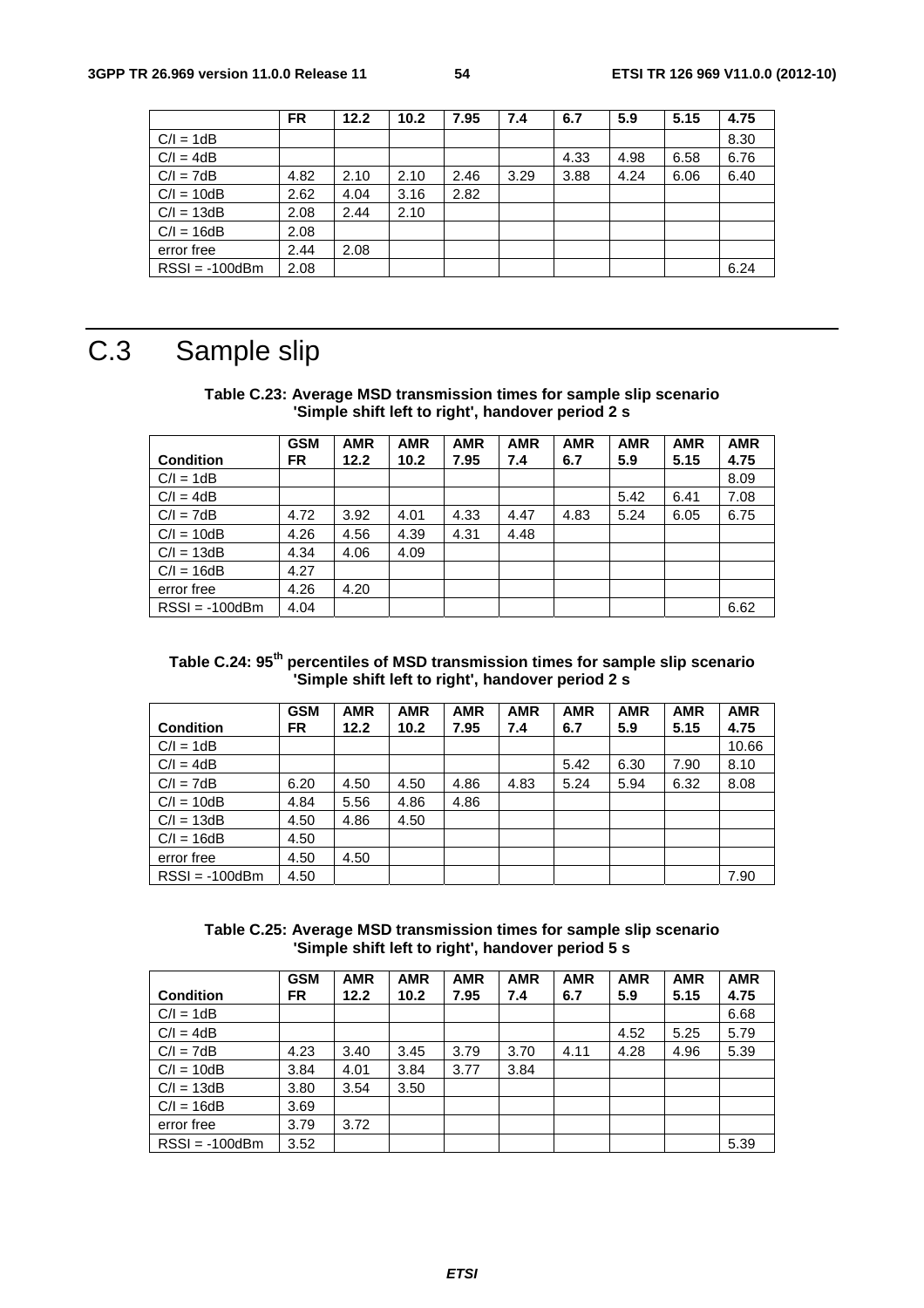| | FR | 12.2 | 10.2 | 7.95 | 7.4 | 6.7 | 5.9 | 5.15 | 4.75 |
|---|---|---|---|---|---|---|---|---|---|
| C/I = 1dB | | | | | | | | | 8.30 |
| C/I = 4dB | | | | | | 4.33 | 4.98 | 6.58 | 6.76 |
| C/I = 7dB | 4.82 | 2.10 | 2.10 | 2.46 | 3.29 | 3.88 | 4.24 | 6.06 | 6.40 |
| C/I = 10dB | 2.62 | 4.04 | 3.16 | 2.82 | | | | | |
| C/I = 13dB | 2.08 | 2.44 | 2.10 | | | | | | |
| C/I = 16dB | 2.08 | | | | | | | | |
| error free | 2.44 | 2.08 | | | | | | | |
| RSSI = -100dBm | 2.08 | | | | | | | | 6.24 |

# C.3 Sample slip

**Table C.23: Average MSD transmission times for sample slip scenario 'Simple shift left to right', handover period 2 s**

| Condition | GSM FR | AMR 12.2 | AMR 10.2 | AMR 7.95 | AMR 7.4 | AMR 6.7 | AMR 5.9 | AMR 5.15 | AMR 4.75 |
|---|---|---|---|---|---|---|---|---|---|
| C/I = 1dB | | | | | | | | | 8.09 |
| C/I = 4dB | | | | | | | 5.42 | 6.41 | 7.08 |
| C/I = 7dB | 4.72 | 3.92 | 4.01 | 4.33 | 4.47 | 4.83 | 5.24 | 6.05 | 6.75 |
| C/I = 10dB | 4.26 | 4.56 | 4.39 | 4.31 | 4.48 | | | | |
| C/I = 13dB | 4.34 | 4.06 | 4.09 | | | | | | |
| C/I = 16dB | 4.27 | | | | | | | | |
| error free | 4.26 | 4.20 | | | | | | | |
| RSSI = -100dBm | 4.04 | | | | | | | | 6.62 |

**Table C.24: 95th percentiles of MSD transmission times for sample slip scenario 'Simple shift left to right', handover period 2 s**

| Condition | GSM FR | AMR 12.2 | AMR 10.2 | AMR 7.95 | AMR 7.4 | AMR 6.7 | AMR 5.9 | AMR 5.15 | AMR 4.75 |
|---|---|---|---|---|---|---|---|---|---|
| C/I = 1dB | | | | | | | | | 10.66 |
| C/I = 4dB | | | | | | 5.42 | 6.30 | 7.90 | 8.10 |
| C/I = 7dB | 6.20 | 4.50 | 4.50 | 4.86 | 4.83 | 5.24 | 5.94 | 6.32 | 8.08 |
| C/I = 10dB | 4.84 | 5.56 | 4.86 | 4.86 | | | | | |
| C/I = 13dB | 4.50 | 4.86 | 4.50 | | | | | | |
| C/I = 16dB | 4.50 | | | | | | | | |
| error free | 4.50 | 4.50 | | | | | | | |
| RSSI = -100dBm | 4.50 | | | | | | | | 7.90 |

**Table C.25: Average MSD transmission times for sample slip scenario 'Simple shift left to right', handover period 5 s**

| Condition | GSM FR | AMR 12.2 | AMR 10.2 | AMR 7.95 | AMR 7.4 | AMR 6.7 | AMR 5.9 | AMR 5.15 | AMR 4.75 |
|---|---|---|---|---|---|---|---|---|---|
| C/I = 1dB | | | | | | | | | 6.68 |
| C/I = 4dB | | | | | | | 4.52 | 5.25 | 5.79 |
| C/I = 7dB | 4.23 | 3.40 | 3.45 | 3.79 | 3.70 | 4.11 | 4.28 | 4.96 | 5.39 |
| C/I = 10dB | 3.84 | 4.01 | 3.84 | 3.77 | 3.84 | | | | |
| C/I = 13dB | 3.80 | 3.54 | 3.50 | | | | | | |
| C/I = 16dB | 3.69 | | | | | | | | |
| error free | 3.79 | 3.72 | | | | | | | |
| RSSI = -100dBm | 3.52 | | | | | | | | 5.39 |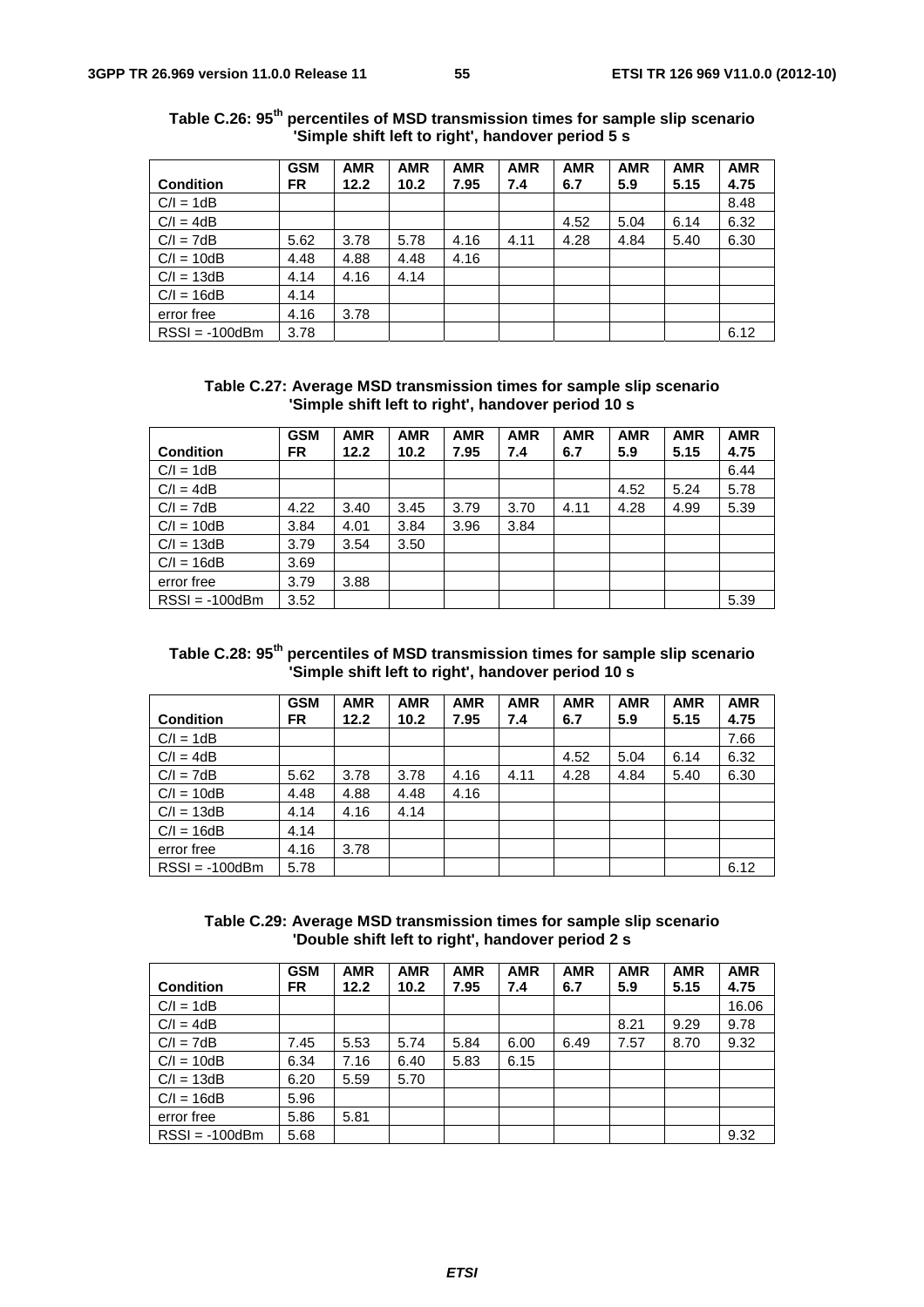**Table C.26: 95th percentiles of MSD transmission times for sample slip scenario 'Simple shift left to right', handover period 5 s**

| Condition | GSM FR | AMR 12.2 | AMR 10.2 | AMR 7.95 | AMR 7.4 | AMR 6.7 | AMR 5.9 | AMR 5.15 | AMR 4.75 |
|---|---|---|---|---|---|---|---|---|---|
| C/I = 1dB | | | | | | | | | 8.48 |
| C/I = 4dB | | | | | | 4.52 | 5.04 | 6.14 | 6.32 |
| C/I = 7dB | 5.62 | 3.78 | 5.78 | 4.16 | 4.11 | 4.28 | 4.84 | 5.40 | 6.30 |
| C/I = 10dB | 4.48 | 4.88 | 4.48 | 4.16 | | | | | |
| C/I = 13dB | 4.14 | 4.16 | 4.14 | | | | | | |
| C/I = 16dB | 4.14 | | | | | | | | |
| error free | 4.16 | 3.78 | | | | | | | |
| RSSI = -100dBm | 3.78 | | | | | | | | 6.12 |

**Table C.27: Average MSD transmission times for sample slip scenario 'Simple shift left to right', handover period 10 s**

| Condition | GSM FR | AMR 12.2 | AMR 10.2 | AMR 7.95 | AMR 7.4 | AMR 6.7 | AMR 5.9 | AMR 5.15 | AMR 4.75 |
|---|---|---|---|---|---|---|---|---|---|
| C/I = 1dB | | | | | | | | | 6.44 |
| C/I = 4dB | | | | | | | 4.52 | 5.24 | 5.78 |
| C/I = 7dB | 4.22 | 3.40 | 3.45 | 3.79 | 3.70 | 4.11 | 4.28 | 4.99 | 5.39 |
| C/I = 10dB | 3.84 | 4.01 | 3.84 | 3.96 | 3.84 | | | | |
| C/I = 13dB | 3.79 | 3.54 | 3.50 | | | | | | |
| C/I = 16dB | 3.69 | | | | | | | | |
| error free | 3.79 | 3.88 | | | | | | | |
| RSSI = -100dBm | 3.52 | | | | | | | | 5.39 |

**Table C.28: 95th percentiles of MSD transmission times for sample slip scenario 'Simple shift left to right', handover period 10 s**

| Condition | GSM FR | AMR 12.2 | AMR 10.2 | AMR 7.95 | AMR 7.4 | AMR 6.7 | AMR 5.9 | AMR 5.15 | AMR 4.75 |
|---|---|---|---|---|---|---|---|---|---|
| C/I = 1dB | | | | | | | | | 7.66 |
| C/I = 4dB | | | | | | 4.52 | 5.04 | 6.14 | 6.32 |
| C/I = 7dB | 5.62 | 3.78 | 3.78 | 4.16 | 4.11 | 4.28 | 4.84 | 5.40 | 6.30 |
| C/I = 10dB | 4.48 | 4.88 | 4.48 | 4.16 | | | | | |
| C/I = 13dB | 4.14 | 4.16 | 4.14 | | | | | | |
| C/I = 16dB | 4.14 | | | | | | | | |
| error free | 4.16 | 3.78 | | | | | | | |
| RSSI = -100dBm | 5.78 | | | | | | | | 6.12 |

**Table C.29: Average MSD transmission times for sample slip scenario 'Double shift left to right', handover period 2 s**

| Condition | GSM FR | AMR 12.2 | AMR 10.2 | AMR 7.95 | AMR 7.4 | AMR 6.7 | AMR 5.9 | AMR 5.15 | AMR 4.75 |
|---|---|---|---|---|---|---|---|---|---|
| C/I = 1dB | | | | | | | | | 16.06 |
| C/I = 4dB | | | | | | | 8.21 | 9.29 | 9.78 |
| C/I = 7dB | 7.45 | 5.53 | 5.74 | 5.84 | 6.00 | 6.49 | 7.57 | 8.70 | 9.32 |
| C/I = 10dB | 6.34 | 7.16 | 6.40 | 5.83 | 6.15 | | | | |
| C/I = 13dB | 6.20 | 5.59 | 5.70 | | | | | | |
| C/I = 16dB | 5.96 | | | | | | | | |
| error free | 5.86 | 5.81 | | | | | | | |
| RSSI = -100dBm | 5.68 | | | | | | | | 9.32 |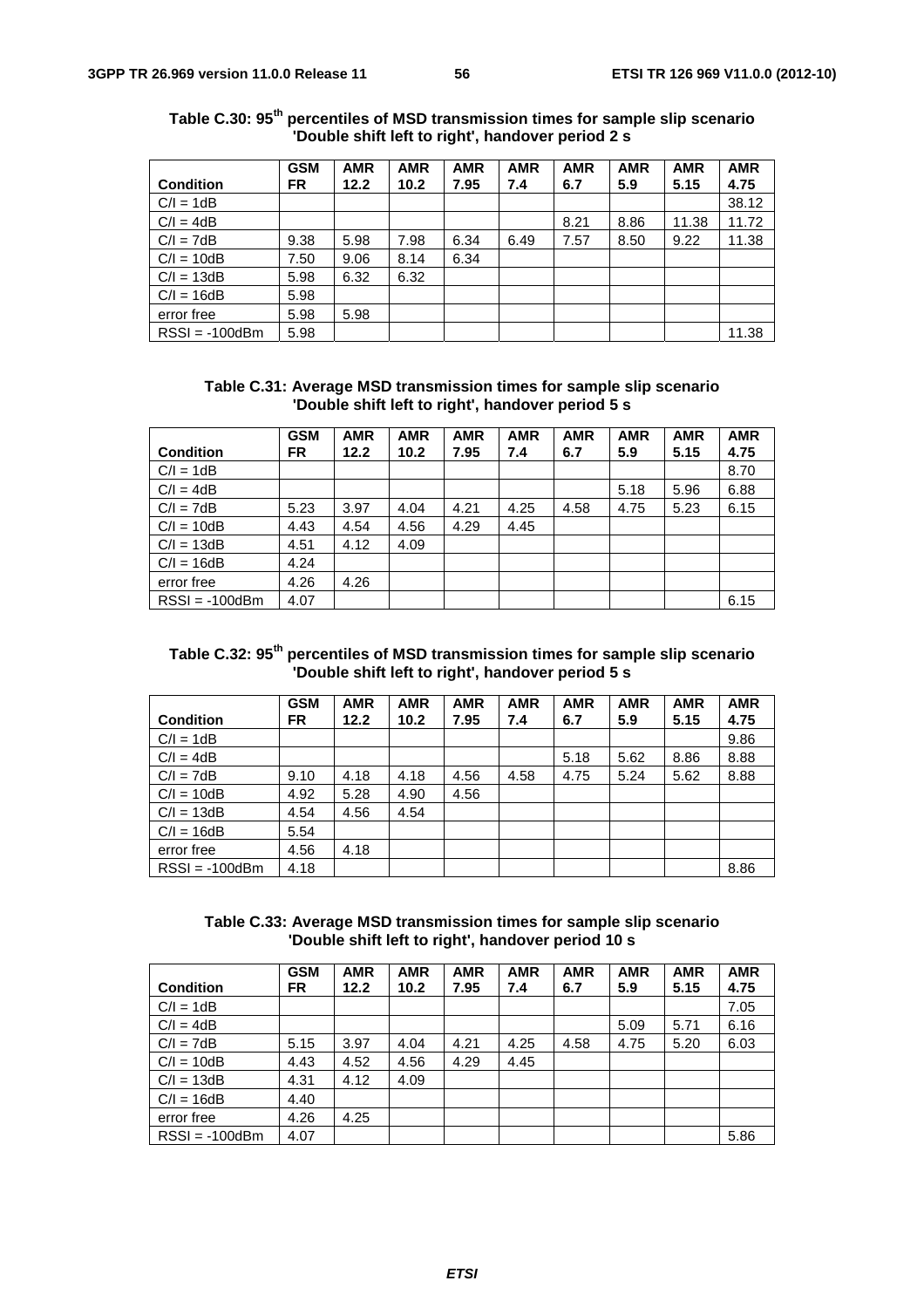**Table C.30: 95th percentiles of MSD transmission times for sample slip scenario 'Double shift left to right', handover period 2 s**

| Condition | GSM FR | AMR 12.2 | AMR 10.2 | AMR 7.95 | AMR 7.4 | AMR 6.7 | AMR 5.9 | AMR 5.15 | AMR 4.75 |
|---|---|---|---|---|---|---|---|---|---|
| C/I = 1dB | | | | | | | | | 38.12 |
| C/I = 4dB | | | | | | 8.21 | 8.86 | 11.38 | 11.72 |
| C/I = 7dB | 9.38 | 5.98 | 7.98 | 6.34 | 6.49 | 7.57 | 8.50 | 9.22 | 11.38 |
| C/I = 10dB | 7.50 | 9.06 | 8.14 | 6.34 | | | | | |
| C/I = 13dB | 5.98 | 6.32 | 6.32 | | | | | | |
| C/I = 16dB | 5.98 | | | | | | | | |
| error free | 5.98 | 5.98 | | | | | | | |
| RSSI = -100dBm | 5.98 | | | | | | | | 11.38 |

**Table C.31: Average MSD transmission times for sample slip scenario 'Double shift left to right', handover period 5 s**

| Condition | GSM FR | AMR 12.2 | AMR 10.2 | AMR 7.95 | AMR 7.4 | AMR 6.7 | AMR 5.9 | AMR 5.15 | AMR 4.75 |
|---|---|---|---|---|---|---|---|---|---|
| C/I = 1dB | | | | | | | | | 8.70 |
| C/I = 4dB | | | | | | | 5.18 | 5.96 | 6.88 |
| C/I = 7dB | 5.23 | 3.97 | 4.04 | 4.21 | 4.25 | 4.58 | 4.75 | 5.23 | 6.15 |
| C/I = 10dB | 4.43 | 4.54 | 4.56 | 4.29 | 4.45 | | | | |
| C/I = 13dB | 4.51 | 4.12 | 4.09 | | | | | | |
| C/I = 16dB | 4.24 | | | | | | | | |
| error free | 4.26 | 4.26 | | | | | | | |
| RSSI = -100dBm | 4.07 | | | | | | | | 6.15 |

**Table C.32: 95th percentiles of MSD transmission times for sample slip scenario 'Double shift left to right', handover period 5 s**

| Condition | GSM FR | AMR 12.2 | AMR 10.2 | AMR 7.95 | AMR 7.4 | AMR 6.7 | AMR 5.9 | AMR 5.15 | AMR 4.75 |
|---|---|---|---|---|---|---|---|---|---|
| C/I = 1dB | | | | | | | | | 9.86 |
| C/I = 4dB | | | | | | 5.18 | 5.62 | 8.86 | 8.88 |
| C/I = 7dB | 9.10 | 4.18 | 4.18 | 4.56 | 4.58 | 4.75 | 5.24 | 5.62 | 8.88 |
| C/I = 10dB | 4.92 | 5.28 | 4.90 | 4.56 | | | | | |
| C/I = 13dB | 4.54 | 4.56 | 4.54 | | | | | | |
| C/I = 16dB | 5.54 | | | | | | | | |
| error free | 4.56 | 4.18 | | | | | | | |
| RSSI = -100dBm | 4.18 | | | | | | | | 8.86 |

**Table C.33: Average MSD transmission times for sample slip scenario 'Double shift left to right', handover period 10 s**

| Condition | GSM FR | AMR 12.2 | AMR 10.2 | AMR 7.95 | AMR 7.4 | AMR 6.7 | AMR 5.9 | AMR 5.15 | AMR 4.75 |
|---|---|---|---|---|---|---|---|---|---|
| C/I = 1dB | | | | | | | | | 7.05 |
| C/I = 4dB | | | | | | | 5.09 | 5.71 | 6.16 |
| C/I = 7dB | 5.15 | 3.97 | 4.04 | 4.21 | 4.25 | 4.58 | 4.75 | 5.20 | 6.03 |
| C/I = 10dB | 4.43 | 4.52 | 4.56 | 4.29 | 4.45 | | | | |
| C/I = 13dB | 4.31 | 4.12 | 4.09 | | | | | | |
| C/I = 16dB | 4.40 | | | | | | | | |
| error free | 4.26 | 4.25 | | | | | | | |
| RSSI = -100dBm | 4.07 | | | | | | | | 5.86 |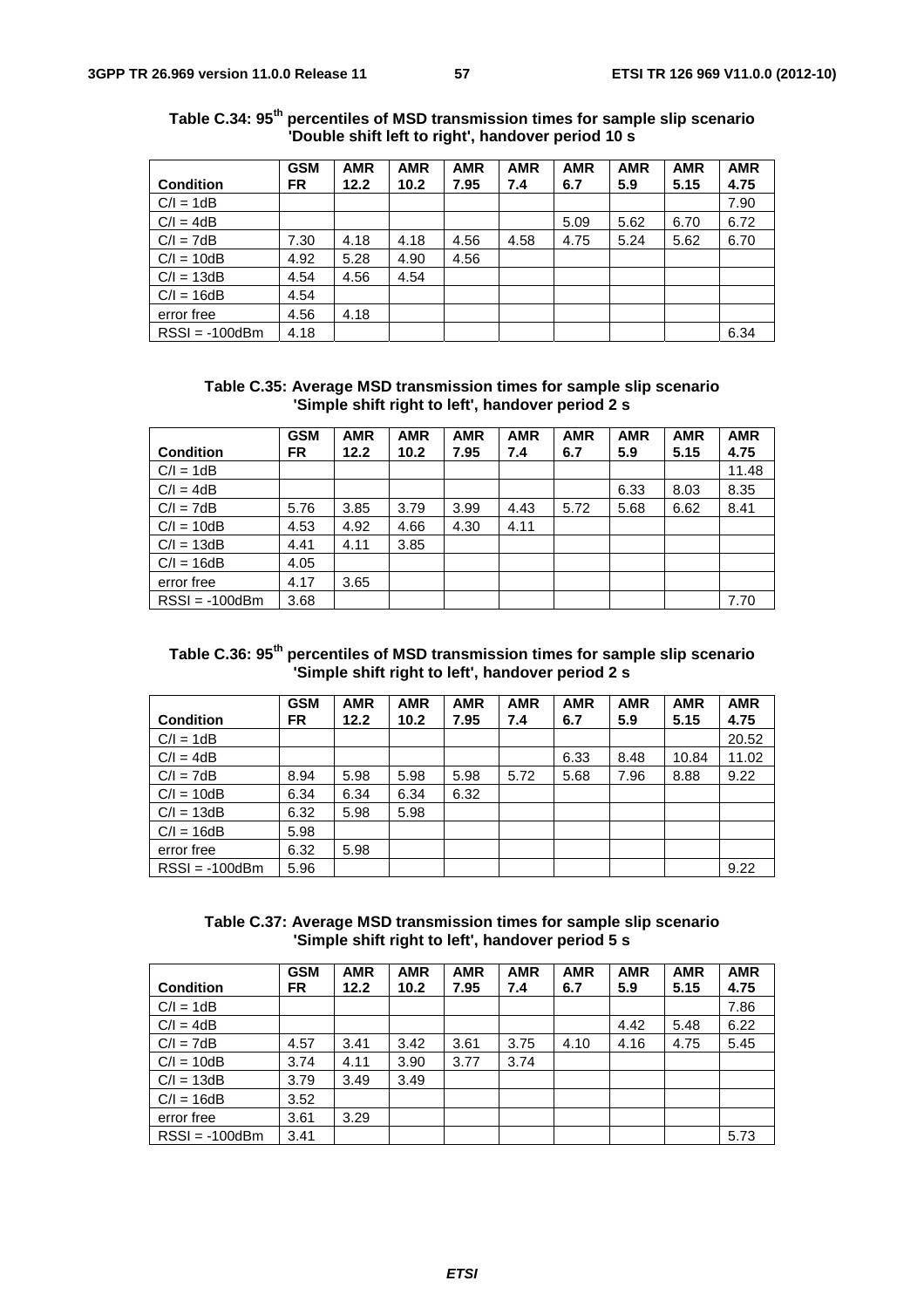**Table C.34: 95th percentiles of MSD transmission times for sample slip scenario 'Double shift left to right', handover period 10 s**

| Condition | GSM FR | AMR 12.2 | AMR 10.2 | AMR 7.95 | AMR 7.4 | AMR 6.7 | AMR 5.9 | AMR 5.15 | AMR 4.75 |
|---|---|---|---|---|---|---|---|---|---|
| C/I = 1dB | | | | | | | | | 7.90 |
| C/I = 4dB | | | | | | 5.09 | 5.62 | 6.70 | 6.72 |
| C/I = 7dB | 7.30 | 4.18 | 4.18 | 4.56 | 4.58 | 4.75 | 5.24 | 5.62 | 6.70 |
| C/I = 10dB | 4.92 | 5.28 | 4.90 | 4.56 | | | | | |
| C/I = 13dB | 4.54 | 4.56 | 4.54 | | | | | | |
| C/I = 16dB | 4.54 | | | | | | | | |
| error free | 4.56 | 4.18 | | | | | | | |
| RSSI = -100dBm | 4.18 | | | | | | | | 6.34 |

**Table C.35: Average MSD transmission times for sample slip scenario 'Simple shift right to left', handover period 2 s**

| Condition | GSM FR | AMR 12.2 | AMR 10.2 | AMR 7.95 | AMR 7.4 | AMR 6.7 | AMR 5.9 | AMR 5.15 | AMR 4.75 |
|---|---|---|---|---|---|---|---|---|---|
| C/I = 1dB | | | | | | | | | 11.48 |
| C/I = 4dB | | | | | | | 6.33 | 8.03 | 8.35 |
| C/I = 7dB | 5.76 | 3.85 | 3.79 | 3.99 | 4.43 | 5.72 | 5.68 | 6.62 | 8.41 |
| C/I = 10dB | 4.53 | 4.92 | 4.66 | 4.30 | 4.11 | | | | |
| C/I = 13dB | 4.41 | 4.11 | 3.85 | | | | | | |
| C/I = 16dB | 4.05 | | | | | | | | |
| error free | 4.17 | 3.65 | | | | | | | |
| RSSI = -100dBm | 3.68 | | | | | | | | 7.70 |

**Table C.36: 95th percentiles of MSD transmission times for sample slip scenario 'Simple shift right to left', handover period 2 s**

| Condition | GSM FR | AMR 12.2 | AMR 10.2 | AMR 7.95 | AMR 7.4 | AMR 6.7 | AMR 5.9 | AMR 5.15 | AMR 4.75 |
|---|---|---|---|---|---|---|---|---|---|
| C/I = 1dB | | | | | | | | | 20.52 |
| C/I = 4dB | | | | | | 6.33 | 8.48 | 10.84 | 11.02 |
| C/I = 7dB | 8.94 | 5.98 | 5.98 | 5.98 | 5.72 | 5.68 | 7.96 | 8.88 | 9.22 |
| C/I = 10dB | 6.34 | 6.34 | 6.34 | 6.32 | | | | | |
| C/I = 13dB | 6.32 | 5.98 | 5.98 | | | | | | |
| C/I = 16dB | 5.98 | | | | | | | | |
| error free | 6.32 | 5.98 | | | | | | | |
| RSSI = -100dBm | 5.96 | | | | | | | | 9.22 |

**Table C.37: Average MSD transmission times for sample slip scenario 'Simple shift right to left', handover period 5 s**

| Condition | GSM FR | AMR 12.2 | AMR 10.2 | AMR 7.95 | AMR 7.4 | AMR 6.7 | AMR 5.9 | AMR 5.15 | AMR 4.75 |
|---|---|---|---|---|---|---|---|---|---|
| C/I = 1dB | | | | | | | | | 7.86 |
| C/I = 4dB | | | | | | | 4.42 | 5.48 | 6.22 |
| C/I = 7dB | 4.57 | 3.41 | 3.42 | 3.61 | 3.75 | 4.10 | 4.16 | 4.75 | 5.45 |
| C/I = 10dB | 3.74 | 4.11 | 3.90 | 3.77 | 3.74 | | | | |
| C/I = 13dB | 3.79 | 3.49 | 3.49 | | | | | | |
| C/I = 16dB | 3.52 | | | | | | | | |
| error free | 3.61 | 3.29 | | | | | | | |
| RSSI = -100dBm | 3.41 | | | | | | | | 5.73 |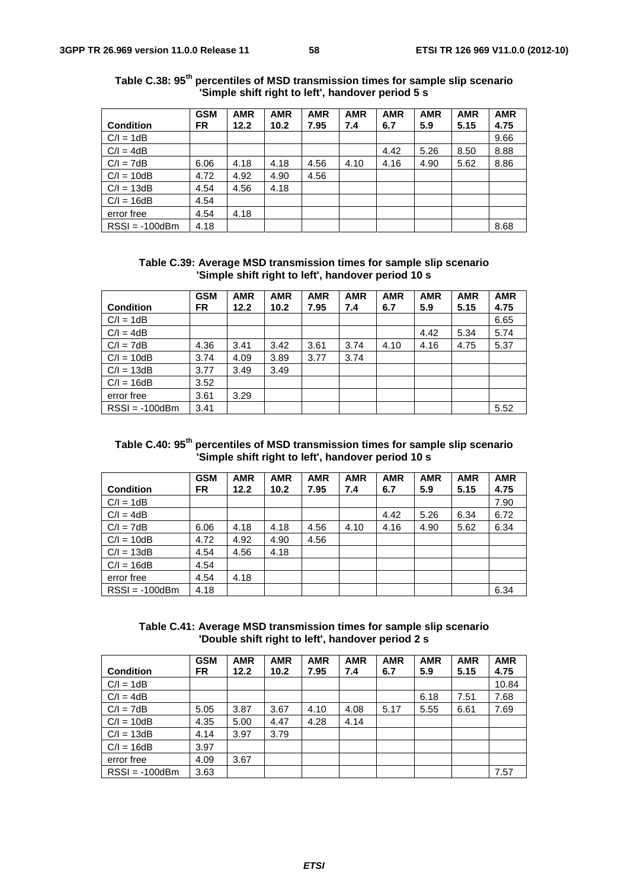**Table C.38: 95th percentiles of MSD transmission times for sample slip scenario 'Simple shift right to left', handover period 5 s**

| Condition | GSM FR | AMR 12.2 | AMR 10.2 | AMR 7.95 | AMR 7.4 | AMR 6.7 | AMR 5.9 | AMR 5.15 | AMR 4.75 |
|---|---|---|---|---|---|---|---|---|---|
| C/I = 1dB | | | | | | | | | 9.66 |
| C/I = 4dB | | | | | | 4.42 | 5.26 | 8.50 | 8.88 |
| C/I = 7dB | 6.06 | 4.18 | 4.18 | 4.56 | 4.10 | 4.16 | 4.90 | 5.62 | 8.86 |
| C/I = 10dB | 4.72 | 4.92 | 4.90 | 4.56 | | | | | |
| C/I = 13dB | 4.54 | 4.56 | 4.18 | | | | | | |
| C/I = 16dB | 4.54 | | | | | | | | |
| error free | 4.54 | 4.18 | | | | | | | |
| RSSI = -100dBm | 4.18 | | | | | | | | 8.68 |

**Table C.39: Average MSD transmission times for sample slip scenario 'Simple shift right to left', handover period 10 s**

| Condition | GSM FR | AMR 12.2 | AMR 10.2 | AMR 7.95 | AMR 7.4 | AMR 6.7 | AMR 5.9 | AMR 5.15 | AMR 4.75 |
|---|---|---|---|---|---|---|---|---|---|
| C/I = 1dB | | | | | | | | | 6.65 |
| C/I = 4dB | | | | | | | 4.42 | 5.34 | 5.74 |
| C/I = 7dB | 4.36 | 3.41 | 3.42 | 3.61 | 3.74 | 4.10 | 4.16 | 4.75 | 5.37 |
| C/I = 10dB | 3.74 | 4.09 | 3.89 | 3.77 | 3.74 | | | | |
| C/I = 13dB | 3.77 | 3.49 | 3.49 | | | | | | |
| C/I = 16dB | 3.52 | | | | | | | | |
| error free | 3.61 | 3.29 | | | | | | | |
| RSSI = -100dBm | 3.41 | | | | | | | | 5.52 |

**Table C.40: 95th percentiles of MSD transmission times for sample slip scenario 'Simple shift right to left', handover period 10 s**

| Condition | GSM FR | AMR 12.2 | AMR 10.2 | AMR 7.95 | AMR 7.4 | AMR 6.7 | AMR 5.9 | AMR 5.15 | AMR 4.75 |
|---|---|---|---|---|---|---|---|---|---|
| C/I = 1dB | | | | | | | | | 7.90 |
| C/I = 4dB | | | | | | 4.42 | 5.26 | 6.34 | 6.72 |
| C/I = 7dB | 6.06 | 4.18 | 4.18 | 4.56 | 4.10 | 4.16 | 4.90 | 5.62 | 6.34 |
| C/I = 10dB | 4.72 | 4.92 | 4.90 | 4.56 | | | | | |
| C/I = 13dB | 4.54 | 4.56 | 4.18 | | | | | | |
| C/I = 16dB | 4.54 | | | | | | | | |
| error free | 4.54 | 4.18 | | | | | | | |
| RSSI = -100dBm | 4.18 | | | | | | | | 6.34 |

**Table C.41: Average MSD transmission times for sample slip scenario 'Double shift right to left', handover period 2 s**

| Condition | GSM FR | AMR 12.2 | AMR 10.2 | AMR 7.95 | AMR 7.4 | AMR 6.7 | AMR 5.9 | AMR 5.15 | AMR 4.75 |
|---|---|---|---|---|---|---|---|---|---|
| C/I = 1dB | | | | | | | | | 10.84 |
| C/I = 4dB | | | | | | | 6.18 | 7.51 | 7.68 |
| C/I = 7dB | 5.05 | 3.87 | 3.67 | 4.10 | 4.08 | 5.17 | 5.55 | 6.61 | 7.69 |
| C/I = 10dB | 4.35 | 5.00 | 4.47 | 4.28 | 4.14 | | | | |
| C/I = 13dB | 4.14 | 3.97 | 3.79 | | | | | | |
| C/I = 16dB | 3.97 | | | | | | | | |
| error free | 4.09 | 3.67 | | | | | | | |
| RSSI = -100dBm | 3.63 | | | | | | | | 7.57 |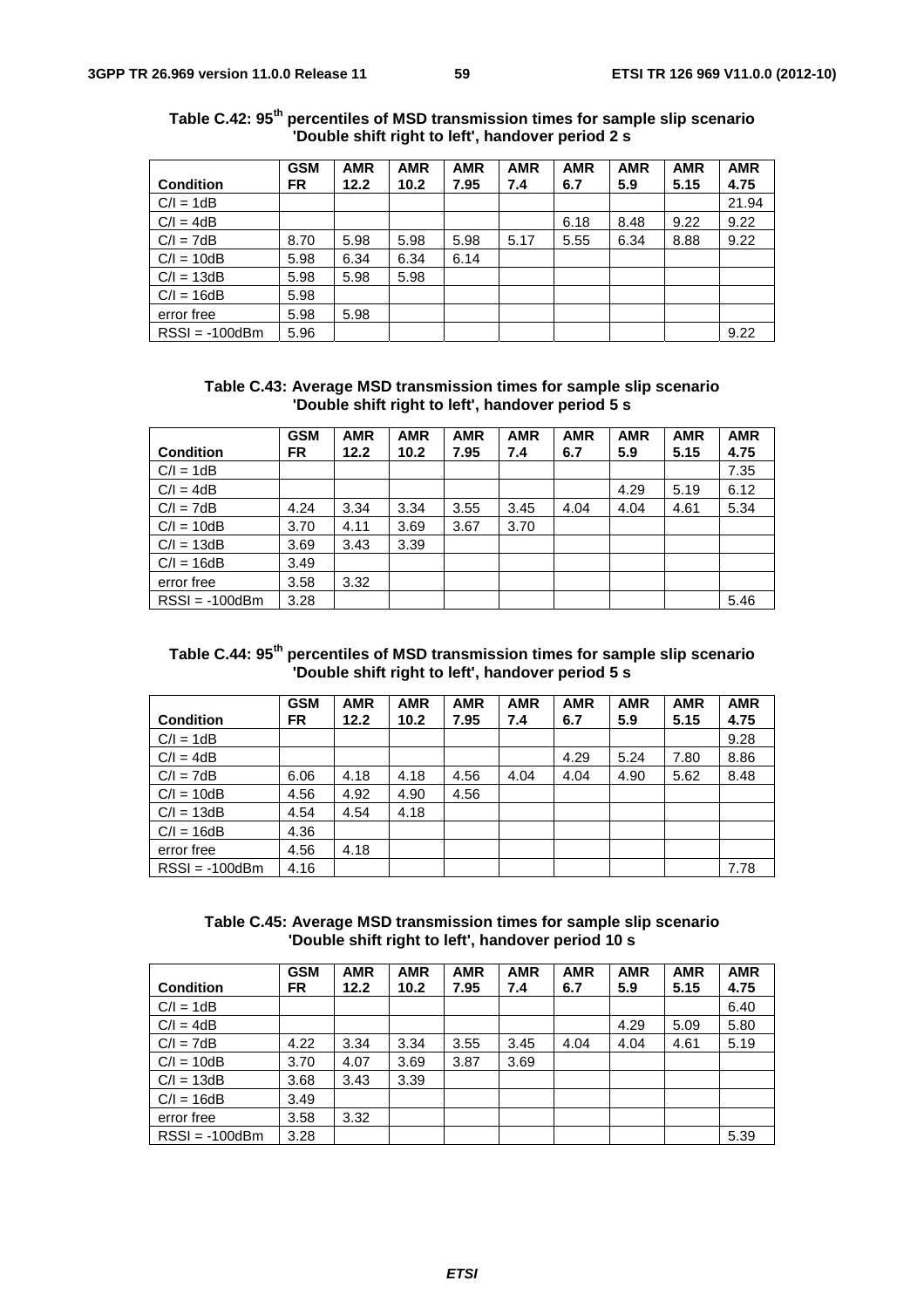**Table C.42: 95th percentiles of MSD transmission times for sample slip scenario 'Double shift right to left', handover period 2 s**

| Condition | GSM FR | AMR 12.2 | AMR 10.2 | AMR 7.95 | AMR 7.4 | AMR 6.7 | AMR 5.9 | AMR 5.15 | AMR 4.75 |
|---|---|---|---|---|---|---|---|---|---|
| C/I = 1dB | | | | | | | | | 21.94 |
| C/I = 4dB | | | | | | 6.18 | 8.48 | 9.22 | 9.22 |
| C/I = 7dB | 8.70 | 5.98 | 5.98 | 5.98 | 5.17 | 5.55 | 6.34 | 8.88 | 9.22 |
| C/I = 10dB | 5.98 | 6.34 | 6.34 | 6.14 | | | | | |
| C/I = 13dB | 5.98 | 5.98 | 5.98 | | | | | | |
| C/I = 16dB | 5.98 | | | | | | | | |
| error free | 5.98 | 5.98 | | | | | | | |
| RSSI = -100dBm | 5.96 | | | | | | | | 9.22 |

**Table C.43: Average MSD transmission times for sample slip scenario 'Double shift right to left', handover period 5 s**

| Condition | GSM FR | AMR 12.2 | AMR 10.2 | AMR 7.95 | AMR 7.4 | AMR 6.7 | AMR 5.9 | AMR 5.15 | AMR 4.75 |
|---|---|---|---|---|---|---|---|---|---|
| C/I = 1dB | | | | | | | | | 7.35 |
| C/I = 4dB | | | | | | | 4.29 | 5.19 | 6.12 |
| C/I = 7dB | 4.24 | 3.34 | 3.34 | 3.55 | 3.45 | 4.04 | 4.04 | 4.61 | 5.34 |
| C/I = 10dB | 3.70 | 4.11 | 3.69 | 3.67 | 3.70 | | | | |
| C/I = 13dB | 3.69 | 3.43 | 3.39 | | | | | | |
| C/I = 16dB | 3.49 | | | | | | | | |
| error free | 3.58 | 3.32 | | | | | | | |
| RSSI = -100dBm | 3.28 | | | | | | | | 5.46 |

**Table C.44: 95th percentiles of MSD transmission times for sample slip scenario 'Double shift right to left', handover period 5 s**

| Condition | GSM FR | AMR 12.2 | AMR 10.2 | AMR 7.95 | AMR 7.4 | AMR 6.7 | AMR 5.9 | AMR 5.15 | AMR 4.75 |
|---|---|---|---|---|---|---|---|---|---|
| C/I = 1dB | | | | | | | | | 9.28 |
| C/I = 4dB | | | | | | 4.29 | 5.24 | 7.80 | 8.86 |
| C/I = 7dB | 6.06 | 4.18 | 4.18 | 4.56 | 4.04 | 4.04 | 4.90 | 5.62 | 8.48 |
| C/I = 10dB | 4.56 | 4.92 | 4.90 | 4.56 | | | | | |
| C/I = 13dB | 4.54 | 4.54 | 4.18 | | | | | | |
| C/I = 16dB | 4.36 | | | | | | | | |
| error free | 4.56 | 4.18 | | | | | | | |
| RSSI = -100dBm | 4.16 | | | | | | | | 7.78 |

**Table C.45: Average MSD transmission times for sample slip scenario 'Double shift right to left', handover period 10 s**

| Condition | GSM FR | AMR 12.2 | AMR 10.2 | AMR 7.95 | AMR 7.4 | AMR 6.7 | AMR 5.9 | AMR 5.15 | AMR 4.75 |
|---|---|---|---|---|---|---|---|---|---|
| C/I = 1dB | | | | | | | | | 6.40 |
| C/I = 4dB | | | | | | | 4.29 | 5.09 | 5.80 |
| C/I = 7dB | 4.22 | 3.34 | 3.34 | 3.55 | 3.45 | 4.04 | 4.04 | 4.61 | 5.19 |
| C/I = 10dB | 3.70 | 4.07 | 3.69 | 3.87 | 3.69 | | | | |
| C/I = 13dB | 3.68 | 3.43 | 3.39 | | | | | | |
| C/I = 16dB | 3.49 | | | | | | | | |
| error free | 3.58 | 3.32 | | | | | | | |
| RSSI = -100dBm | 3.28 | | | | | | | | 5.39 |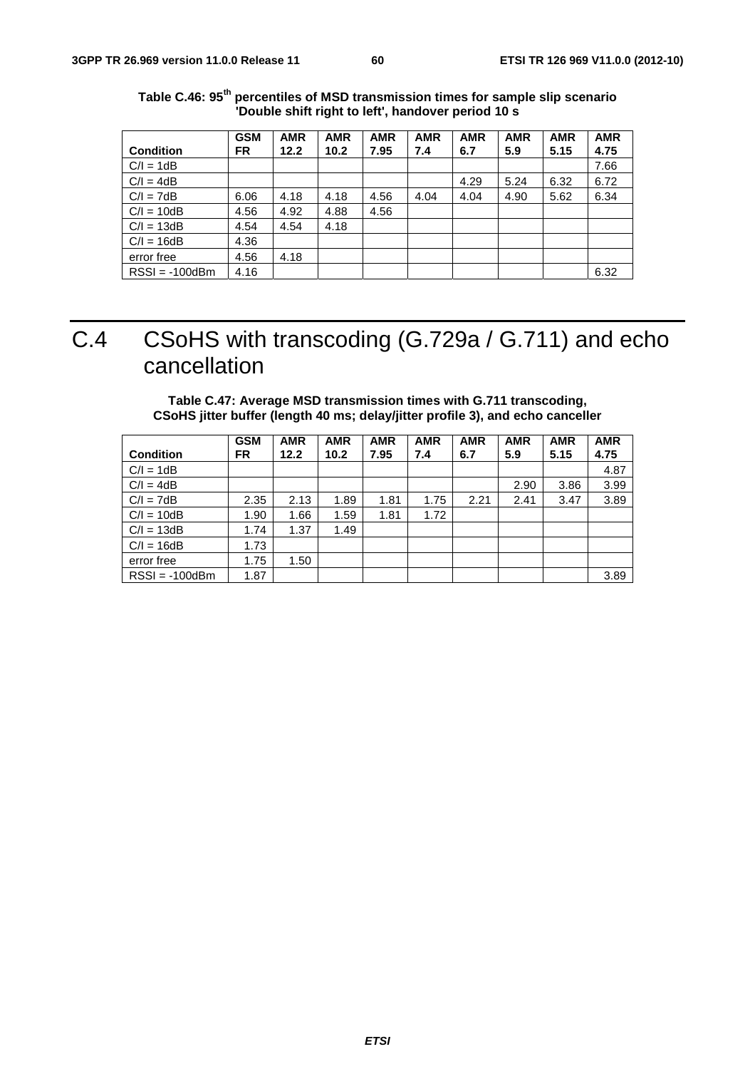**Table C.46: 95th percentiles of MSD transmission times for sample slip scenario 'Double shift right to left', handover period 10 s**

| Condition | GSM FR | AMR 12.2 | AMR 10.2 | AMR 7.95 | AMR 7.4 | AMR 6.7 | AMR 5.9 | AMR 5.15 | AMR 4.75 |
|---|---|---|---|---|---|---|---|---|---|
| C/I = 1dB | | | | | | | | | 7.66 |
| C/I = 4dB | | | | | | 4.29 | 5.24 | 6.32 | 6.72 |
| C/I = 7dB | 6.06 | 4.18 | 4.18 | 4.56 | 4.04 | 4.04 | 4.90 | 5.62 | 6.34 |
| C/I = 10dB | 4.56 | 4.92 | 4.88 | 4.56 | | | | | |
| C/I = 13dB | 4.54 | 4.54 | 4.18 | | | | | | |
| C/I = 16dB | 4.36 | | | | | | | | |
| error free | 4.56 | 4.18 | | | | | | | |
| RSSI = -100dBm | 4.16 | | | | | | | | 6.32 |

# C.4 CSoHS with transcoding (G.729a / G.711) and echo cancellation

**Table C.47: Average MSD transmission times with G.711 transcoding, CSoHS jitter buffer (length 40 ms; delay/jitter profile 3), and echo canceller**

| Condition | GSM FR | AMR 12.2 | AMR 10.2 | AMR 7.95 | AMR 7.4 | AMR 6.7 | AMR 5.9 | AMR 5.15 | AMR 4.75 |
|---|---|---|---|---|---|---|---|---|---|
| C/I = 1dB | | | | | | | | | 4.87 |
| C/I = 4dB | | | | | | | 2.90 | 3.86 | 3.99 |
| C/I = 7dB | 2.35 | 2.13 | 1.89 | 1.81 | 1.75 | 2.21 | 2.41 | 3.47 | 3.89 |
| C/I = 10dB | 1.90 | 1.66 | 1.59 | 1.81 | 1.72 | | | | |
| C/I = 13dB | 1.74 | 1.37 | 1.49 | | | | | | |
| C/I = 16dB | 1.73 | | | | | | | | |
| error free | 1.75 | 1.50 | | | | | | | |
| RSSI = -100dBm | 1.87 | | | | | | | | 3.89 |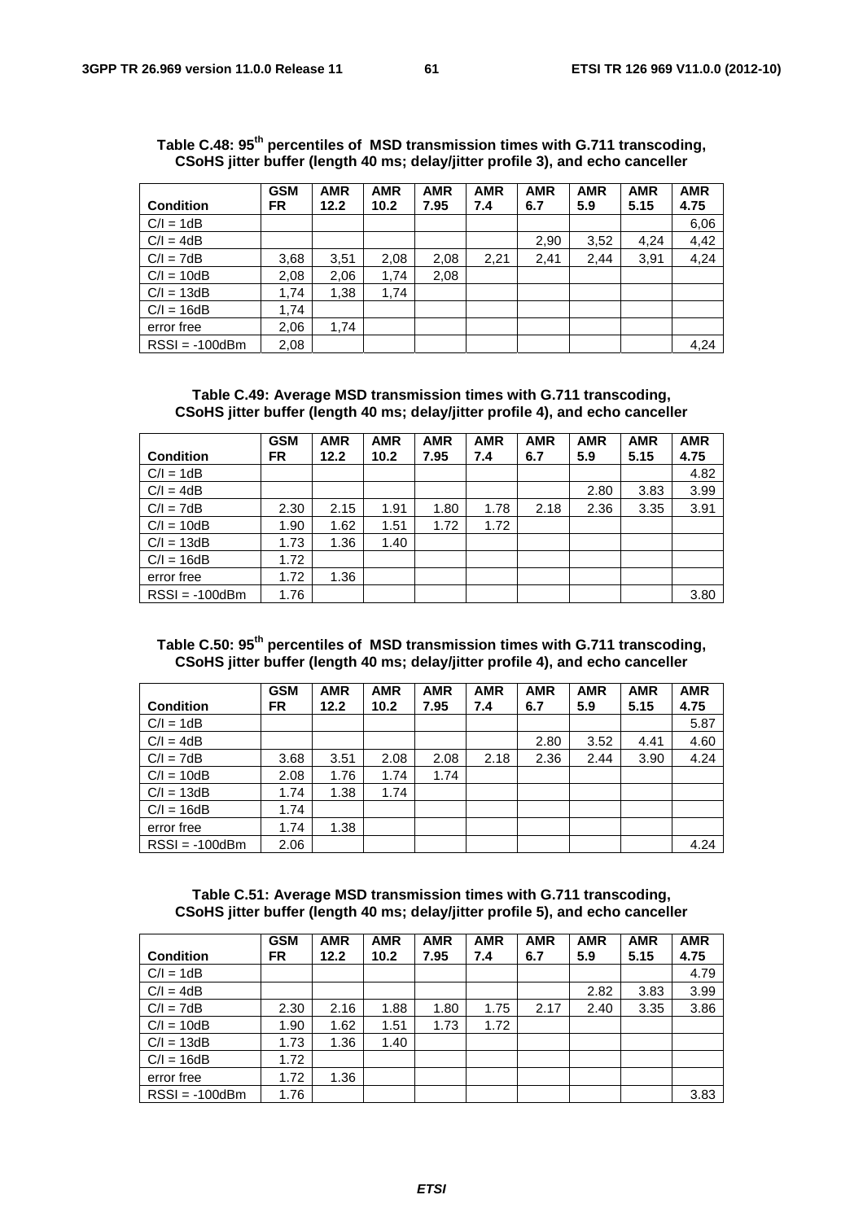**Table C.48: 95th percentiles of MSD transmission times with G.711 transcoding, CSoHS jitter buffer (length 40 ms; delay/jitter profile 3), and echo canceller**

| Condition | GSM FR | AMR 12.2 | AMR 10.2 | AMR 7.95 | AMR 7.4 | AMR 6.7 | AMR 5.9 | AMR 5.15 | AMR 4.75 |
|---|---|---|---|---|---|---|---|---|---|
| C/I = 1dB | | | | | | | | | 6,06 |
| C/I = 4dB | | | | | | 2,90 | 3,52 | 4,24 | 4,42 |
| C/I = 7dB | 3,68 | 3,51 | 2,08 | 2,08 | 2,21 | 2,41 | 2,44 | 3,91 | 4,24 |
| C/I = 10dB | 2,08 | 2,06 | 1,74 | 2,08 | | | | | |
| C/I = 13dB | 1,74 | 1,38 | 1,74 | | | | | | |
| C/I = 16dB | 1,74 | | | | | | | | |
| error free | 2,06 | 1,74 | | | | | | | |
| RSSI = -100dBm | 2,08 | | | | | | | | 4,24 |

**Table C.49: Average MSD transmission times with G.711 transcoding, CSoHS jitter buffer (length 40 ms; delay/jitter profile 4), and echo canceller**

| Condition | GSM FR | AMR 12.2 | AMR 10.2 | AMR 7.95 | AMR 7.4 | AMR 6.7 | AMR 5.9 | AMR 5.15 | AMR 4.75 |
|---|---|---|---|---|---|---|---|---|---|
| C/I = 1dB | | | | | | | | | 4.82 |
| C/I = 4dB | | | | | | | 2.80 | 3.83 | 3.99 |
| C/I = 7dB | 2.30 | 2.15 | 1.91 | 1.80 | 1.78 | 2.18 | 2.36 | 3.35 | 3.91 |
| C/I = 10dB | 1.90 | 1.62 | 1.51 | 1.72 | 1.72 | | | | |
| C/I = 13dB | 1.73 | 1.36 | 1.40 | | | | | | |
| C/I = 16dB | 1.72 | | | | | | | | |
| error free | 1.72 | 1.36 | | | | | | | |
| RSSI = -100dBm | 1.76 | | | | | | | | 3.80 |

**Table C.50: 95th percentiles of MSD transmission times with G.711 transcoding, CSoHS jitter buffer (length 40 ms; delay/jitter profile 4), and echo canceller**

| Condition | GSM FR | AMR 12.2 | AMR 10.2 | AMR 7.95 | AMR 7.4 | AMR 6.7 | AMR 5.9 | AMR 5.15 | AMR 4.75 |
|---|---|---|---|---|---|---|---|---|---|
| C/I = 1dB | | | | | | | | | 5.87 |
| C/I = 4dB | | | | | | 2.80 | 3.52 | 4.41 | 4.60 |
| C/I = 7dB | 3.68 | 3.51 | 2.08 | 2.08 | 2.18 | 2.36 | 2.44 | 3.90 | 4.24 |
| C/I = 10dB | 2.08 | 1.76 | 1.74 | 1.74 | | | | | |
| C/I = 13dB | 1.74 | 1.38 | 1.74 | | | | | | |
| C/I = 16dB | 1.74 | | | | | | | | |
| error free | 1.74 | 1.38 | | | | | | | |
| RSSI = -100dBm | 2.06 | | | | | | | | 4.24 |

**Table C.51: Average MSD transmission times with G.711 transcoding, CSoHS jitter buffer (length 40 ms; delay/jitter profile 5), and echo canceller**

| Condition | GSM FR | AMR 12.2 | AMR 10.2 | AMR 7.95 | AMR 7.4 | AMR 6.7 | AMR 5.9 | AMR 5.15 | AMR 4.75 |
|---|---|---|---|---|---|---|---|---|---|
| C/I = 1dB | | | | | | | | | 4.79 |
| C/I = 4dB | | | | | | | 2.82 | 3.83 | 3.99 |
| C/I = 7dB | 2.30 | 2.16 | 1.88 | 1.80 | 1.75 | 2.17 | 2.40 | 3.35 | 3.86 |
| C/I = 10dB | 1.90 | 1.62 | 1.51 | 1.73 | 1.72 | | | | |
| C/I = 13dB | 1.73 | 1.36 | 1.40 | | | | | | |
| C/I = 16dB | 1.72 | | | | | | | | |
| error free | 1.72 | 1.36 | | | | | | | |
| RSSI = -100dBm | 1.76 | | | | | | | | 3.83 |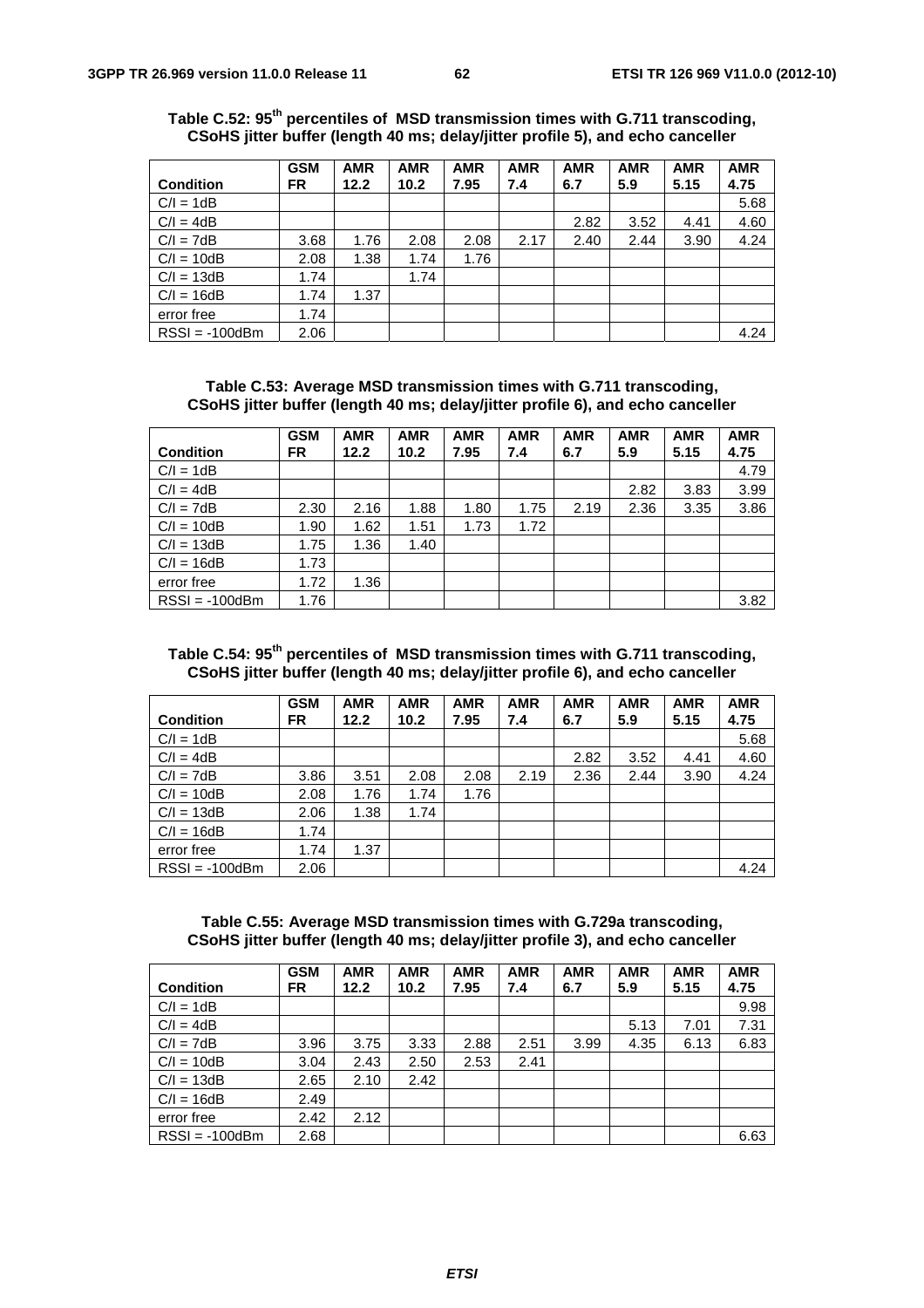**Table C.52: 95th percentiles of MSD transmission times with G.711 transcoding, CSoHS jitter buffer (length 40 ms; delay/jitter profile 5), and echo canceller**

| Condition | GSM FR | AMR 12.2 | AMR 10.2 | AMR 7.95 | AMR 7.4 | AMR 6.7 | AMR 5.9 | AMR 5.15 | AMR 4.75 |
|---|---|---|---|---|---|---|---|---|---|
| C/I = 1dB | | | | | | | | | 5.68 |
| C/I = 4dB | | | | | | 2.82 | 3.52 | 4.41 | 4.60 |
| C/I = 7dB | 3.68 | 1.76 | 2.08 | 2.08 | 2.17 | 2.40 | 2.44 | 3.90 | 4.24 |
| C/I = 10dB | 2.08 | 1.38 | 1.74 | 1.76 | | | | | |
| C/I = 13dB | 1.74 | | 1.74 | | | | | | |
| C/I = 16dB | 1.74 | 1.37 | | | | | | | |
| error free | 1.74 | | | | | | | | |
| RSSI = -100dBm | 2.06 | | | | | | | | 4.24 |

**Table C.53: Average MSD transmission times with G.711 transcoding, CSoHS jitter buffer (length 40 ms; delay/jitter profile 6), and echo canceller**

| Condition | GSM FR | AMR 12.2 | AMR 10.2 | AMR 7.95 | AMR 7.4 | AMR 6.7 | AMR 5.9 | AMR 5.15 | AMR 4.75 |
|---|---|---|---|---|---|---|---|---|---|
| C/I = 1dB | | | | | | | | | 4.79 |
| C/I = 4dB | | | | | | | 2.82 | 3.83 | 3.99 |
| C/I = 7dB | 2.30 | 2.16 | 1.88 | 1.80 | 1.75 | 2.19 | 2.36 | 3.35 | 3.86 |
| C/I = 10dB | 1.90 | 1.62 | 1.51 | 1.73 | 1.72 | | | | |
| C/I = 13dB | 1.75 | 1.36 | 1.40 | | | | | | |
| C/I = 16dB | 1.73 | | | | | | | | |
| error free | 1.72 | 1.36 | | | | | | | |
| RSSI = -100dBm | 1.76 | | | | | | | | 3.82 |

**Table C.54: 95th percentiles of MSD transmission times with G.711 transcoding, CSoHS jitter buffer (length 40 ms; delay/jitter profile 6), and echo canceller**

| Condition | GSM FR | AMR 12.2 | AMR 10.2 | AMR 7.95 | AMR 7.4 | AMR 6.7 | AMR 5.9 | AMR 5.15 | AMR 4.75 |
|---|---|---|---|---|---|---|---|---|---|
| C/I = 1dB | | | | | | | | | 5.68 |
| C/I = 4dB | | | | | | 2.82 | 3.52 | 4.41 | 4.60 |
| C/I = 7dB | 3.86 | 3.51 | 2.08 | 2.08 | 2.19 | 2.36 | 2.44 | 3.90 | 4.24 |
| C/I = 10dB | 2.08 | 1.76 | 1.74 | 1.76 | | | | | |
| C/I = 13dB | 2.06 | 1.38 | 1.74 | | | | | | |
| C/I = 16dB | 1.74 | | | | | | | | |
| error free | 1.74 | 1.37 | | | | | | | |
| RSSI = -100dBm | 2.06 | | | | | | | | 4.24 |

**Table C.55: Average MSD transmission times with G.729a transcoding, CSoHS jitter buffer (length 40 ms; delay/jitter profile 3), and echo canceller**

| Condition | GSM FR | AMR 12.2 | AMR 10.2 | AMR 7.95 | AMR 7.4 | AMR 6.7 | AMR 5.9 | AMR 5.15 | AMR 4.75 |
|---|---|---|---|---|---|---|---|---|---|
| C/I = 1dB | | | | | | | | | 9.98 |
| C/I = 4dB | | | | | | | 5.13 | 7.01 | 7.31 |
| C/I = 7dB | 3.96 | 3.75 | 3.33 | 2.88 | 2.51 | 3.99 | 4.35 | 6.13 | 6.83 |
| C/I = 10dB | 3.04 | 2.43 | 2.50 | 2.53 | 2.41 | | | | |
| C/I = 13dB | 2.65 | 2.10 | 2.42 | | | | | | |
| C/I = 16dB | 2.49 | | | | | | | | |
| error free | 2.42 | 2.12 | | | | | | | |
| RSSI = -100dBm | 2.68 | | | | | | | | 6.63 |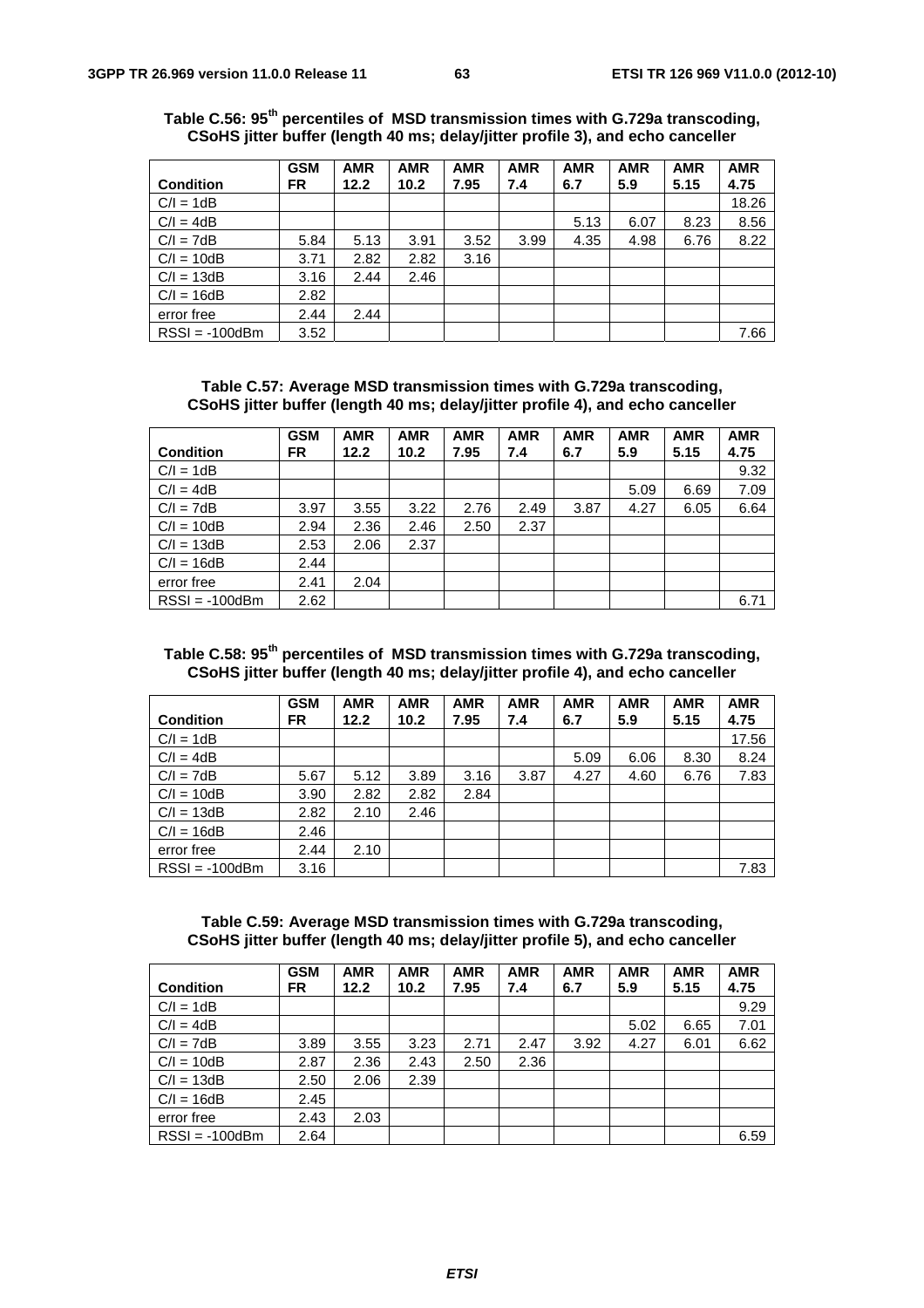**Table C.56: 95th percentiles of MSD transmission times with G.729a transcoding, CSoHS jitter buffer (length 40 ms; delay/jitter profile 3), and echo canceller**

| Condition | GSM FR | AMR 12.2 | AMR 10.2 | AMR 7.95 | AMR 7.4 | AMR 6.7 | AMR 5.9 | AMR 5.15 | AMR 4.75 |
|---|---|---|---|---|---|---|---|---|---|
| C/I = 1dB | | | | | | | | | 18.26 |
| C/I = 4dB | | | | | | 5.13 | 6.07 | 8.23 | 8.56 |
| C/I = 7dB | 5.84 | 5.13 | 3.91 | 3.52 | 3.99 | 4.35 | 4.98 | 6.76 | 8.22 |
| C/I = 10dB | 3.71 | 2.82 | 2.82 | 3.16 | | | | | |
| C/I = 13dB | 3.16 | 2.44 | 2.46 | | | | | | |
| C/I = 16dB | 2.82 | | | | | | | | |
| error free | 2.44 | 2.44 | | | | | | | |
| RSSI = -100dBm | 3.52 | | | | | | | | 7.66 |

**Table C.57: Average MSD transmission times with G.729a transcoding, CSoHS jitter buffer (length 40 ms; delay/jitter profile 4), and echo canceller**

| Condition | GSM FR | AMR 12.2 | AMR 10.2 | AMR 7.95 | AMR 7.4 | AMR 6.7 | AMR 5.9 | AMR 5.15 | AMR 4.75 |
|---|---|---|---|---|---|---|---|---|---|
| C/I = 1dB | | | | | | | | | 9.32 |
| C/I = 4dB | | | | | | | 5.09 | 6.69 | 7.09 |
| C/I = 7dB | 3.97 | 3.55 | 3.22 | 2.76 | 2.49 | 3.87 | 4.27 | 6.05 | 6.64 |
| C/I = 10dB | 2.94 | 2.36 | 2.46 | 2.50 | 2.37 | | | | |
| C/I = 13dB | 2.53 | 2.06 | 2.37 | | | | | | |
| C/I = 16dB | 2.44 | | | | | | | | |
| error free | 2.41 | 2.04 | | | | | | | |
| RSSI = -100dBm | 2.62 | | | | | | | | 6.71 |

**Table C.58: 95th percentiles of MSD transmission times with G.729a transcoding, CSoHS jitter buffer (length 40 ms; delay/jitter profile 4), and echo canceller**

| Condition | GSM FR | AMR 12.2 | AMR 10.2 | AMR 7.95 | AMR 7.4 | AMR 6.7 | AMR 5.9 | AMR 5.15 | AMR 4.75 |
|---|---|---|---|---|---|---|---|---|---|
| C/I = 1dB | | | | | | | | | 17.56 |
| C/I = 4dB | | | | | | 5.09 | 6.06 | 8.30 | 8.24 |
| C/I = 7dB | 5.67 | 5.12 | 3.89 | 3.16 | 3.87 | 4.27 | 4.60 | 6.76 | 7.83 |
| C/I = 10dB | 3.90 | 2.82 | 2.82 | 2.84 | | | | | |
| C/I = 13dB | 2.82 | 2.10 | 2.46 | | | | | | |
| C/I = 16dB | 2.46 | | | | | | | | |
| error free | 2.44 | 2.10 | | | | | | | |
| RSSI = -100dBm | 3.16 | | | | | | | | 7.83 |

**Table C.59: Average MSD transmission times with G.729a transcoding, CSoHS jitter buffer (length 40 ms; delay/jitter profile 5), and echo canceller**

| Condition | GSM FR | AMR 12.2 | AMR 10.2 | AMR 7.95 | AMR 7.4 | AMR 6.7 | AMR 5.9 | AMR 5.15 | AMR 4.75 |
|---|---|---|---|---|---|---|---|---|---|
| C/I = 1dB | | | | | | | | | 9.29 |
| C/I = 4dB | | | | | | | 5.02 | 6.65 | 7.01 |
| C/I = 7dB | 3.89 | 3.55 | 3.23 | 2.71 | 2.47 | 3.92 | 4.27 | 6.01 | 6.62 |
| C/I = 10dB | 2.87 | 2.36 | 2.43 | 2.50 | 2.36 | | | | |
| C/I = 13dB | 2.50 | 2.06 | 2.39 | | | | | | |
| C/I = 16dB | 2.45 | | | | | | | | |
| error free | 2.43 | 2.03 | | | | | | | |
| RSSI = -100dBm | 2.64 | | | | | | | | 6.59 |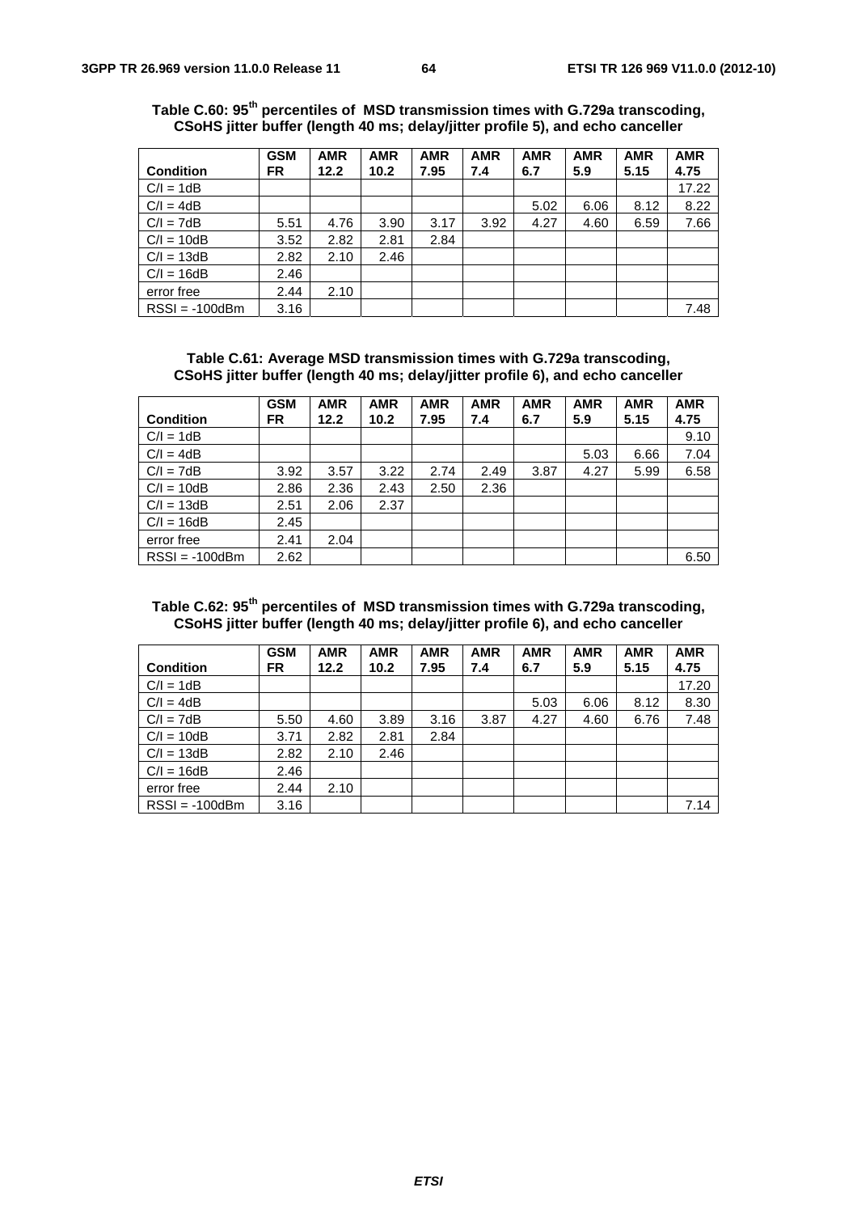**Table C.60: 95th percentiles of MSD transmission times with G.729a transcoding, CSoHS jitter buffer (length 40 ms; delay/jitter profile 5), and echo canceller**

| Condition | GSM FR | AMR 12.2 | AMR 10.2 | AMR 7.95 | AMR 7.4 | AMR 6.7 | AMR 5.9 | AMR 5.15 | AMR 4.75 |
|---|---|---|---|---|---|---|---|---|---|
| C/I = 1dB | | | | | | | | | 17.22 |
| C/I = 4dB | | | | | | 5.02 | 6.06 | 8.12 | 8.22 |
| C/I = 7dB | 5.51 | 4.76 | 3.90 | 3.17 | 3.92 | 4.27 | 4.60 | 6.59 | 7.66 |
| C/I = 10dB | 3.52 | 2.82 | 2.81 | 2.84 | | | | | |
| C/I = 13dB | 2.82 | 2.10 | 2.46 | | | | | | |
| C/I = 16dB | 2.46 | | | | | | | | |
| error free | 2.44 | 2.10 | | | | | | | |
| RSSI = -100dBm | 3.16 | | | | | | | | 7.48 |

**Table C.61: Average MSD transmission times with G.729a transcoding, CSoHS jitter buffer (length 40 ms; delay/jitter profile 6), and echo canceller**

| Condition | GSM FR | AMR 12.2 | AMR 10.2 | AMR 7.95 | AMR 7.4 | AMR 6.7 | AMR 5.9 | AMR 5.15 | AMR 4.75 |
|---|---|---|---|---|---|---|---|---|---|
| C/I = 1dB | | | | | | | | | 9.10 |
| C/I = 4dB | | | | | | | 5.03 | 6.66 | 7.04 |
| C/I = 7dB | 3.92 | 3.57 | 3.22 | 2.74 | 2.49 | 3.87 | 4.27 | 5.99 | 6.58 |
| C/I = 10dB | 2.86 | 2.36 | 2.43 | 2.50 | 2.36 | | | | |
| C/I = 13dB | 2.51 | 2.06 | 2.37 | | | | | | |
| C/I = 16dB | 2.45 | | | | | | | | |
| error free | 2.41 | 2.04 | | | | | | | |
| RSSI = -100dBm | 2.62 | | | | | | | | 6.50 |

**Table C.62: 95th percentiles of MSD transmission times with G.729a transcoding, CSoHS jitter buffer (length 40 ms; delay/jitter profile 6), and echo canceller**

| Condition | GSM FR | AMR 12.2 | AMR 10.2 | AMR 7.95 | AMR 7.4 | AMR 6.7 | AMR 5.9 | AMR 5.15 | AMR 4.75 |
|---|---|---|---|---|---|---|---|---|---|
| C/I = 1dB | | | | | | | | | 17.20 |
| C/I = 4dB | | | | | | 5.03 | 6.06 | 8.12 | 8.30 |
| C/I = 7dB | 5.50 | 4.60 | 3.89 | 3.16 | 3.87 | 4.27 | 4.60 | 6.76 | 7.48 |
| C/I = 10dB | 3.71 | 2.82 | 2.81 | 2.84 | | | | | |
| C/I = 13dB | 2.82 | 2.10 | 2.46 | | | | | | |
| C/I = 16dB | 2.46 | | | | | | | | |
| error free | 2.44 | 2.10 | | | | | | | |
| RSSI = -100dBm | 3.16 | | | | | | | | 7.14 |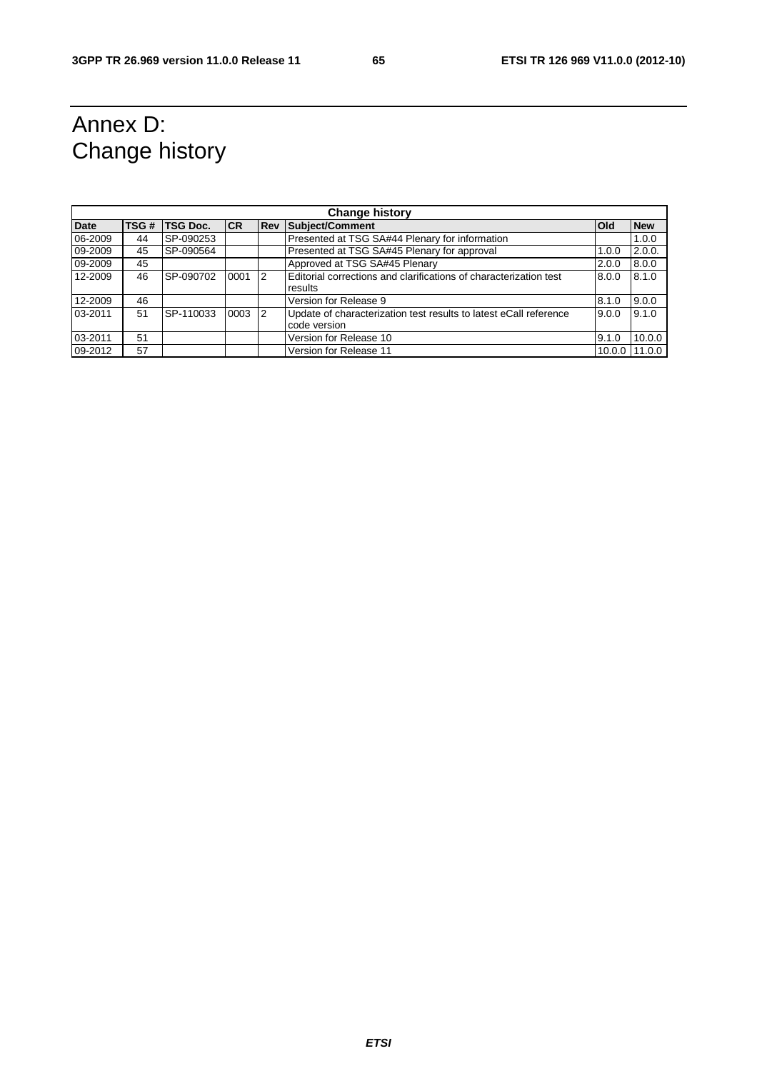# Annex D: Change history

| Change history | | | | | | | |
|---|---|---|---|---|---|---|---|
| **Date** | **TSG #** | **TSG Doc.** | **CR** | **Rev** | **Subject/Comment** | **Old** | **New** |
| 06-2009 | 44 | SP-090253 | | | Presented at TSG SA#44 Plenary for information | | 1.0.0 |
| 09-2009 | 45 | SP-090564 | | | Presented at TSG SA#45 Plenary for approval | 1.0.0 | 2.0.0. |
| 09-2009 | 45 | | | | Approved at TSG SA#45 Plenary | 2.0.0 | 8.0.0 |
| 12-2009 | 46 | SP-090702 | 0001 | 2 | Editorial corrections and clarifications of characterization test results | 8.0.0 | 8.1.0 |
| 12-2009 | 46 | | | | Version for Release 9 | 8.1.0 | 9.0.0 |
| 03-2011 | 51 | SP-110033 | 0003 | 2 | Update of characterization test results to latest eCall reference code version | 9.0.0 | 9.1.0 |
| 03-2011 | 51 | | | | Version for Release 10 | 9.1.0 | 10.0.0 |
| 09-2012 | 57 | | | | Version for Release 11 | 10.0.0 | 11.0.0 |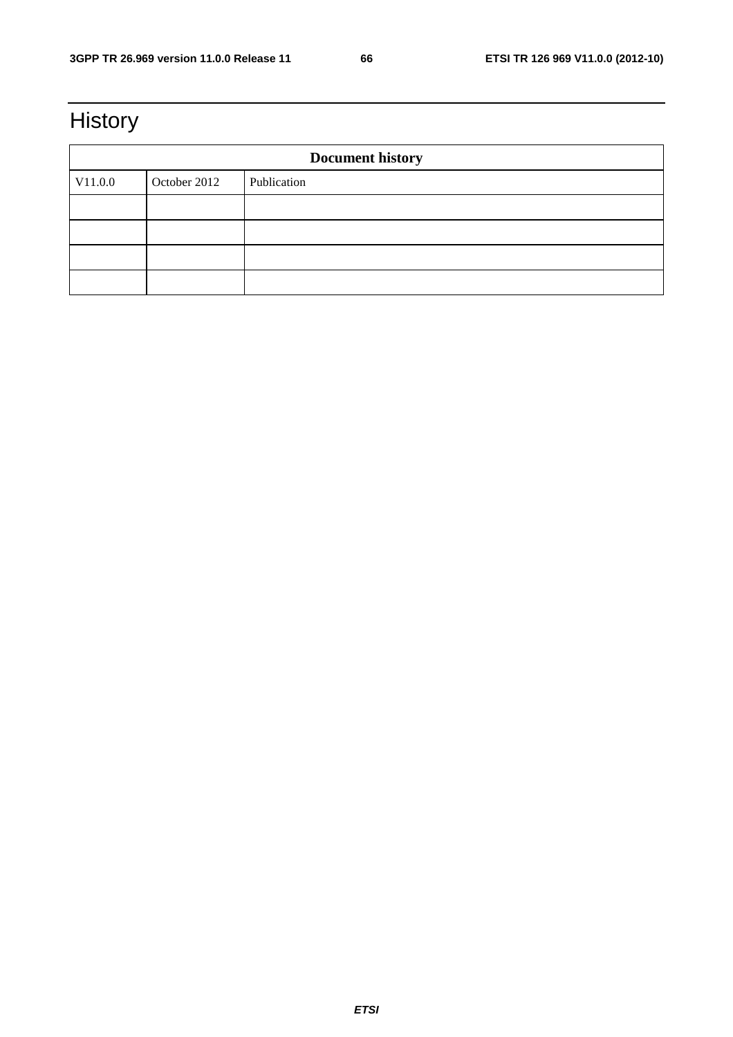# History

| Document history | | |
|---|---|---|
| V11.0.0 | October 2012 | Publication |
| | | |
| | | |
| | | |
| | | |